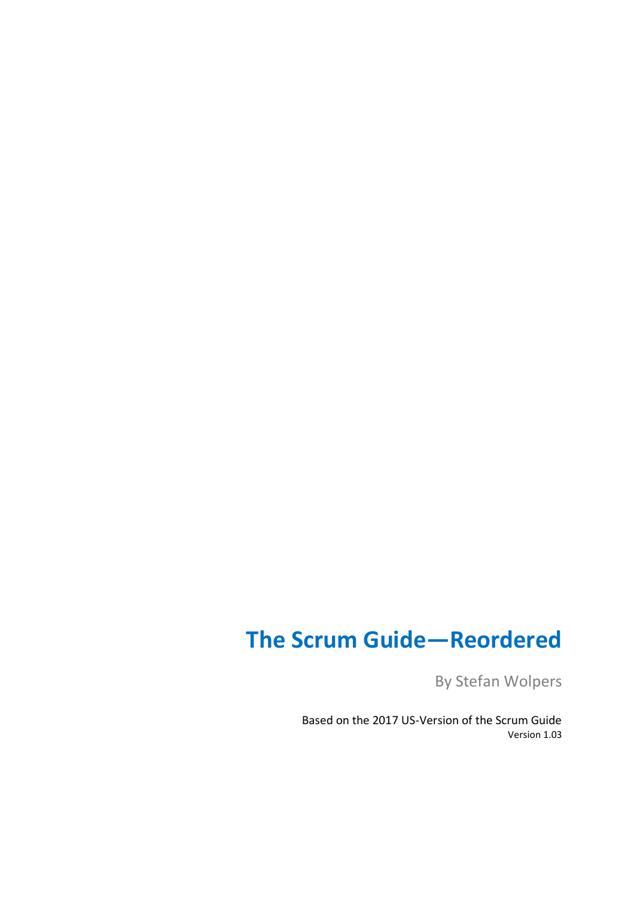# The Scrum Guide—Reordered

By Stefan Wolpers

Based on the 2017 US-Version of the Scrum Guide

Version 1.03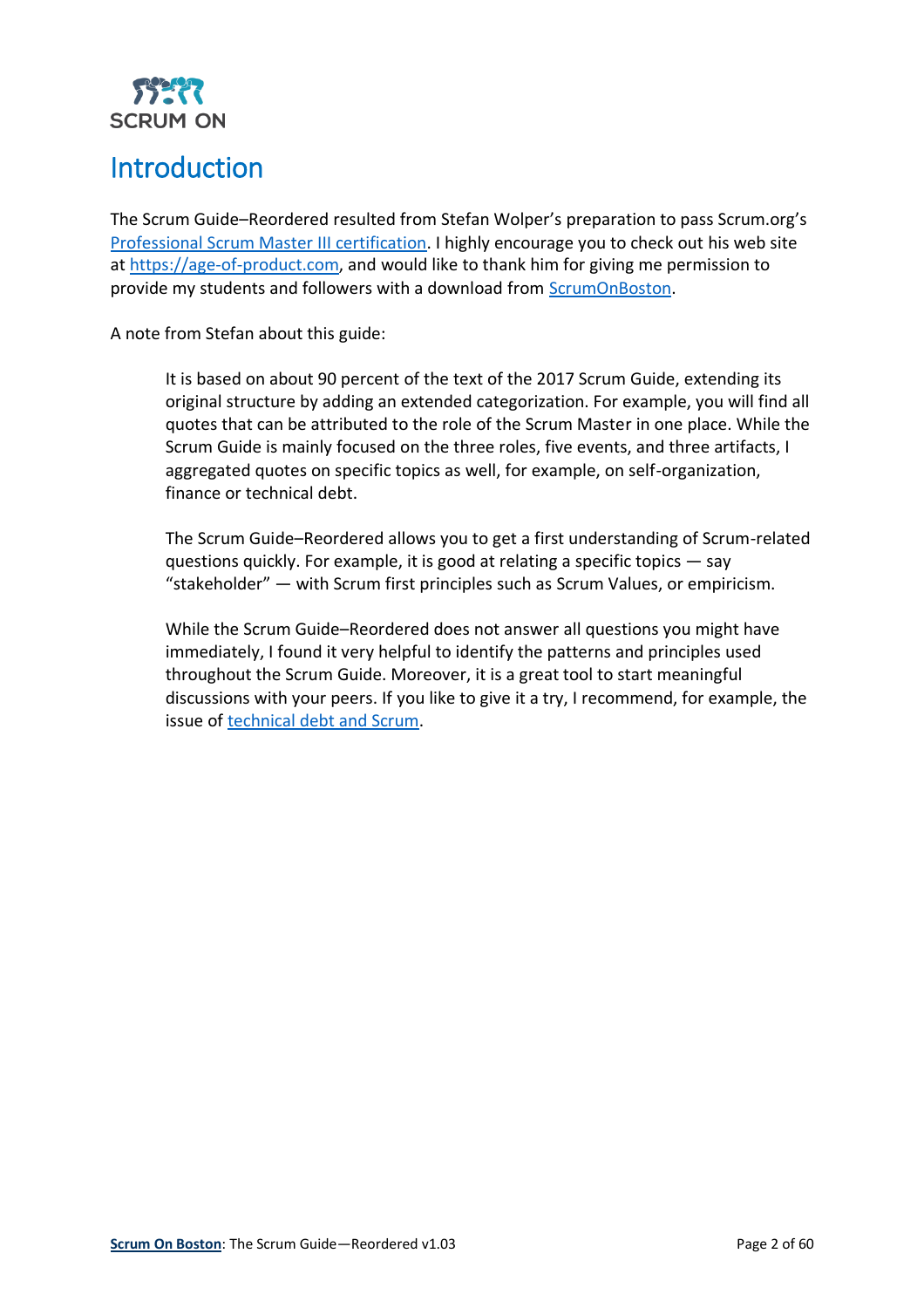# Introduction

The Scrum Guide–Reordered resulted from Stefan Wolper's preparation to pass Scrum.org's [Professional Scrum Master III certification](). I highly encourage you to check out his web site at [https://age-of-product.com](https://age-of-product.com), and would like to thank him for giving me permission to provide my students and followers with a download from [ScrumOnBoston]().

A note from Stefan about this guide:

> It is based on about 90 percent of the text of the 2017 Scrum Guide, extending its original structure by adding an extended categorization. For example, you will find all quotes that can be attributed to the role of the Scrum Master in one place. While the Scrum Guide is mainly focused on the three roles, five events, and three artifacts, I aggregated quotes on specific topics as well, for example, on self-organization, finance or technical debt.
>
> The Scrum Guide–Reordered allows you to get a first understanding of Scrum-related questions quickly. For example, it is good at relating a specific topics — say "stakeholder" — with Scrum first principles such as Scrum Values, or empiricism.
>
> While the Scrum Guide–Reordered does not answer all questions you might have immediately, I found it very helpful to identify the patterns and principles used throughout the Scrum Guide. Moreover, it is a great tool to start meaningful discussions with your peers. If you like to give it a try, I recommend, for example, the issue of [technical debt and Scrum]().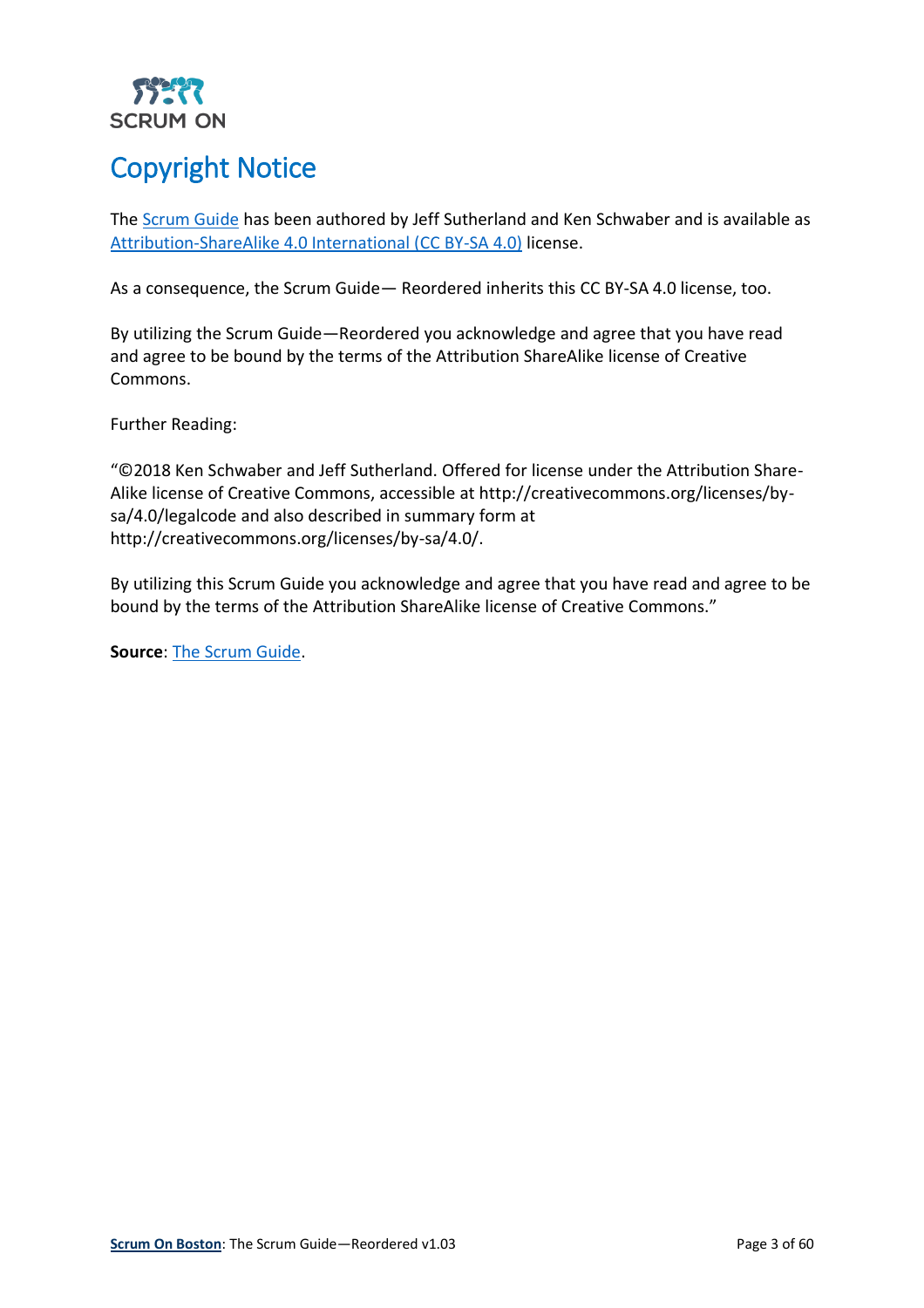# Copyright Notice

The Scrum Guide has been authored by Jeff Sutherland and Ken Schwaber and is available as Attribution-ShareAlike 4.0 International (CC BY-SA 4.0) license.

As a consequence, the Scrum Guide— Reordered inherits this CC BY-SA 4.0 license, too.

By utilizing the Scrum Guide—Reordered you acknowledge and agree that you have read and agree to be bound by the terms of the Attribution ShareAlike license of Creative Commons.

Further Reading:

"©2018 Ken Schwaber and Jeff Sutherland. Offered for license under the Attribution Share-Alike license of Creative Commons, accessible at http://creativecommons.org/licenses/by-sa/4.0/legalcode and also described in summary form at http://creativecommons.org/licenses/by-sa/4.0/.

By utilizing this Scrum Guide you acknowledge and agree that you have read and agree to be bound by the terms of the Attribution ShareAlike license of Creative Commons."

**Source**: The Scrum Guide.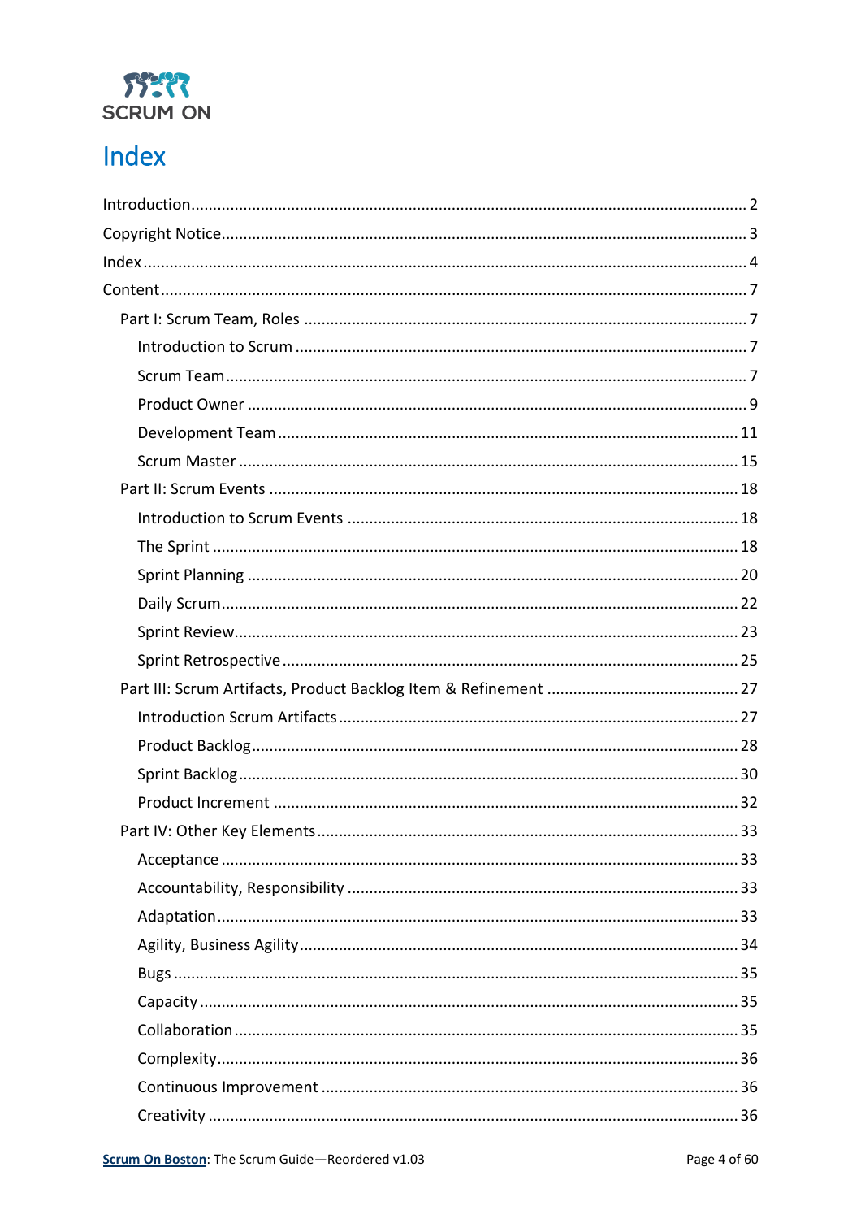# Index

Introduction ........ 2
Copyright Notice ........ 3
Index ........ 4
Content ........ 7
- Part I: Scrum Team, Roles ........ 7
  - Introduction to Scrum ........ 7
  - Scrum Team ........ 7
  - Product Owner ........ 9
  - Development Team ........ 11
  - Scrum Master ........ 15
- Part II: Scrum Events ........ 18
  - Introduction to Scrum Events ........ 18
  - The Sprint ........ 18
  - Sprint Planning ........ 20
  - Daily Scrum ........ 22
  - Sprint Review ........ 23
  - Sprint Retrospective ........ 25
- Part III: Scrum Artifacts, Product Backlog Item & Refinement ........ 27
  - Introduction Scrum Artifacts ........ 27
  - Product Backlog ........ 28
  - Sprint Backlog ........ 30
  - Product Increment ........ 32
- Part IV: Other Key Elements ........ 33
  - Acceptance ........ 33
  - Accountability, Responsibility ........ 33
  - Adaptation ........ 33
  - Agility, Business Agility ........ 34
  - Bugs ........ 35
  - Capacity ........ 35
  - Collaboration ........ 35
  - Complexity ........ 36
  - Continuous Improvement ........ 36
  - Creativity ........ 36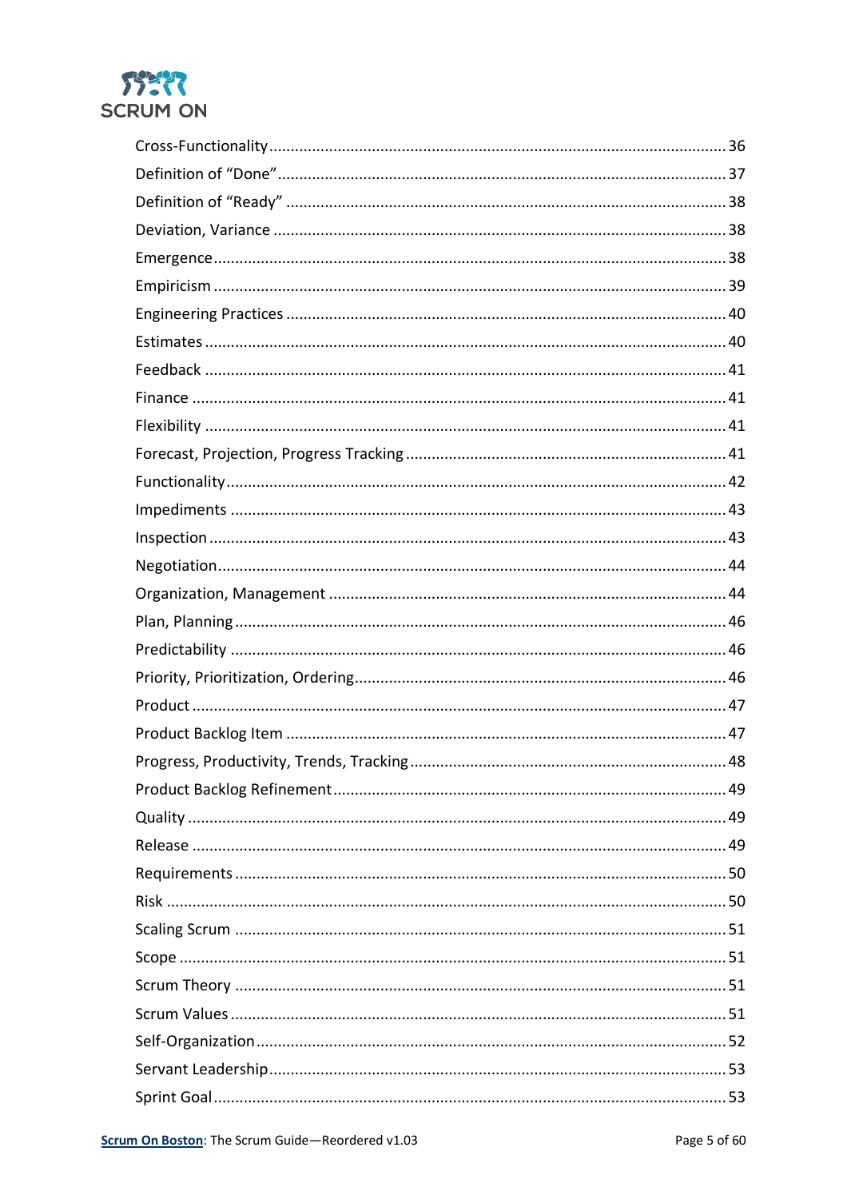Cross-Functionality ........................................................................................................ 36
Definition of "Done" ....................................................................................................... 37
Definition of "Ready" ..................................................................................................... 38
Deviation, Variance ........................................................................................................ 38
Emergence ...................................................................................................................... 38
Empiricism ...................................................................................................................... 39
Engineering Practices ..................................................................................................... 40
Estimates ........................................................................................................................ 40
Feedback ........................................................................................................................ 41
Finance ........................................................................................................................... 41
Flexibility ........................................................................................................................ 41
Forecast, Projection, Progress Tracking .......................................................................... 41
Functionality ................................................................................................................... 42
Impediments .................................................................................................................. 43
Inspection ....................................................................................................................... 43
Negotiation ..................................................................................................................... 44
Organization, Management ........................................................................................... 44
Plan, Planning ................................................................................................................. 46
Predictability .................................................................................................................. 46
Priority, Prioritization, Ordering ...................................................................................... 46
Product ........................................................................................................................... 47
Product Backlog Item ..................................................................................................... 47
Progress, Productivity, Trends, Tracking ......................................................................... 48
Product Backlog Refinement .......................................................................................... 49
Quality ............................................................................................................................ 49
Release ........................................................................................................................... 49
Requirements ................................................................................................................. 50
Risk ................................................................................................................................. 50
Scaling Scrum ................................................................................................................. 51
Scope ............................................................................................................................. 51
Scrum Theory ................................................................................................................. 51
Scrum Values .................................................................................................................. 51
Self-Organization ............................................................................................................ 52
Servant Leadership ......................................................................................................... 53
Sprint Goal ...................................................................................................................... 53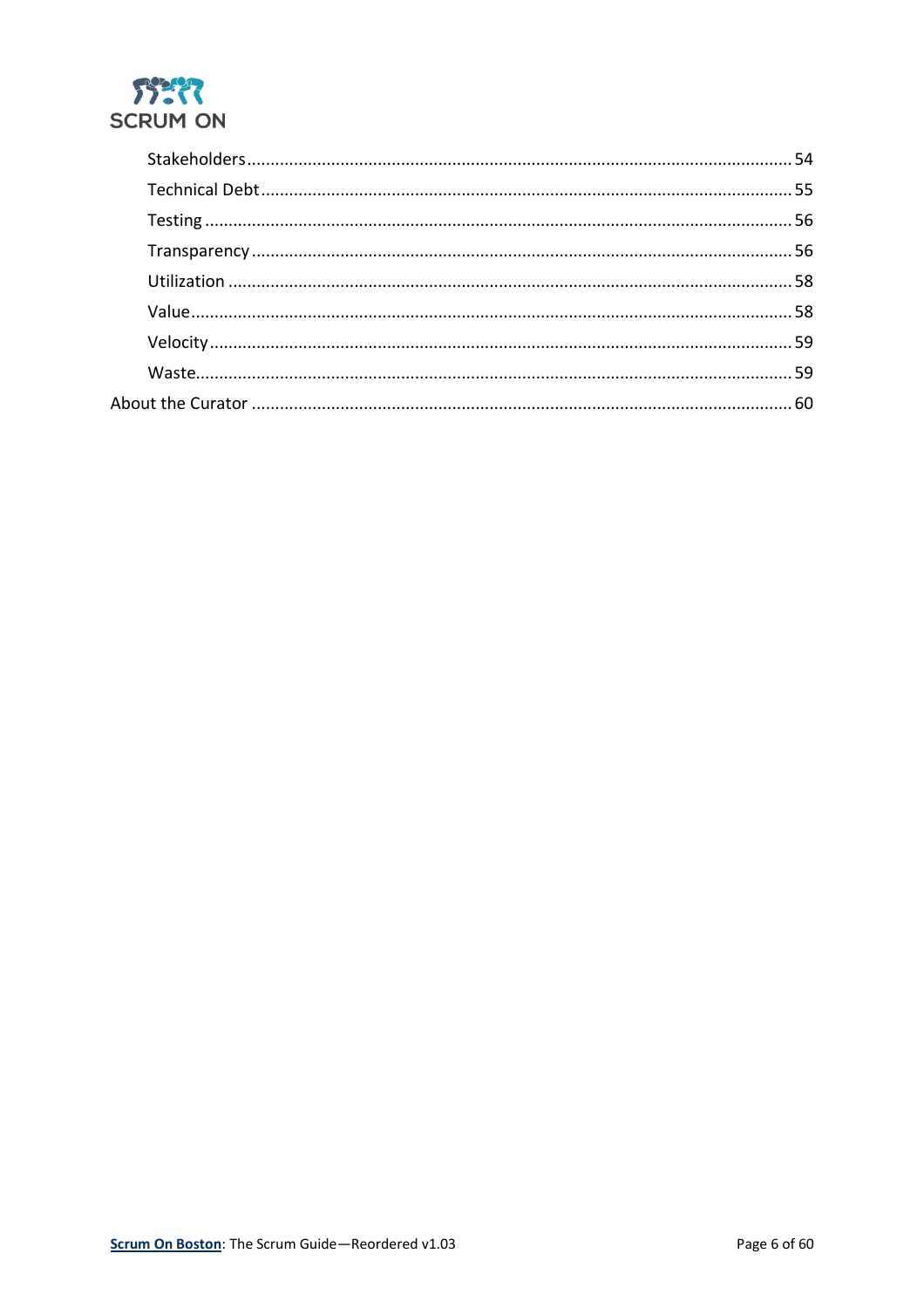- Stakeholders ... 54
- Technical Debt ... 55
- Testing ... 56
- Transparency ... 56
- Utilization ... 58
- Value ... 58
- Velocity ... 59
- Waste ... 59

About the Curator ... 60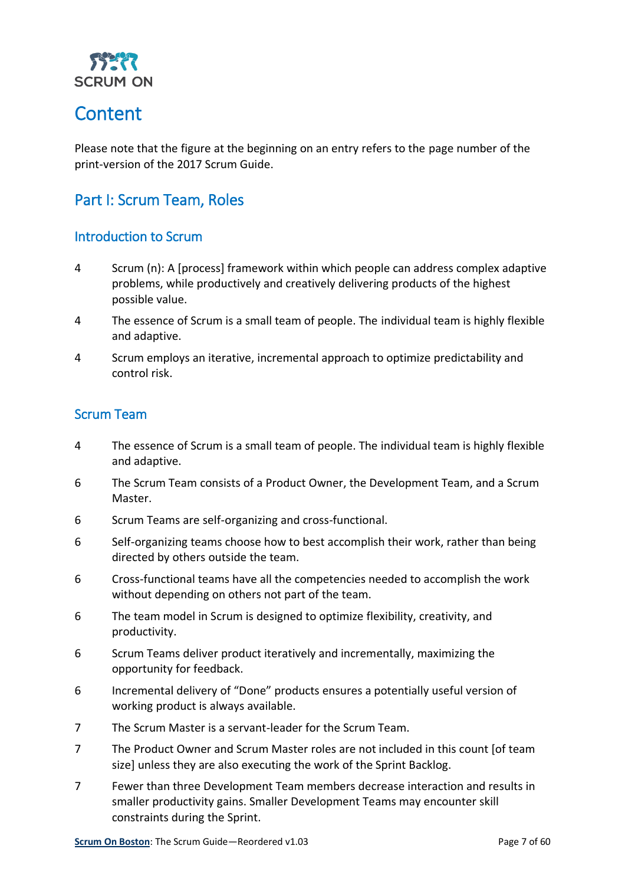# Content

Please note that the figure at the beginning on an entry refers to the page number of the print-version of the 2017 Scrum Guide.

## Part I: Scrum Team, Roles

### Introduction to Scrum

| | |
|---|---|
| 4 | Scrum (n): A [process] framework within which people can address complex adaptive problems, while productively and creatively delivering products of the highest possible value. |
| 4 | The essence of Scrum is a small team of people. The individual team is highly flexible and adaptive. |
| 4 | Scrum employs an iterative, incremental approach to optimize predictability and control risk. |

### Scrum Team

| | |
|---|---|
| 4 | The essence of Scrum is a small team of people. The individual team is highly flexible and adaptive. |
| 6 | The Scrum Team consists of a Product Owner, the Development Team, and a Scrum Master. |
| 6 | Scrum Teams are self-organizing and cross-functional. |
| 6 | Self-organizing teams choose how to best accomplish their work, rather than being directed by others outside the team. |
| 6 | Cross-functional teams have all the competencies needed to accomplish the work without depending on others not part of the team. |
| 6 | The team model in Scrum is designed to optimize flexibility, creativity, and productivity. |
| 6 | Scrum Teams deliver product iteratively and incrementally, maximizing the opportunity for feedback. |
| 6 | Incremental delivery of "Done" products ensures a potentially useful version of working product is always available. |
| 7 | The Scrum Master is a servant-leader for the Scrum Team. |
| 7 | The Product Owner and Scrum Master roles are not included in this count [of team size] unless they are also executing the work of the Sprint Backlog. |
| 7 | Fewer than three Development Team members decrease interaction and results in smaller productivity gains. Smaller Development Teams may encounter skill constraints during the Sprint. |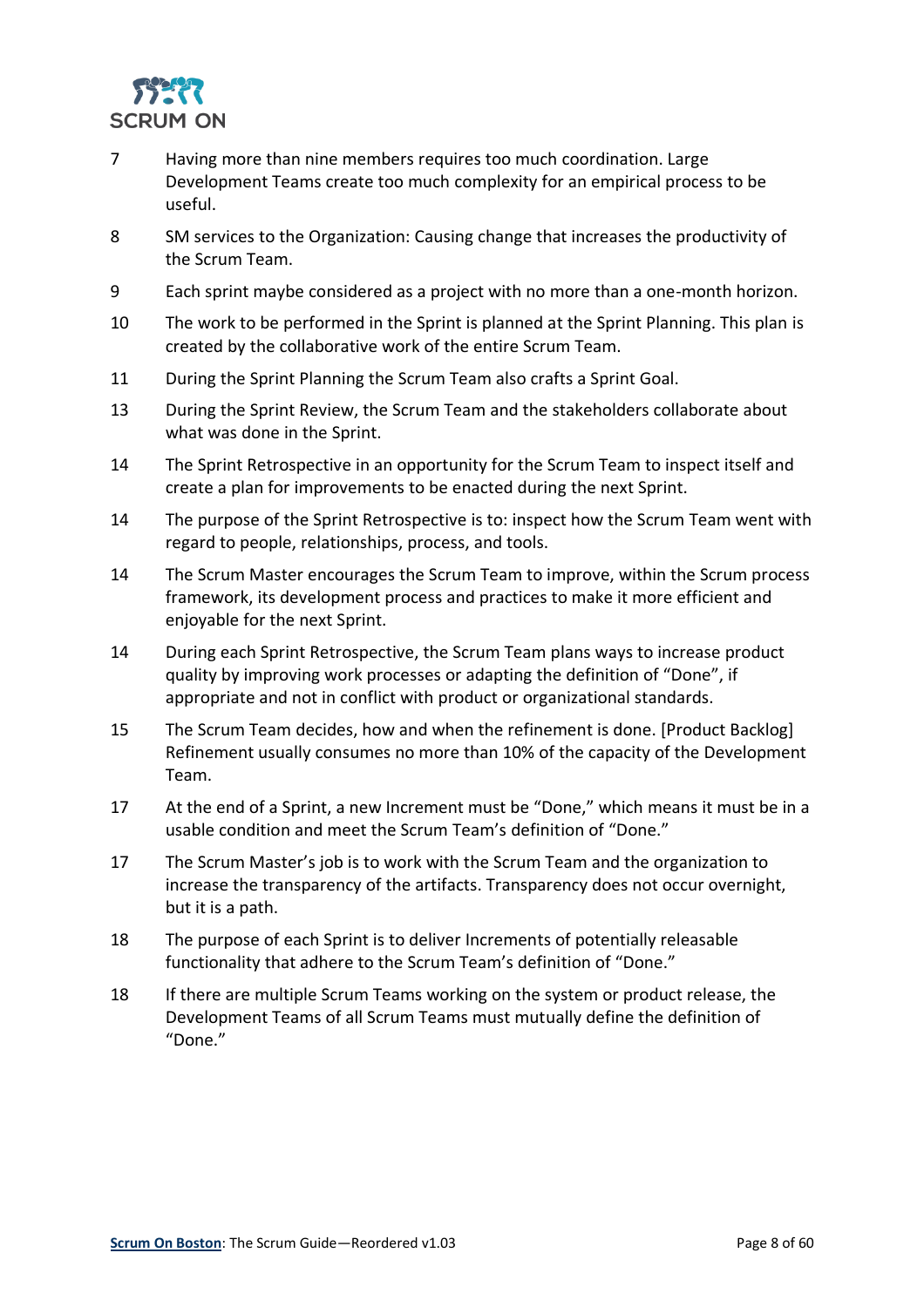| | |
|---|---|
| 7 | Having more than nine members requires too much coordination. Large Development Teams create too much complexity for an empirical process to be useful. |
| 8 | SM services to the Organization: Causing change that increases the productivity of the Scrum Team. |
| 9 | Each sprint maybe considered as a project with no more than a one-month horizon. |
| 10 | The work to be performed in the Sprint is planned at the Sprint Planning. This plan is created by the collaborative work of the entire Scrum Team. |
| 11 | During the Sprint Planning the Scrum Team also crafts a Sprint Goal. |
| 13 | During the Sprint Review, the Scrum Team and the stakeholders collaborate about what was done in the Sprint. |
| 14 | The Sprint Retrospective in an opportunity for the Scrum Team to inspect itself and create a plan for improvements to be enacted during the next Sprint. |
| 14 | The purpose of the Sprint Retrospective is to: inspect how the Scrum Team went with regard to people, relationships, process, and tools. |
| 14 | The Scrum Master encourages the Scrum Team to improve, within the Scrum process framework, its development process and practices to make it more efficient and enjoyable for the next Sprint. |
| 14 | During each Sprint Retrospective, the Scrum Team plans ways to increase product quality by improving work processes or adapting the definition of "Done", if appropriate and not in conflict with product or organizational standards. |
| 15 | The Scrum Team decides, how and when the refinement is done. [Product Backlog] Refinement usually consumes no more than 10% of the capacity of the Development Team. |
| 17 | At the end of a Sprint, a new Increment must be "Done," which means it must be in a usable condition and meet the Scrum Team's definition of "Done." |
| 17 | The Scrum Master's job is to work with the Scrum Team and the organization to increase the transparency of the artifacts. Transparency does not occur overnight, but it is a path. |
| 18 | The purpose of each Sprint is to deliver Increments of potentially releasable functionality that adhere to the Scrum Team's definition of "Done." |
| 18 | If there are multiple Scrum Teams working on the system or product release, the Development Teams of all Scrum Teams must mutually define the definition of "Done." |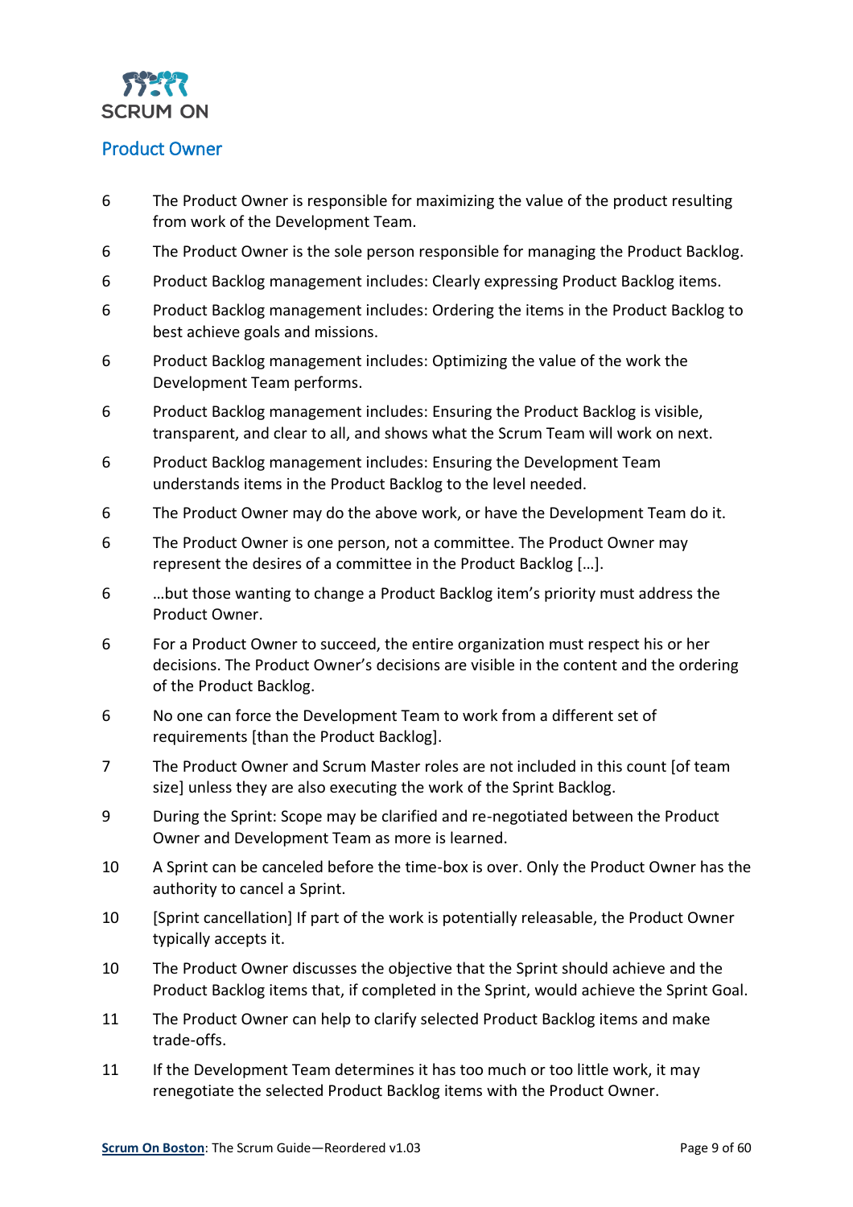## Product Owner

| | |
|---|---|
| 6 | The Product Owner is responsible for maximizing the value of the product resulting from work of the Development Team. |
| 6 | The Product Owner is the sole person responsible for managing the Product Backlog. |
| 6 | Product Backlog management includes: Clearly expressing Product Backlog items. |
| 6 | Product Backlog management includes: Ordering the items in the Product Backlog to best achieve goals and missions. |
| 6 | Product Backlog management includes: Optimizing the value of the work the Development Team performs. |
| 6 | Product Backlog management includes: Ensuring the Product Backlog is visible, transparent, and clear to all, and shows what the Scrum Team will work on next. |
| 6 | Product Backlog management includes: Ensuring the Development Team understands items in the Product Backlog to the level needed. |
| 6 | The Product Owner may do the above work, or have the Development Team do it. |
| 6 | The Product Owner is one person, not a committee. The Product Owner may represent the desires of a committee in the Product Backlog […]. |
| 6 | …but those wanting to change a Product Backlog item's priority must address the Product Owner. |
| 6 | For a Product Owner to succeed, the entire organization must respect his or her decisions. The Product Owner's decisions are visible in the content and the ordering of the Product Backlog. |
| 6 | No one can force the Development Team to work from a different set of requirements [than the Product Backlog]. |
| 7 | The Product Owner and Scrum Master roles are not included in this count [of team size] unless they are also executing the work of the Sprint Backlog. |
| 9 | During the Sprint: Scope may be clarified and re-negotiated between the Product Owner and Development Team as more is learned. |
| 10 | A Sprint can be canceled before the time-box is over. Only the Product Owner has the authority to cancel a Sprint. |
| 10 | [Sprint cancellation] If part of the work is potentially releasable, the Product Owner typically accepts it. |
| 10 | The Product Owner discusses the objective that the Sprint should achieve and the Product Backlog items that, if completed in the Sprint, would achieve the Sprint Goal. |
| 11 | The Product Owner can help to clarify selected Product Backlog items and make trade-offs. |
| 11 | If the Development Team determines it has too much or too little work, it may renegotiate the selected Product Backlog items with the Product Owner. |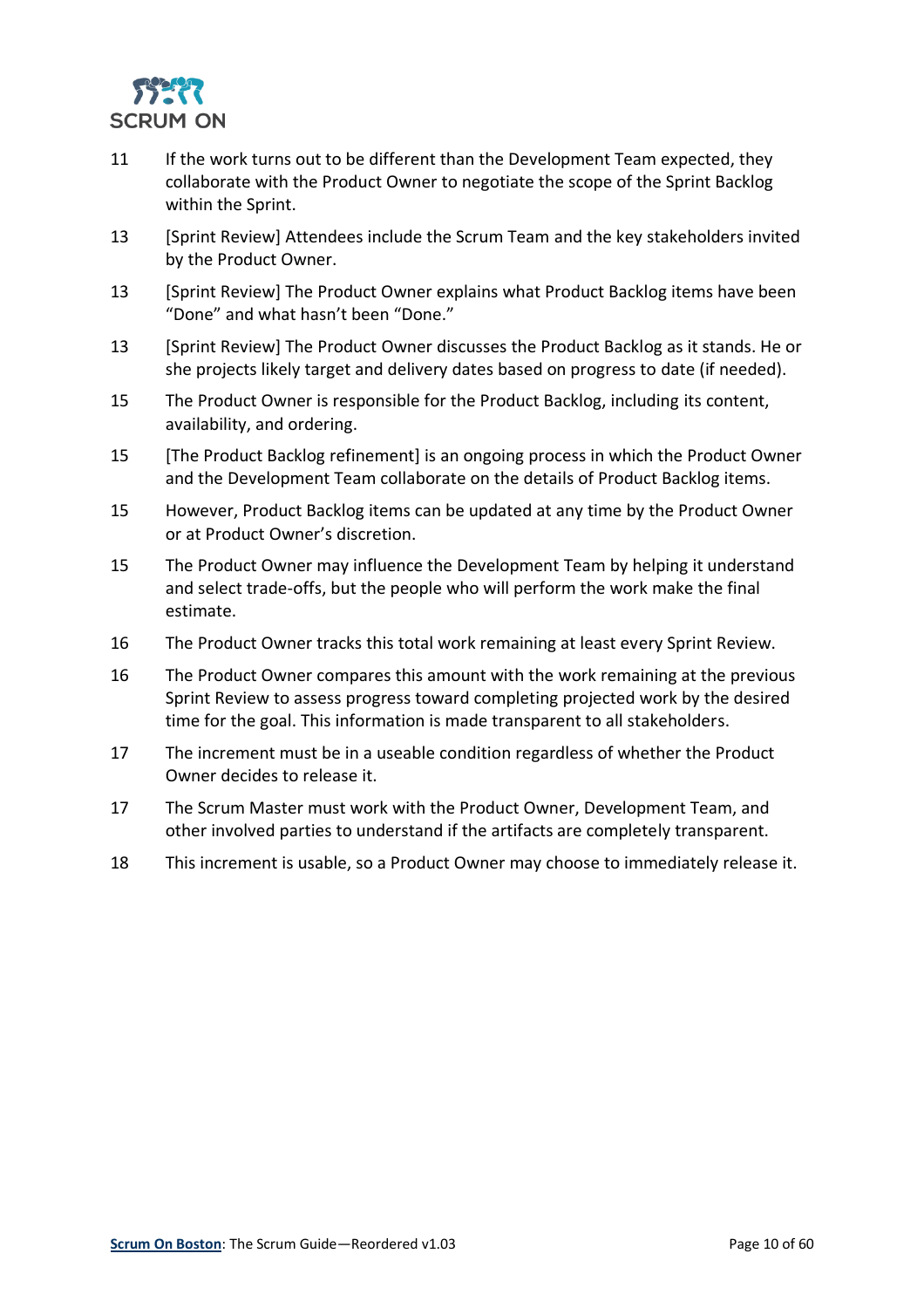| | |
|---|---|
| 11 | If the work turns out to be different than the Development Team expected, they collaborate with the Product Owner to negotiate the scope of the Sprint Backlog within the Sprint. |
| 13 | [Sprint Review] Attendees include the Scrum Team and the key stakeholders invited by the Product Owner. |
| 13 | [Sprint Review] The Product Owner explains what Product Backlog items have been "Done" and what hasn't been "Done." |
| 13 | [Sprint Review] The Product Owner discusses the Product Backlog as it stands. He or she projects likely target and delivery dates based on progress to date (if needed). |
| 15 | The Product Owner is responsible for the Product Backlog, including its content, availability, and ordering. |
| 15 | [The Product Backlog refinement] is an ongoing process in which the Product Owner and the Development Team collaborate on the details of Product Backlog items. |
| 15 | However, Product Backlog items can be updated at any time by the Product Owner or at Product Owner's discretion. |
| 15 | The Product Owner may influence the Development Team by helping it understand and select trade-offs, but the people who will perform the work make the final estimate. |
| 16 | The Product Owner tracks this total work remaining at least every Sprint Review. |
| 16 | The Product Owner compares this amount with the work remaining at the previous Sprint Review to assess progress toward completing projected work by the desired time for the goal. This information is made transparent to all stakeholders. |
| 17 | The increment must be in a useable condition regardless of whether the Product Owner decides to release it. |
| 17 | The Scrum Master must work with the Product Owner, Development Team, and other involved parties to understand if the artifacts are completely transparent. |
| 18 | This increment is usable, so a Product Owner may choose to immediately release it. |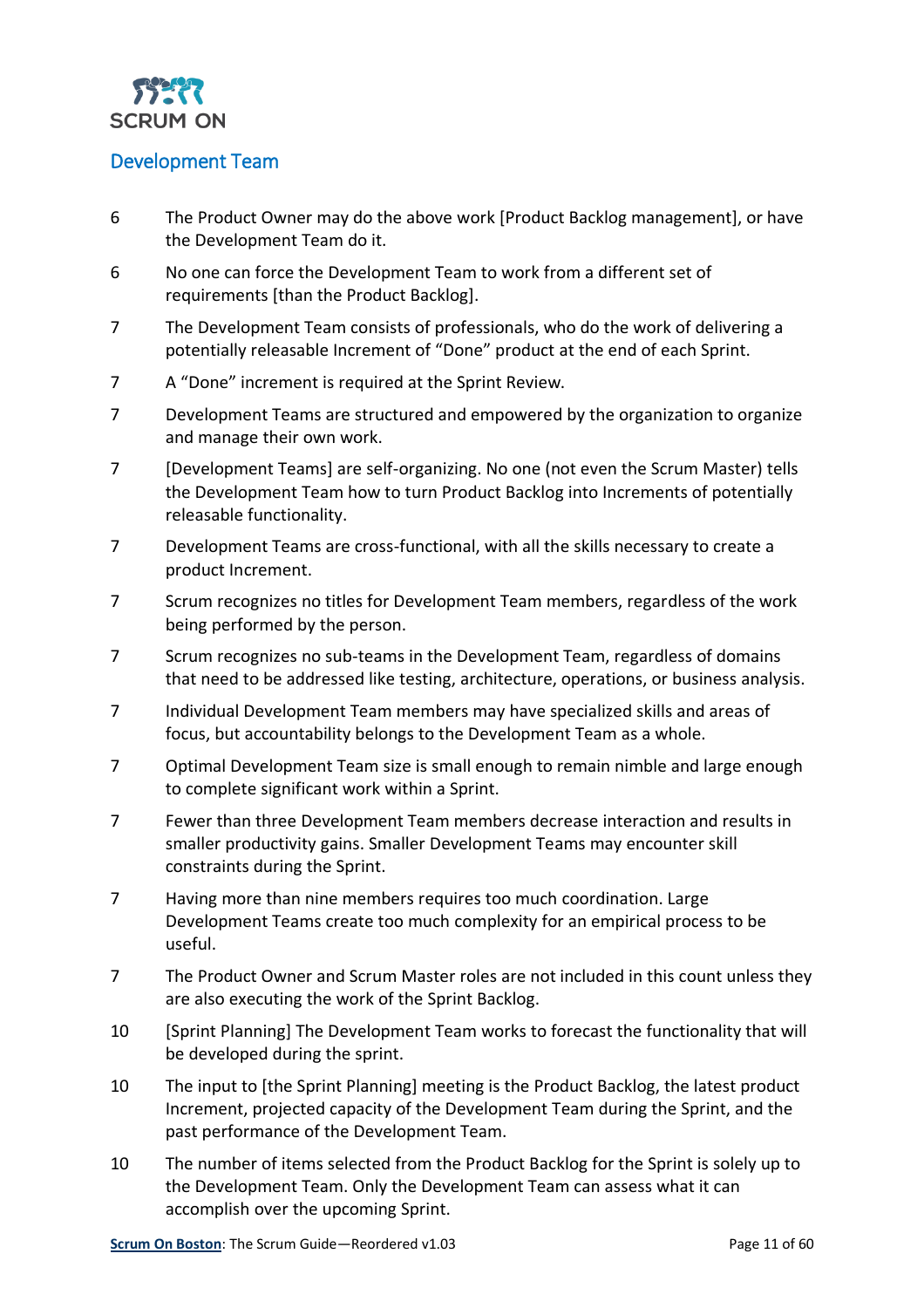## Development Team

| | |
|---|---|
| 6 | The Product Owner may do the above work [Product Backlog management], or have the Development Team do it. |
| 6 | No one can force the Development Team to work from a different set of requirements [than the Product Backlog]. |
| 7 | The Development Team consists of professionals, who do the work of delivering a potentially releasable Increment of "Done" product at the end of each Sprint. |
| 7 | A "Done" increment is required at the Sprint Review. |
| 7 | Development Teams are structured and empowered by the organization to organize and manage their own work. |
| 7 | [Development Teams] are self-organizing. No one (not even the Scrum Master) tells the Development Team how to turn Product Backlog into Increments of potentially releasable functionality. |
| 7 | Development Teams are cross-functional, with all the skills necessary to create a product Increment. |
| 7 | Scrum recognizes no titles for Development Team members, regardless of the work being performed by the person. |
| 7 | Scrum recognizes no sub-teams in the Development Team, regardless of domains that need to be addressed like testing, architecture, operations, or business analysis. |
| 7 | Individual Development Team members may have specialized skills and areas of focus, but accountability belongs to the Development Team as a whole. |
| 7 | Optimal Development Team size is small enough to remain nimble and large enough to complete significant work within a Sprint. |
| 7 | Fewer than three Development Team members decrease interaction and results in smaller productivity gains. Smaller Development Teams may encounter skill constraints during the Sprint. |
| 7 | Having more than nine members requires too much coordination. Large Development Teams create too much complexity for an empirical process to be useful. |
| 7 | The Product Owner and Scrum Master roles are not included in this count unless they are also executing the work of the Sprint Backlog. |
| 10 | [Sprint Planning] The Development Team works to forecast the functionality that will be developed during the sprint. |
| 10 | The input to [the Sprint Planning] meeting is the Product Backlog, the latest product Increment, projected capacity of the Development Team during the Sprint, and the past performance of the Development Team. |
| 10 | The number of items selected from the Product Backlog for the Sprint is solely up to the Development Team. Only the Development Team can assess what it can accomplish over the upcoming Sprint. |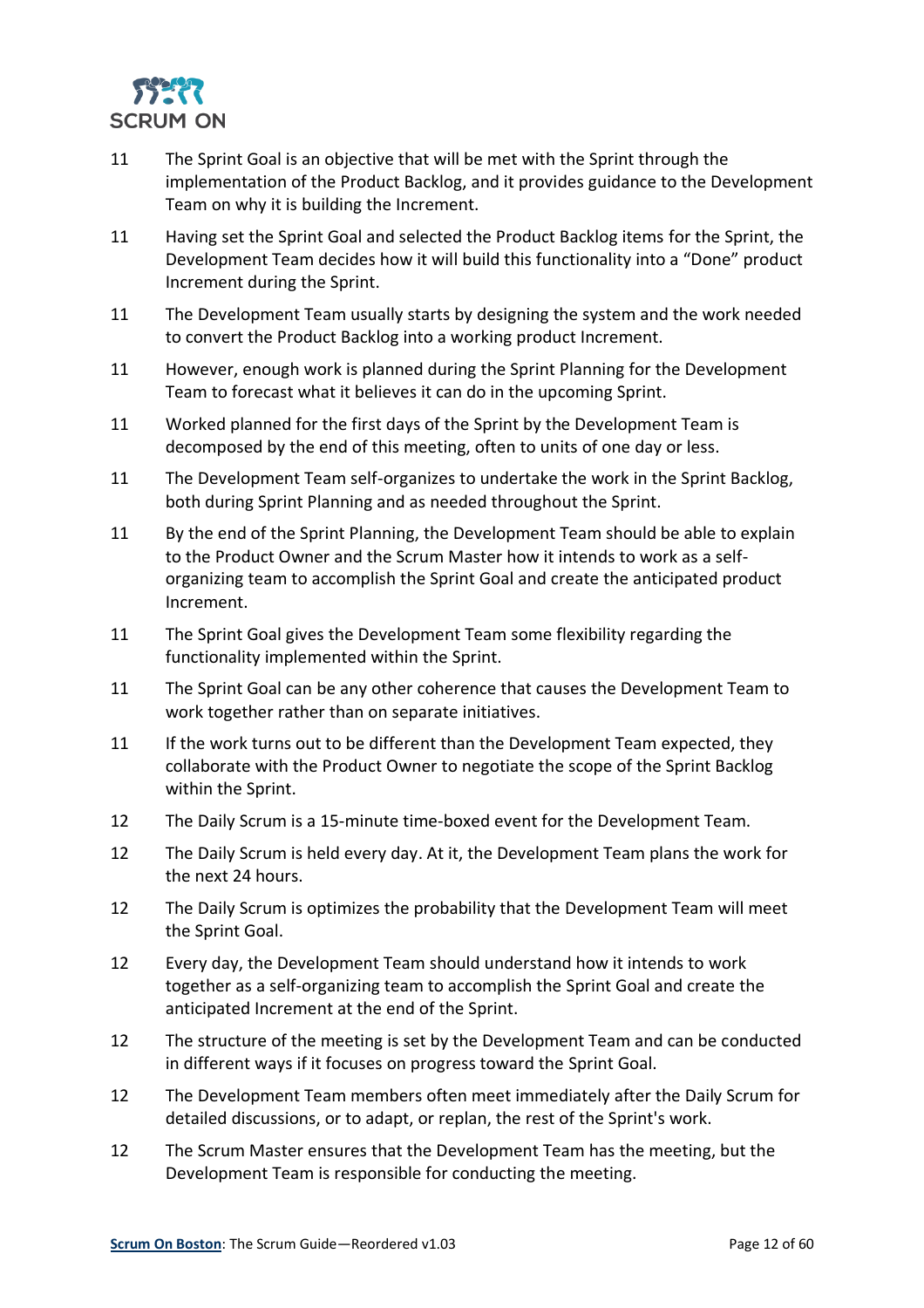| | |
|---|---|
| 11 | The Sprint Goal is an objective that will be met with the Sprint through the implementation of the Product Backlog, and it provides guidance to the Development Team on why it is building the Increment. |
| 11 | Having set the Sprint Goal and selected the Product Backlog items for the Sprint, the Development Team decides how it will build this functionality into a “Done” product Increment during the Sprint. |
| 11 | The Development Team usually starts by designing the system and the work needed to convert the Product Backlog into a working product Increment. |
| 11 | However, enough work is planned during the Sprint Planning for the Development Team to forecast what it believes it can do in the upcoming Sprint. |
| 11 | Worked planned for the first days of the Sprint by the Development Team is decomposed by the end of this meeting, often to units of one day or less. |
| 11 | The Development Team self-organizes to undertake the work in the Sprint Backlog, both during Sprint Planning and as needed throughout the Sprint. |
| 11 | By the end of the Sprint Planning, the Development Team should be able to explain to the Product Owner and the Scrum Master how it intends to work as a self-organizing team to accomplish the Sprint Goal and create the anticipated product Increment. |
| 11 | The Sprint Goal gives the Development Team some flexibility regarding the functionality implemented within the Sprint. |
| 11 | The Sprint Goal can be any other coherence that causes the Development Team to work together rather than on separate initiatives. |
| 11 | If the work turns out to be different than the Development Team expected, they collaborate with the Product Owner to negotiate the scope of the Sprint Backlog within the Sprint. |
| 12 | The Daily Scrum is a 15-minute time-boxed event for the Development Team. |
| 12 | The Daily Scrum is held every day. At it, the Development Team plans the work for the next 24 hours. |
| 12 | The Daily Scrum is optimizes the probability that the Development Team will meet the Sprint Goal. |
| 12 | Every day, the Development Team should understand how it intends to work together as a self-organizing team to accomplish the Sprint Goal and create the anticipated Increment at the end of the Sprint. |
| 12 | The structure of the meeting is set by the Development Team and can be conducted in different ways if it focuses on progress toward the Sprint Goal. |
| 12 | The Development Team members often meet immediately after the Daily Scrum for detailed discussions, or to adapt, or replan, the rest of the Sprint's work. |
| 12 | The Scrum Master ensures that the Development Team has the meeting, but the Development Team is responsible for conducting the meeting. |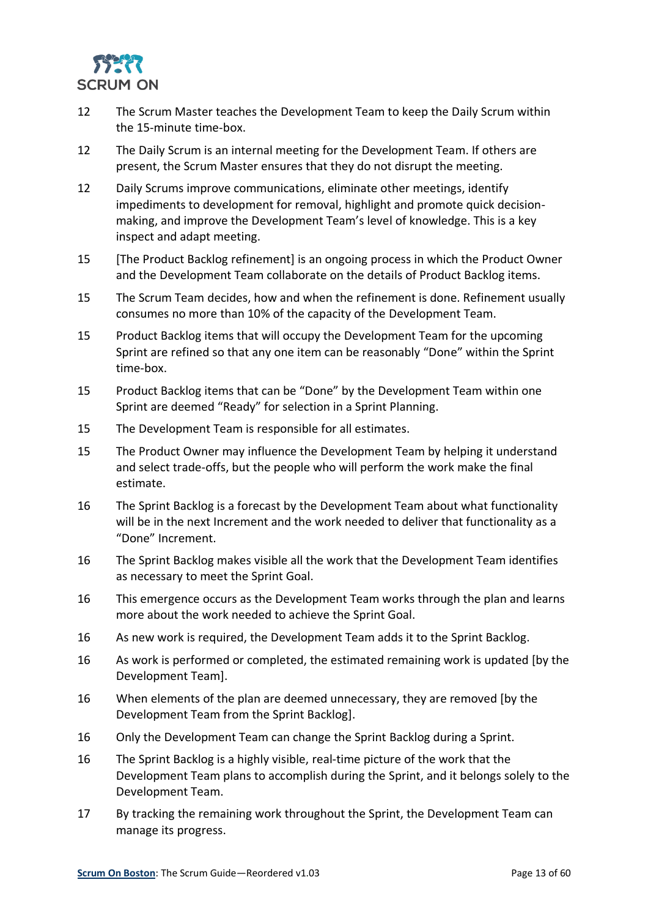12 The Scrum Master teaches the Development Team to keep the Daily Scrum within the 15-minute time-box.

12 The Daily Scrum is an internal meeting for the Development Team. If others are present, the Scrum Master ensures that they do not disrupt the meeting.

12 Daily Scrums improve communications, eliminate other meetings, identify impediments to development for removal, highlight and promote quick decision-making, and improve the Development Team's level of knowledge. This is a key inspect and adapt meeting.

15 [The Product Backlog refinement] is an ongoing process in which the Product Owner and the Development Team collaborate on the details of Product Backlog items.

15 The Scrum Team decides, how and when the refinement is done. Refinement usually consumes no more than 10% of the capacity of the Development Team.

15 Product Backlog items that will occupy the Development Team for the upcoming Sprint are refined so that any one item can be reasonably "Done" within the Sprint time-box.

15 Product Backlog items that can be "Done" by the Development Team within one Sprint are deemed "Ready" for selection in a Sprint Planning.

15 The Development Team is responsible for all estimates.

15 The Product Owner may influence the Development Team by helping it understand and select trade-offs, but the people who will perform the work make the final estimate.

16 The Sprint Backlog is a forecast by the Development Team about what functionality will be in the next Increment and the work needed to deliver that functionality as a "Done" Increment.

16 The Sprint Backlog makes visible all the work that the Development Team identifies as necessary to meet the Sprint Goal.

16 This emergence occurs as the Development Team works through the plan and learns more about the work needed to achieve the Sprint Goal.

16 As new work is required, the Development Team adds it to the Sprint Backlog.

16 As work is performed or completed, the estimated remaining work is updated [by the Development Team].

16 When elements of the plan are deemed unnecessary, they are removed [by the Development Team from the Sprint Backlog].

16 Only the Development Team can change the Sprint Backlog during a Sprint.

16 The Sprint Backlog is a highly visible, real-time picture of the work that the Development Team plans to accomplish during the Sprint, and it belongs solely to the Development Team.

17 By tracking the remaining work throughout the Sprint, the Development Team can manage its progress.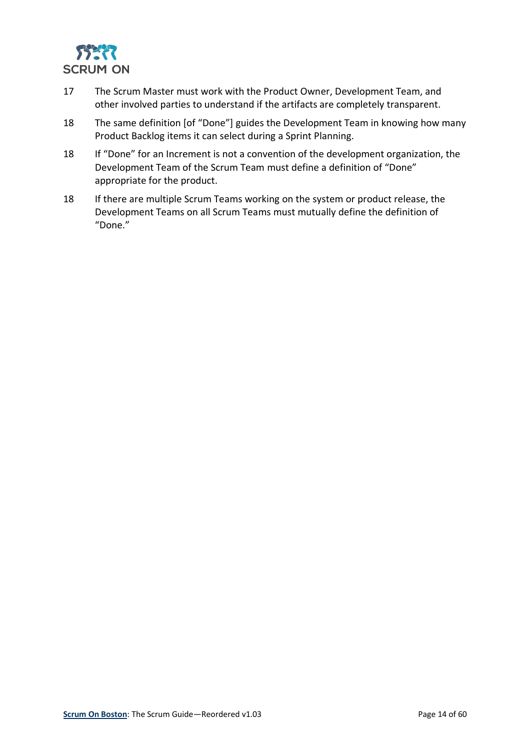| | |
|---|---|
| 17 | The Scrum Master must work with the Product Owner, Development Team, and other involved parties to understand if the artifacts are completely transparent. |
| 18 | The same definition [of “Done”] guides the Development Team in knowing how many Product Backlog items it can select during a Sprint Planning. |
| 18 | If “Done” for an Increment is not a convention of the development organization, the Development Team of the Scrum Team must define a definition of “Done” appropriate for the product. |
| 18 | If there are multiple Scrum Teams working on the system or product release, the Development Teams on all Scrum Teams must mutually define the definition of “Done.” |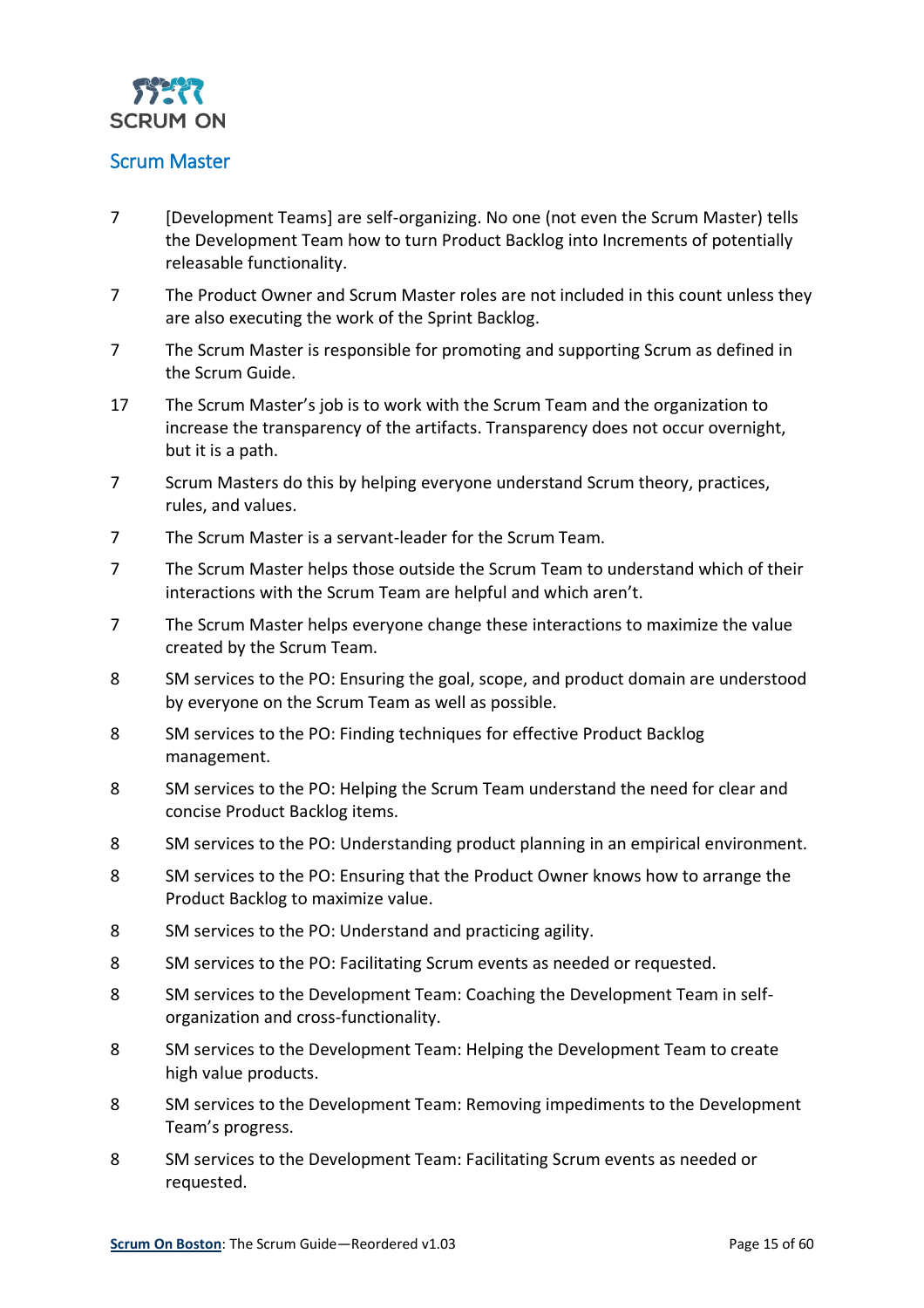## Scrum Master

| | |
|---|---|
| 7 | [Development Teams] are self-organizing. No one (not even the Scrum Master) tells the Development Team how to turn Product Backlog into Increments of potentially releasable functionality. |
| 7 | The Product Owner and Scrum Master roles are not included in this count unless they are also executing the work of the Sprint Backlog. |
| 7 | The Scrum Master is responsible for promoting and supporting Scrum as defined in the Scrum Guide. |
| 17 | The Scrum Master's job is to work with the Scrum Team and the organization to increase the transparency of the artifacts. Transparency does not occur overnight, but it is a path. |
| 7 | Scrum Masters do this by helping everyone understand Scrum theory, practices, rules, and values. |
| 7 | The Scrum Master is a servant-leader for the Scrum Team. |
| 7 | The Scrum Master helps those outside the Scrum Team to understand which of their interactions with the Scrum Team are helpful and which aren't. |
| 7 | The Scrum Master helps everyone change these interactions to maximize the value created by the Scrum Team. |
| 8 | SM services to the PO: Ensuring the goal, scope, and product domain are understood by everyone on the Scrum Team as well as possible. |
| 8 | SM services to the PO: Finding techniques for effective Product Backlog management. |
| 8 | SM services to the PO: Helping the Scrum Team understand the need for clear and concise Product Backlog items. |
| 8 | SM services to the PO: Understanding product planning in an empirical environment. |
| 8 | SM services to the PO: Ensuring that the Product Owner knows how to arrange the Product Backlog to maximize value. |
| 8 | SM services to the PO: Understand and practicing agility. |
| 8 | SM services to the PO: Facilitating Scrum events as needed or requested. |
| 8 | SM services to the Development Team: Coaching the Development Team in self-organization and cross-functionality. |
| 8 | SM services to the Development Team: Helping the Development Team to create high value products. |
| 8 | SM services to the Development Team: Removing impediments to the Development Team's progress. |
| 8 | SM services to the Development Team: Facilitating Scrum events as needed or requested. |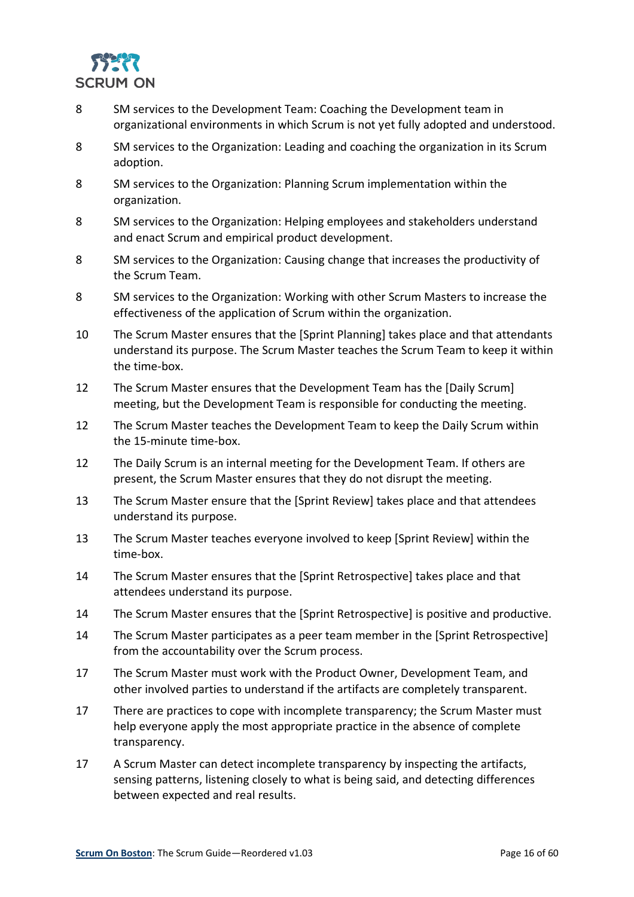| | |
|---|---|
| 8 | SM services to the Development Team: Coaching the Development team in organizational environments in which Scrum is not yet fully adopted and understood. |
| 8 | SM services to the Organization: Leading and coaching the organization in its Scrum adoption. |
| 8 | SM services to the Organization: Planning Scrum implementation within the organization. |
| 8 | SM services to the Organization: Helping employees and stakeholders understand and enact Scrum and empirical product development. |
| 8 | SM services to the Organization: Causing change that increases the productivity of the Scrum Team. |
| 8 | SM services to the Organization: Working with other Scrum Masters to increase the effectiveness of the application of Scrum within the organization. |
| 10 | The Scrum Master ensures that the [Sprint Planning] takes place and that attendants understand its purpose. The Scrum Master teaches the Scrum Team to keep it within the time-box. |
| 12 | The Scrum Master ensures that the Development Team has the [Daily Scrum] meeting, but the Development Team is responsible for conducting the meeting. |
| 12 | The Scrum Master teaches the Development Team to keep the Daily Scrum within the 15-minute time-box. |
| 12 | The Daily Scrum is an internal meeting for the Development Team. If others are present, the Scrum Master ensures that they do not disrupt the meeting. |
| 13 | The Scrum Master ensure that the [Sprint Review] takes place and that attendees understand its purpose. |
| 13 | The Scrum Master teaches everyone involved to keep [Sprint Review] within the time-box. |
| 14 | The Scrum Master ensures that the [Sprint Retrospective] takes place and that attendees understand its purpose. |
| 14 | The Scrum Master ensures that the [Sprint Retrospective] is positive and productive. |
| 14 | The Scrum Master participates as a peer team member in the [Sprint Retrospective] from the accountability over the Scrum process. |
| 17 | The Scrum Master must work with the Product Owner, Development Team, and other involved parties to understand if the artifacts are completely transparent. |
| 17 | There are practices to cope with incomplete transparency; the Scrum Master must help everyone apply the most appropriate practice in the absence of complete transparency. |
| 17 | A Scrum Master can detect incomplete transparency by inspecting the artifacts, sensing patterns, listening closely to what is being said, and detecting differences between expected and real results. |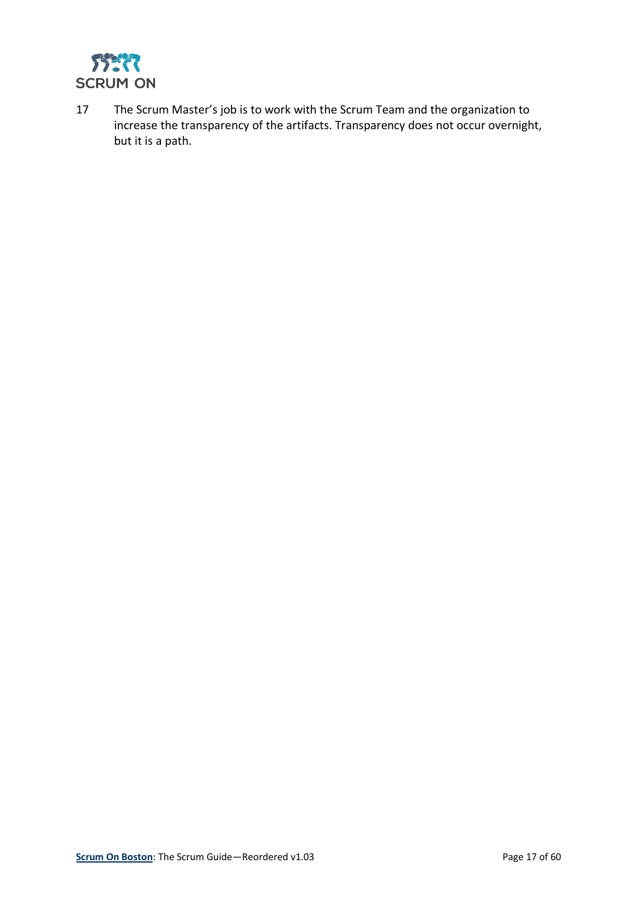17 The Scrum Master's job is to work with the Scrum Team and the organization to increase the transparency of the artifacts. Transparency does not occur overnight, but it is a path.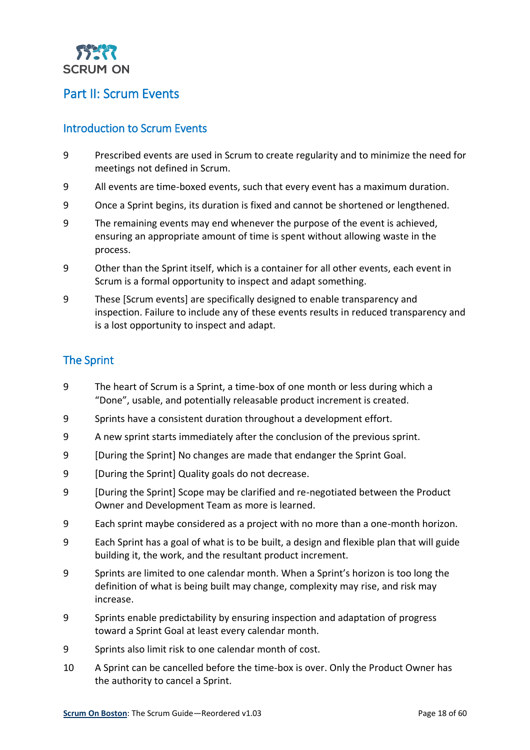# Part II: Scrum Events

## Introduction to Scrum Events

9 Prescribed events are used in Scrum to create regularity and to minimize the need for meetings not defined in Scrum.

9 All events are time-boxed events, such that every event has a maximum duration.

9 Once a Sprint begins, its duration is fixed and cannot be shortened or lengthened.

9 The remaining events may end whenever the purpose of the event is achieved, ensuring an appropriate amount of time is spent without allowing waste in the process.

9 Other than the Sprint itself, which is a container for all other events, each event in Scrum is a formal opportunity to inspect and adapt something.

9 These [Scrum events] are specifically designed to enable transparency and inspection. Failure to include any of these events results in reduced transparency and is a lost opportunity to inspect and adapt.

## The Sprint

9 The heart of Scrum is a Sprint, a time-box of one month or less during which a "Done", usable, and potentially releasable product increment is created.

9 Sprints have a consistent duration throughout a development effort.

9 A new sprint starts immediately after the conclusion of the previous sprint.

9 [During the Sprint] No changes are made that endanger the Sprint Goal.

9 [During the Sprint] Quality goals do not decrease.

9 [During the Sprint] Scope may be clarified and re-negotiated between the Product Owner and Development Team as more is learned.

9 Each sprint maybe considered as a project with no more than a one-month horizon.

9 Each Sprint has a goal of what is to be built, a design and flexible plan that will guide building it, the work, and the resultant product increment.

9 Sprints are limited to one calendar month. When a Sprint's horizon is too long the definition of what is being built may change, complexity may rise, and risk may increase.

9 Sprints enable predictability by ensuring inspection and adaptation of progress toward a Sprint Goal at least every calendar month.

9 Sprints also limit risk to one calendar month of cost.

10 A Sprint can be cancelled before the time-box is over. Only the Product Owner has the authority to cancel a Sprint.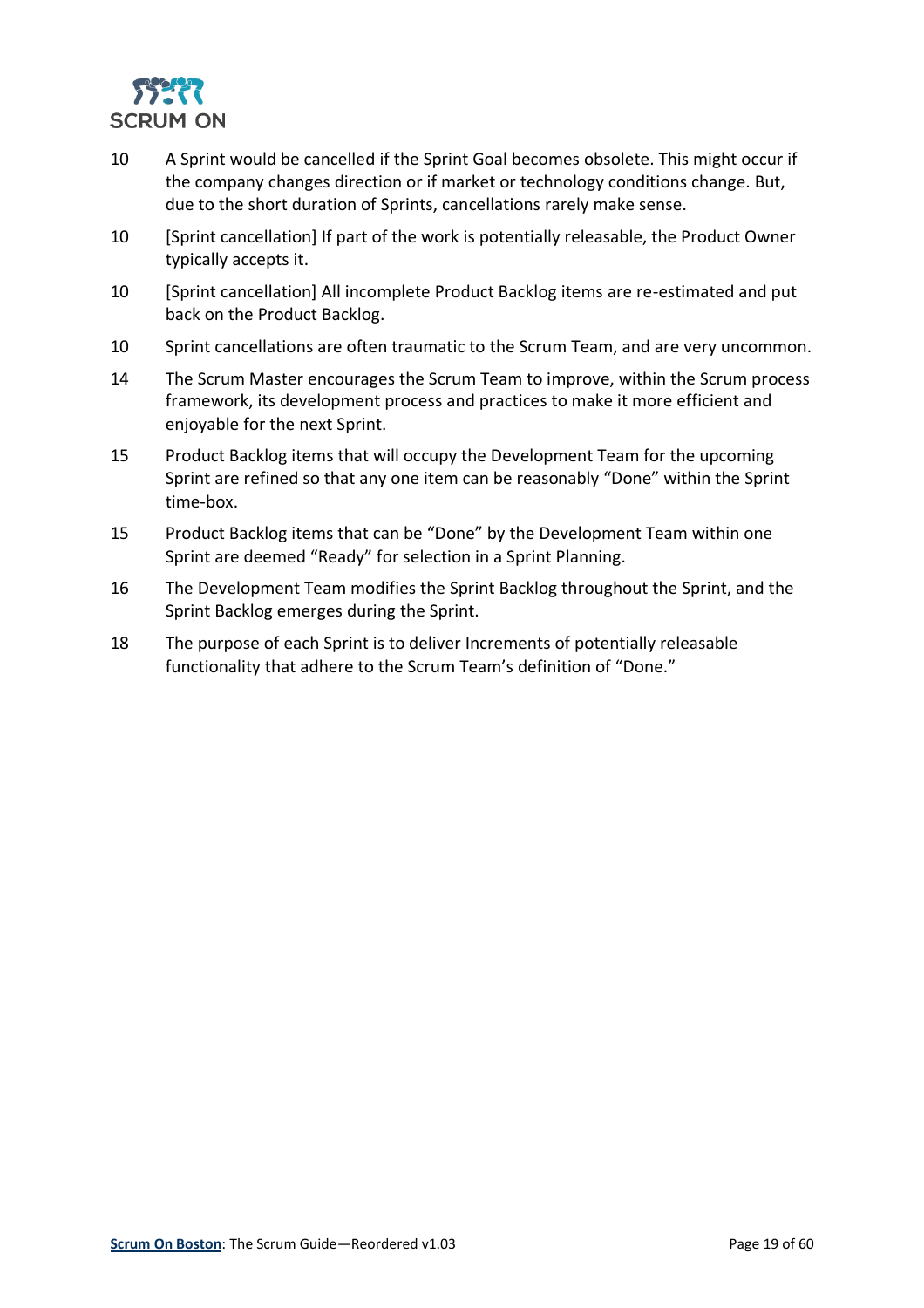| | |
|---|---|
| 10 | A Sprint would be cancelled if the Sprint Goal becomes obsolete. This might occur if the company changes direction or if market or technology conditions change. But, due to the short duration of Sprints, cancellations rarely make sense. |
| 10 | [Sprint cancellation] If part of the work is potentially releasable, the Product Owner typically accepts it. |
| 10 | [Sprint cancellation] All incomplete Product Backlog items are re-estimated and put back on the Product Backlog. |
| 10 | Sprint cancellations are often traumatic to the Scrum Team, and are very uncommon. |
| 14 | The Scrum Master encourages the Scrum Team to improve, within the Scrum process framework, its development process and practices to make it more efficient and enjoyable for the next Sprint. |
| 15 | Product Backlog items that will occupy the Development Team for the upcoming Sprint are refined so that any one item can be reasonably "Done" within the Sprint time-box. |
| 15 | Product Backlog items that can be "Done" by the Development Team within one Sprint are deemed "Ready" for selection in a Sprint Planning. |
| 16 | The Development Team modifies the Sprint Backlog throughout the Sprint, and the Sprint Backlog emerges during the Sprint. |
| 18 | The purpose of each Sprint is to deliver Increments of potentially releasable functionality that adhere to the Scrum Team's definition of "Done." |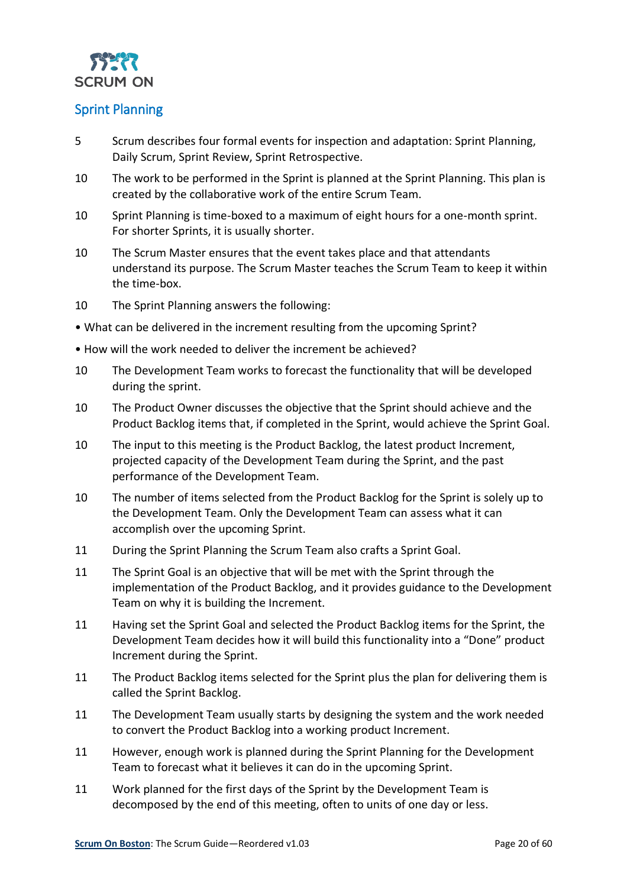## Sprint Planning

5 Scrum describes four formal events for inspection and adaptation: Sprint Planning, Daily Scrum, Sprint Review, Sprint Retrospective.

10 The work to be performed in the Sprint is planned at the Sprint Planning. This plan is created by the collaborative work of the entire Scrum Team.

10 Sprint Planning is time-boxed to a maximum of eight hours for a one-month sprint. For shorter Sprints, it is usually shorter.

10 The Scrum Master ensures that the event takes place and that attendants understand its purpose. The Scrum Master teaches the Scrum Team to keep it within the time-box.

10 The Sprint Planning answers the following:

- What can be delivered in the increment resulting from the upcoming Sprint?
- How will the work needed to deliver the increment be achieved?

10 The Development Team works to forecast the functionality that will be developed during the sprint.

10 The Product Owner discusses the objective that the Sprint should achieve and the Product Backlog items that, if completed in the Sprint, would achieve the Sprint Goal.

10 The input to this meeting is the Product Backlog, the latest product Increment, projected capacity of the Development Team during the Sprint, and the past performance of the Development Team.

10 The number of items selected from the Product Backlog for the Sprint is solely up to the Development Team. Only the Development Team can assess what it can accomplish over the upcoming Sprint.

11 During the Sprint Planning the Scrum Team also crafts a Sprint Goal.

11 The Sprint Goal is an objective that will be met with the Sprint through the implementation of the Product Backlog, and it provides guidance to the Development Team on why it is building the Increment.

11 Having set the Sprint Goal and selected the Product Backlog items for the Sprint, the Development Team decides how it will build this functionality into a "Done" product Increment during the Sprint.

11 The Product Backlog items selected for the Sprint plus the plan for delivering them is called the Sprint Backlog.

11 The Development Team usually starts by designing the system and the work needed to convert the Product Backlog into a working product Increment.

11 However, enough work is planned during the Sprint Planning for the Development Team to forecast what it believes it can do in the upcoming Sprint.

11 Work planned for the first days of the Sprint by the Development Team is decomposed by the end of this meeting, often to units of one day or less.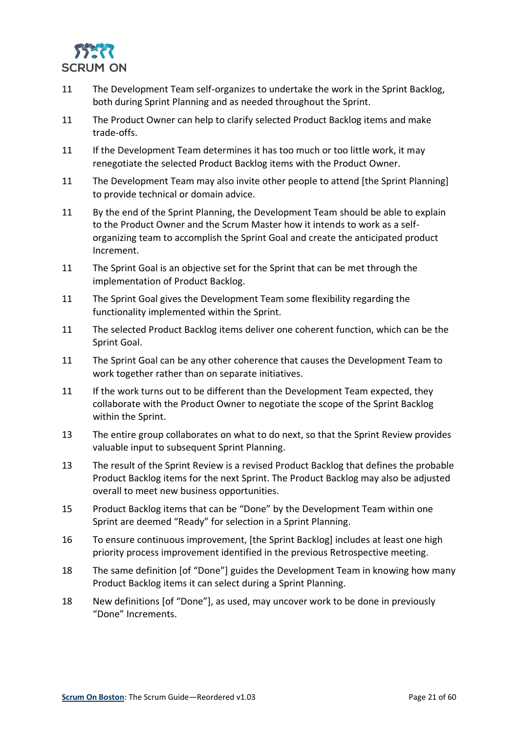| | |
|---|---|
| 11 | The Development Team self-organizes to undertake the work in the Sprint Backlog, both during Sprint Planning and as needed throughout the Sprint. |
| 11 | The Product Owner can help to clarify selected Product Backlog items and make trade-offs. |
| 11 | If the Development Team determines it has too much or too little work, it may renegotiate the selected Product Backlog items with the Product Owner. |
| 11 | The Development Team may also invite other people to attend [the Sprint Planning] to provide technical or domain advice. |
| 11 | By the end of the Sprint Planning, the Development Team should be able to explain to the Product Owner and the Scrum Master how it intends to work as a self-organizing team to accomplish the Sprint Goal and create the anticipated product Increment. |
| 11 | The Sprint Goal is an objective set for the Sprint that can be met through the implementation of Product Backlog. |
| 11 | The Sprint Goal gives the Development Team some flexibility regarding the functionality implemented within the Sprint. |
| 11 | The selected Product Backlog items deliver one coherent function, which can be the Sprint Goal. |
| 11 | The Sprint Goal can be any other coherence that causes the Development Team to work together rather than on separate initiatives. |
| 11 | If the work turns out to be different than the Development Team expected, they collaborate with the Product Owner to negotiate the scope of the Sprint Backlog within the Sprint. |
| 13 | The entire group collaborates on what to do next, so that the Sprint Review provides valuable input to subsequent Sprint Planning. |
| 13 | The result of the Sprint Review is a revised Product Backlog that defines the probable Product Backlog items for the next Sprint. The Product Backlog may also be adjusted overall to meet new business opportunities. |
| 15 | Product Backlog items that can be "Done" by the Development Team within one Sprint are deemed "Ready" for selection in a Sprint Planning. |
| 16 | To ensure continuous improvement, [the Sprint Backlog] includes at least one high priority process improvement identified in the previous Retrospective meeting. |
| 18 | The same definition [of "Done"] guides the Development Team in knowing how many Product Backlog items it can select during a Sprint Planning. |
| 18 | New definitions [of "Done"], as used, may uncover work to be done in previously "Done" Increments. |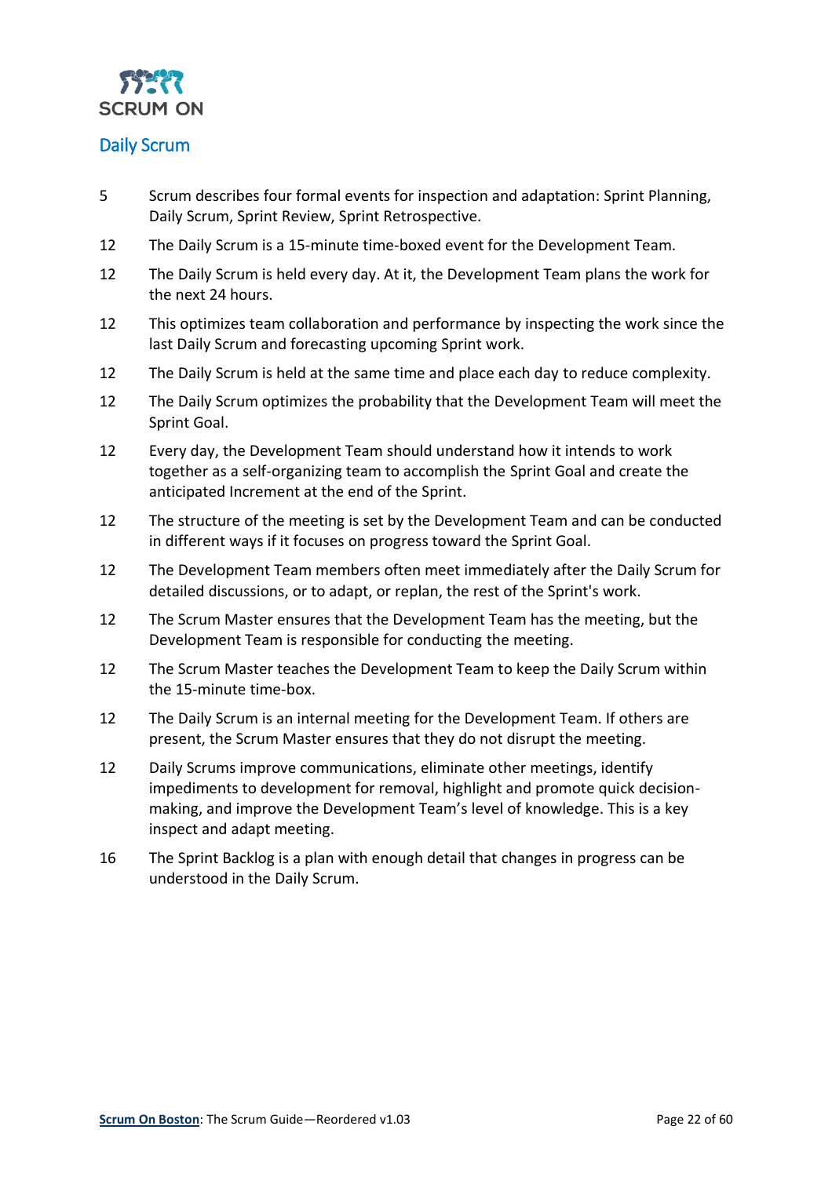## Daily Scrum

| | |
|---|---|
| 5 | Scrum describes four formal events for inspection and adaptation: Sprint Planning, Daily Scrum, Sprint Review, Sprint Retrospective. |
| 12 | The Daily Scrum is a 15-minute time-boxed event for the Development Team. |
| 12 | The Daily Scrum is held every day. At it, the Development Team plans the work for the next 24 hours. |
| 12 | This optimizes team collaboration and performance by inspecting the work since the last Daily Scrum and forecasting upcoming Sprint work. |
| 12 | The Daily Scrum is held at the same time and place each day to reduce complexity. |
| 12 | The Daily Scrum optimizes the probability that the Development Team will meet the Sprint Goal. |
| 12 | Every day, the Development Team should understand how it intends to work together as a self-organizing team to accomplish the Sprint Goal and create the anticipated Increment at the end of the Sprint. |
| 12 | The structure of the meeting is set by the Development Team and can be conducted in different ways if it focuses on progress toward the Sprint Goal. |
| 12 | The Development Team members often meet immediately after the Daily Scrum for detailed discussions, or to adapt, or replan, the rest of the Sprint's work. |
| 12 | The Scrum Master ensures that the Development Team has the meeting, but the Development Team is responsible for conducting the meeting. |
| 12 | The Scrum Master teaches the Development Team to keep the Daily Scrum within the 15-minute time-box. |
| 12 | The Daily Scrum is an internal meeting for the Development Team. If others are present, the Scrum Master ensures that they do not disrupt the meeting. |
| 12 | Daily Scrums improve communications, eliminate other meetings, identify impediments to development for removal, highlight and promote quick decision-making, and improve the Development Team's level of knowledge. This is a key inspect and adapt meeting. |
| 16 | The Sprint Backlog is a plan with enough detail that changes in progress can be understood in the Daily Scrum. |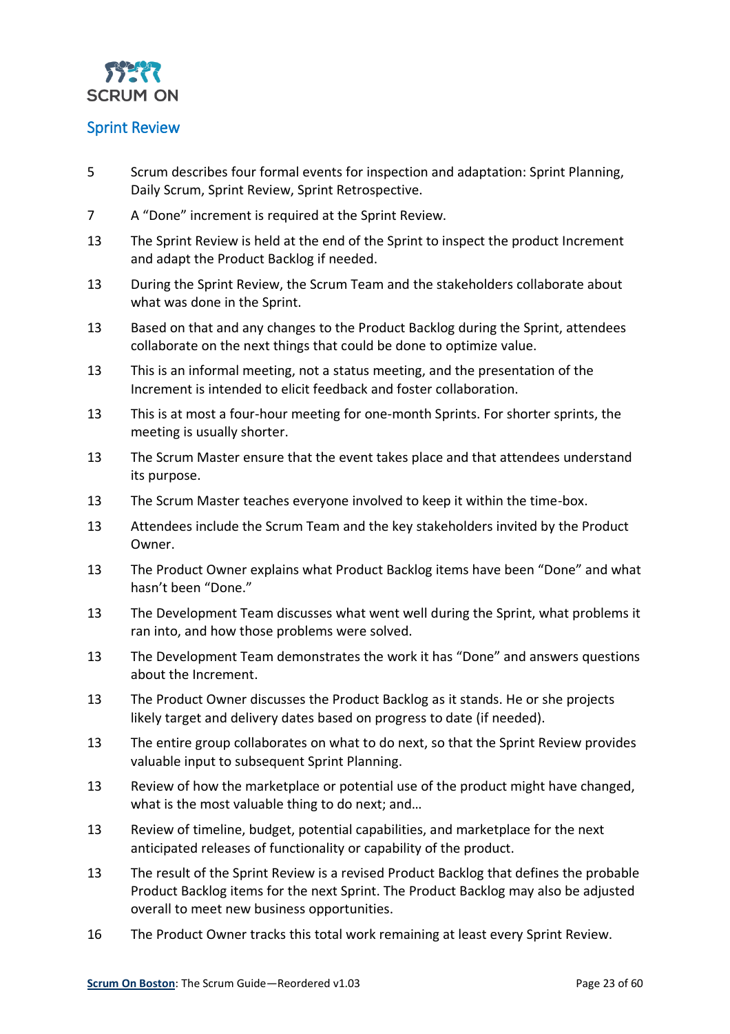## Sprint Review

| | |
|---|---|
| 5 | Scrum describes four formal events for inspection and adaptation: Sprint Planning, Daily Scrum, Sprint Review, Sprint Retrospective. |
| 7 | A "Done" increment is required at the Sprint Review. |
| 13 | The Sprint Review is held at the end of the Sprint to inspect the product Increment and adapt the Product Backlog if needed. |
| 13 | During the Sprint Review, the Scrum Team and the stakeholders collaborate about what was done in the Sprint. |
| 13 | Based on that and any changes to the Product Backlog during the Sprint, attendees collaborate on the next things that could be done to optimize value. |
| 13 | This is an informal meeting, not a status meeting, and the presentation of the Increment is intended to elicit feedback and foster collaboration. |
| 13 | This is at most a four-hour meeting for one-month Sprints. For shorter sprints, the meeting is usually shorter. |
| 13 | The Scrum Master ensure that the event takes place and that attendees understand its purpose. |
| 13 | The Scrum Master teaches everyone involved to keep it within the time-box. |
| 13 | Attendees include the Scrum Team and the key stakeholders invited by the Product Owner. |
| 13 | The Product Owner explains what Product Backlog items have been "Done" and what hasn't been "Done." |
| 13 | The Development Team discusses what went well during the Sprint, what problems it ran into, and how those problems were solved. |
| 13 | The Development Team demonstrates the work it has "Done" and answers questions about the Increment. |
| 13 | The Product Owner discusses the Product Backlog as it stands. He or she projects likely target and delivery dates based on progress to date (if needed). |
| 13 | The entire group collaborates on what to do next, so that the Sprint Review provides valuable input to subsequent Sprint Planning. |
| 13 | Review of how the marketplace or potential use of the product might have changed, what is the most valuable thing to do next; and… |
| 13 | Review of timeline, budget, potential capabilities, and marketplace for the next anticipated releases of functionality or capability of the product. |
| 13 | The result of the Sprint Review is a revised Product Backlog that defines the probable Product Backlog items for the next Sprint. The Product Backlog may also be adjusted overall to meet new business opportunities. |
| 16 | The Product Owner tracks this total work remaining at least every Sprint Review. |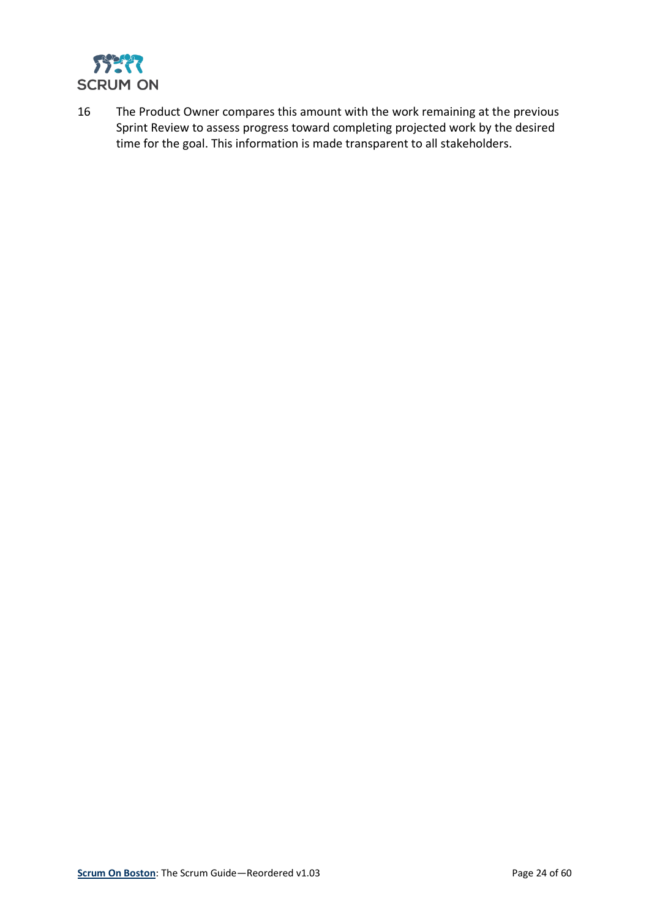16 The Product Owner compares this amount with the work remaining at the previous Sprint Review to assess progress toward completing projected work by the desired time for the goal. This information is made transparent to all stakeholders.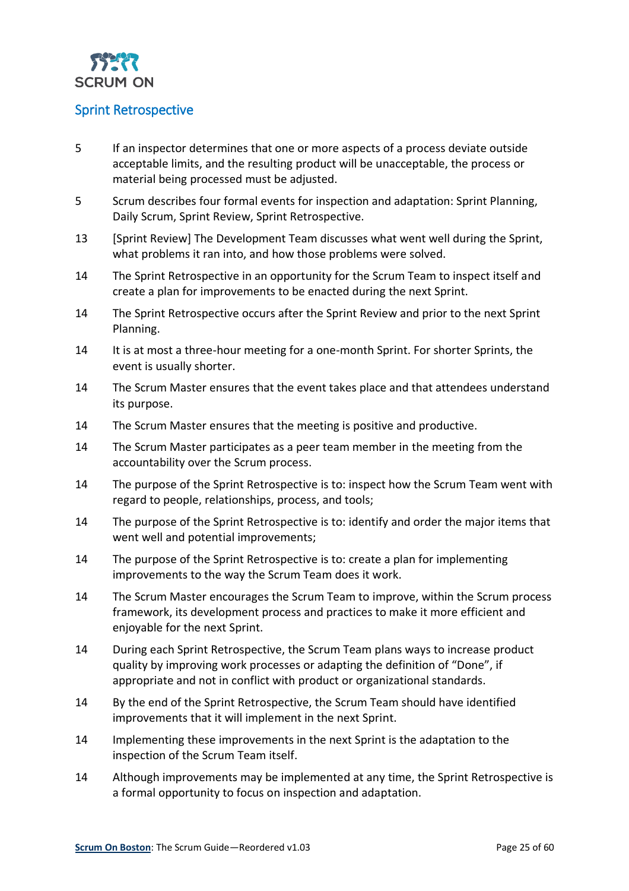## Sprint Retrospective

| | |
|---|---|
| 5 | If an inspector determines that one or more aspects of a process deviate outside acceptable limits, and the resulting product will be unacceptable, the process or material being processed must be adjusted. |
| 5 | Scrum describes four formal events for inspection and adaptation: Sprint Planning, Daily Scrum, Sprint Review, Sprint Retrospective. |
| 13 | [Sprint Review] The Development Team discusses what went well during the Sprint, what problems it ran into, and how those problems were solved. |
| 14 | The Sprint Retrospective in an opportunity for the Scrum Team to inspect itself and create a plan for improvements to be enacted during the next Sprint. |
| 14 | The Sprint Retrospective occurs after the Sprint Review and prior to the next Sprint Planning. |
| 14 | It is at most a three-hour meeting for a one-month Sprint. For shorter Sprints, the event is usually shorter. |
| 14 | The Scrum Master ensures that the event takes place and that attendees understand its purpose. |
| 14 | The Scrum Master ensures that the meeting is positive and productive. |
| 14 | The Scrum Master participates as a peer team member in the meeting from the accountability over the Scrum process. |
| 14 | The purpose of the Sprint Retrospective is to: inspect how the Scrum Team went with regard to people, relationships, process, and tools; |
| 14 | The purpose of the Sprint Retrospective is to: identify and order the major items that went well and potential improvements; |
| 14 | The purpose of the Sprint Retrospective is to: create a plan for implementing improvements to the way the Scrum Team does it work. |
| 14 | The Scrum Master encourages the Scrum Team to improve, within the Scrum process framework, its development process and practices to make it more efficient and enjoyable for the next Sprint. |
| 14 | During each Sprint Retrospective, the Scrum Team plans ways to increase product quality by improving work processes or adapting the definition of "Done", if appropriate and not in conflict with product or organizational standards. |
| 14 | By the end of the Sprint Retrospective, the Scrum Team should have identified improvements that it will implement in the next Sprint. |
| 14 | Implementing these improvements in the next Sprint is the adaptation to the inspection of the Scrum Team itself. |
| 14 | Although improvements may be implemented at any time, the Sprint Retrospective is a formal opportunity to focus on inspection and adaptation. |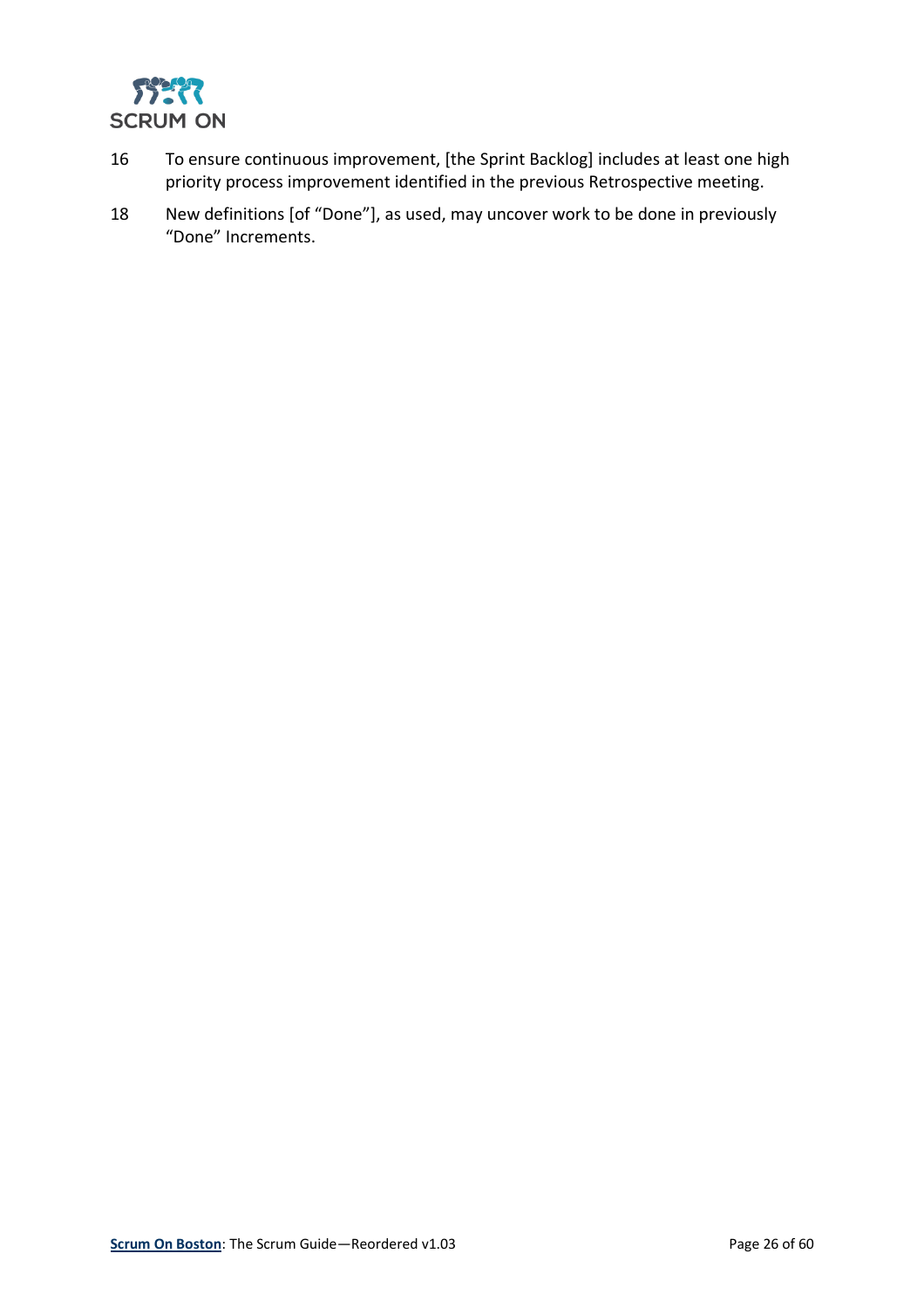16 To ensure continuous improvement, [the Sprint Backlog] includes at least one high priority process improvement identified in the previous Retrospective meeting.

18 New definitions [of "Done"], as used, may uncover work to be done in previously "Done" Increments.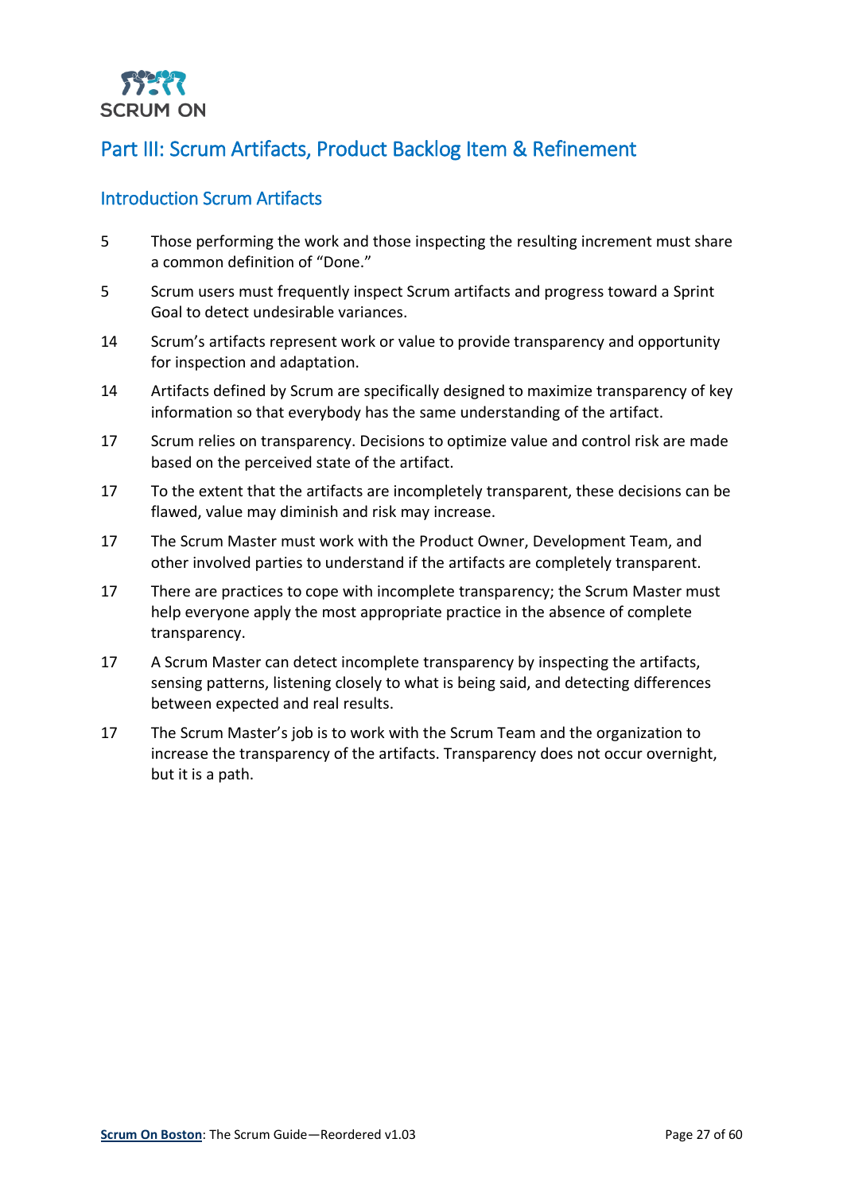# Part III: Scrum Artifacts, Product Backlog Item & Refinement

## Introduction Scrum Artifacts

| | |
|---|---|
| 5 | Those performing the work and those inspecting the resulting increment must share a common definition of "Done." |
| 5 | Scrum users must frequently inspect Scrum artifacts and progress toward a Sprint Goal to detect undesirable variances. |
| 14 | Scrum's artifacts represent work or value to provide transparency and opportunity for inspection and adaptation. |
| 14 | Artifacts defined by Scrum are specifically designed to maximize transparency of key information so that everybody has the same understanding of the artifact. |
| 17 | Scrum relies on transparency. Decisions to optimize value and control risk are made based on the perceived state of the artifact. |
| 17 | To the extent that the artifacts are incompletely transparent, these decisions can be flawed, value may diminish and risk may increase. |
| 17 | The Scrum Master must work with the Product Owner, Development Team, and other involved parties to understand if the artifacts are completely transparent. |
| 17 | There are practices to cope with incomplete transparency; the Scrum Master must help everyone apply the most appropriate practice in the absence of complete transparency. |
| 17 | A Scrum Master can detect incomplete transparency by inspecting the artifacts, sensing patterns, listening closely to what is being said, and detecting differences between expected and real results. |
| 17 | The Scrum Master's job is to work with the Scrum Team and the organization to increase the transparency of the artifacts. Transparency does not occur overnight, but it is a path. |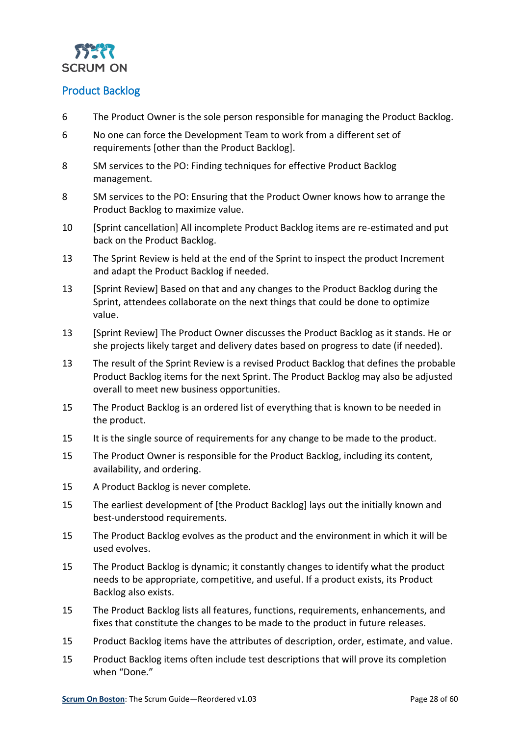## Product Backlog

| | |
|---|---|
| 6 | The Product Owner is the sole person responsible for managing the Product Backlog. |
| 6 | No one can force the Development Team to work from a different set of requirements [other than the Product Backlog]. |
| 8 | SM services to the PO: Finding techniques for effective Product Backlog management. |
| 8 | SM services to the PO: Ensuring that the Product Owner knows how to arrange the Product Backlog to maximize value. |
| 10 | [Sprint cancellation] All incomplete Product Backlog items are re-estimated and put back on the Product Backlog. |
| 13 | The Sprint Review is held at the end of the Sprint to inspect the product Increment and adapt the Product Backlog if needed. |
| 13 | [Sprint Review] Based on that and any changes to the Product Backlog during the Sprint, attendees collaborate on the next things that could be done to optimize value. |
| 13 | [Sprint Review] The Product Owner discusses the Product Backlog as it stands. He or she projects likely target and delivery dates based on progress to date (if needed). |
| 13 | The result of the Sprint Review is a revised Product Backlog that defines the probable Product Backlog items for the next Sprint. The Product Backlog may also be adjusted overall to meet new business opportunities. |
| 15 | The Product Backlog is an ordered list of everything that is known to be needed in the product. |
| 15 | It is the single source of requirements for any change to be made to the product. |
| 15 | The Product Owner is responsible for the Product Backlog, including its content, availability, and ordering. |
| 15 | A Product Backlog is never complete. |
| 15 | The earliest development of [the Product Backlog] lays out the initially known and best-understood requirements. |
| 15 | The Product Backlog evolves as the product and the environment in which it will be used evolves. |
| 15 | The Product Backlog is dynamic; it constantly changes to identify what the product needs to be appropriate, competitive, and useful. If a product exists, its Product Backlog also exists. |
| 15 | The Product Backlog lists all features, functions, requirements, enhancements, and fixes that constitute the changes to be made to the product in future releases. |
| 15 | Product Backlog items have the attributes of description, order, estimate, and value. |
| 15 | Product Backlog items often include test descriptions that will prove its completion when "Done." |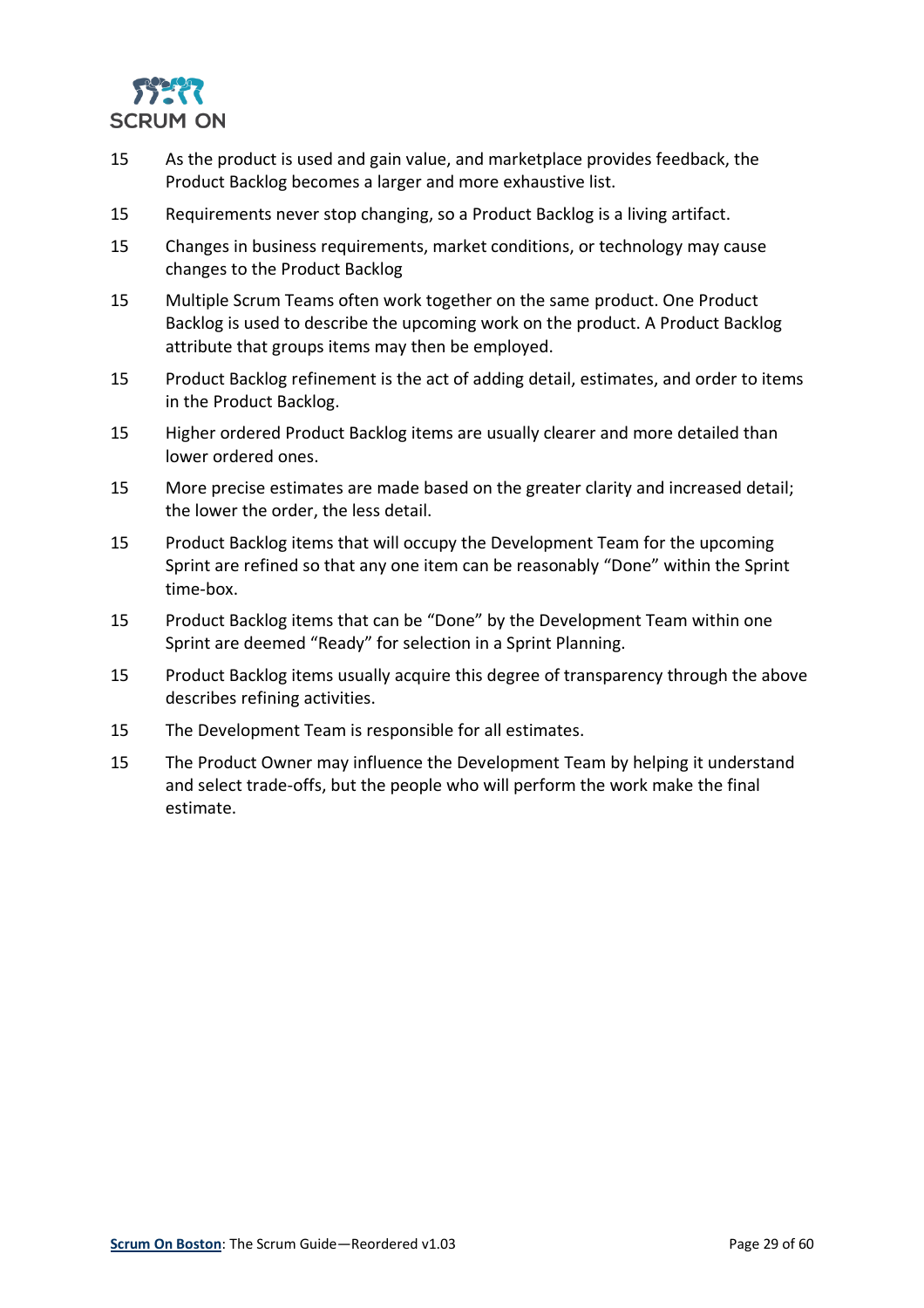| | |
|---|---|
| 15 | As the product is used and gain value, and marketplace provides feedback, the Product Backlog becomes a larger and more exhaustive list. |
| 15 | Requirements never stop changing, so a Product Backlog is a living artifact. |
| 15 | Changes in business requirements, market conditions, or technology may cause changes to the Product Backlog |
| 15 | Multiple Scrum Teams often work together on the same product. One Product Backlog is used to describe the upcoming work on the product. A Product Backlog attribute that groups items may then be employed. |
| 15 | Product Backlog refinement is the act of adding detail, estimates, and order to items in the Product Backlog. |
| 15 | Higher ordered Product Backlog items are usually clearer and more detailed than lower ordered ones. |
| 15 | More precise estimates are made based on the greater clarity and increased detail; the lower the order, the less detail. |
| 15 | Product Backlog items that will occupy the Development Team for the upcoming Sprint are refined so that any one item can be reasonably "Done" within the Sprint time-box. |
| 15 | Product Backlog items that can be "Done" by the Development Team within one Sprint are deemed "Ready" for selection in a Sprint Planning. |
| 15 | Product Backlog items usually acquire this degree of transparency through the above describes refining activities. |
| 15 | The Development Team is responsible for all estimates. |
| 15 | The Product Owner may influence the Development Team by helping it understand and select trade-offs, but the people who will perform the work make the final estimate. |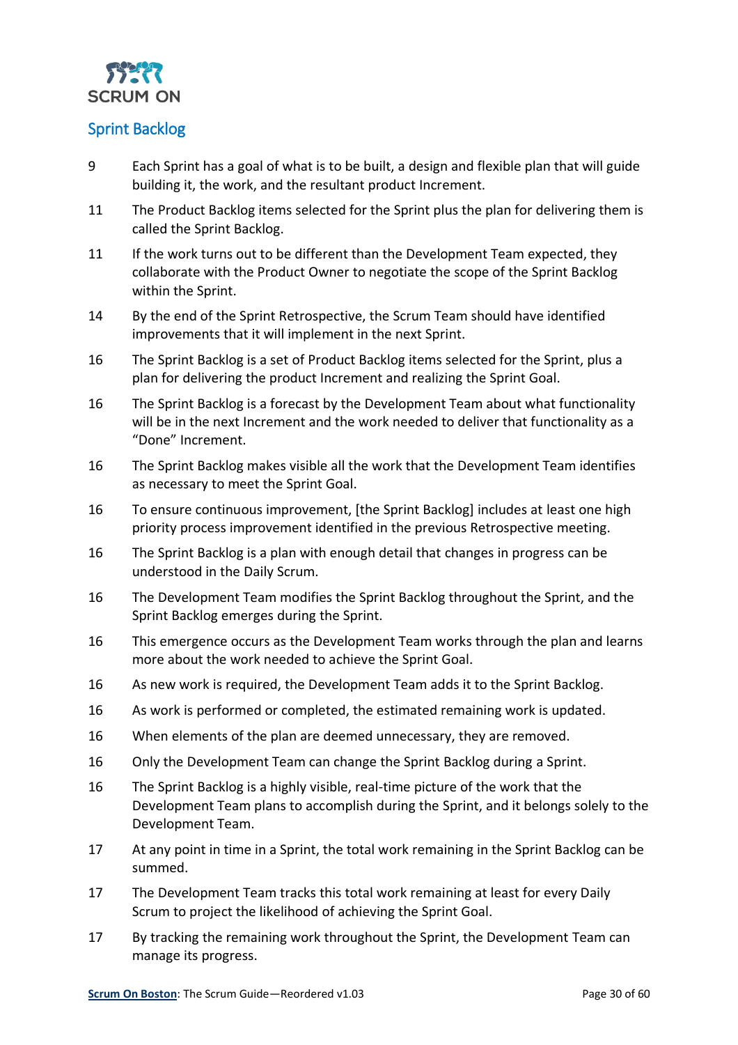## Sprint Backlog

| | |
|---|---|
| 9 | Each Sprint has a goal of what is to be built, a design and flexible plan that will guide building it, the work, and the resultant product Increment. |
| 11 | The Product Backlog items selected for the Sprint plus the plan for delivering them is called the Sprint Backlog. |
| 11 | If the work turns out to be different than the Development Team expected, they collaborate with the Product Owner to negotiate the scope of the Sprint Backlog within the Sprint. |
| 14 | By the end of the Sprint Retrospective, the Scrum Team should have identified improvements that it will implement in the next Sprint. |
| 16 | The Sprint Backlog is a set of Product Backlog items selected for the Sprint, plus a plan for delivering the product Increment and realizing the Sprint Goal. |
| 16 | The Sprint Backlog is a forecast by the Development Team about what functionality will be in the next Increment and the work needed to deliver that functionality as a "Done" Increment. |
| 16 | The Sprint Backlog makes visible all the work that the Development Team identifies as necessary to meet the Sprint Goal. |
| 16 | To ensure continuous improvement, [the Sprint Backlog] includes at least one high priority process improvement identified in the previous Retrospective meeting. |
| 16 | The Sprint Backlog is a plan with enough detail that changes in progress can be understood in the Daily Scrum. |
| 16 | The Development Team modifies the Sprint Backlog throughout the Sprint, and the Sprint Backlog emerges during the Sprint. |
| 16 | This emergence occurs as the Development Team works through the plan and learns more about the work needed to achieve the Sprint Goal. |
| 16 | As new work is required, the Development Team adds it to the Sprint Backlog. |
| 16 | As work is performed or completed, the estimated remaining work is updated. |
| 16 | When elements of the plan are deemed unnecessary, they are removed. |
| 16 | Only the Development Team can change the Sprint Backlog during a Sprint. |
| 16 | The Sprint Backlog is a highly visible, real-time picture of the work that the Development Team plans to accomplish during the Sprint, and it belongs solely to the Development Team. |
| 17 | At any point in time in a Sprint, the total work remaining in the Sprint Backlog can be summed. |
| 17 | The Development Team tracks this total work remaining at least for every Daily Scrum to project the likelihood of achieving the Sprint Goal. |
| 17 | By tracking the remaining work throughout the Sprint, the Development Team can manage its progress. |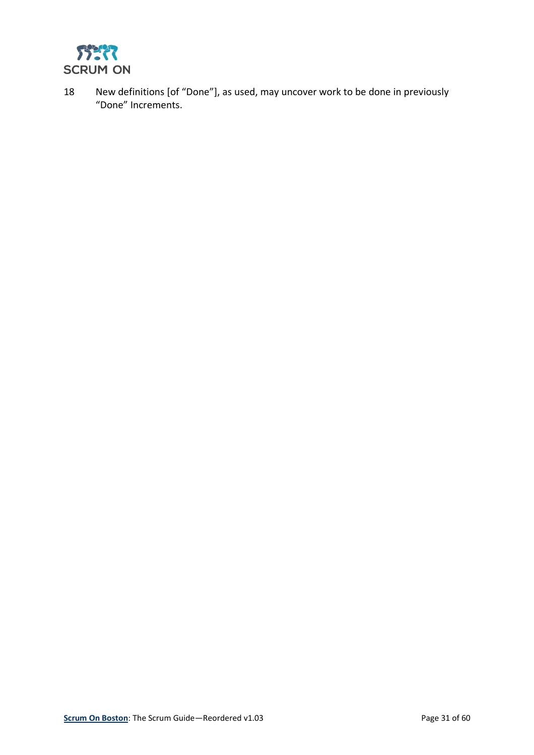18 New definitions [of "Done"], as used, may uncover work to be done in previously "Done" Increments.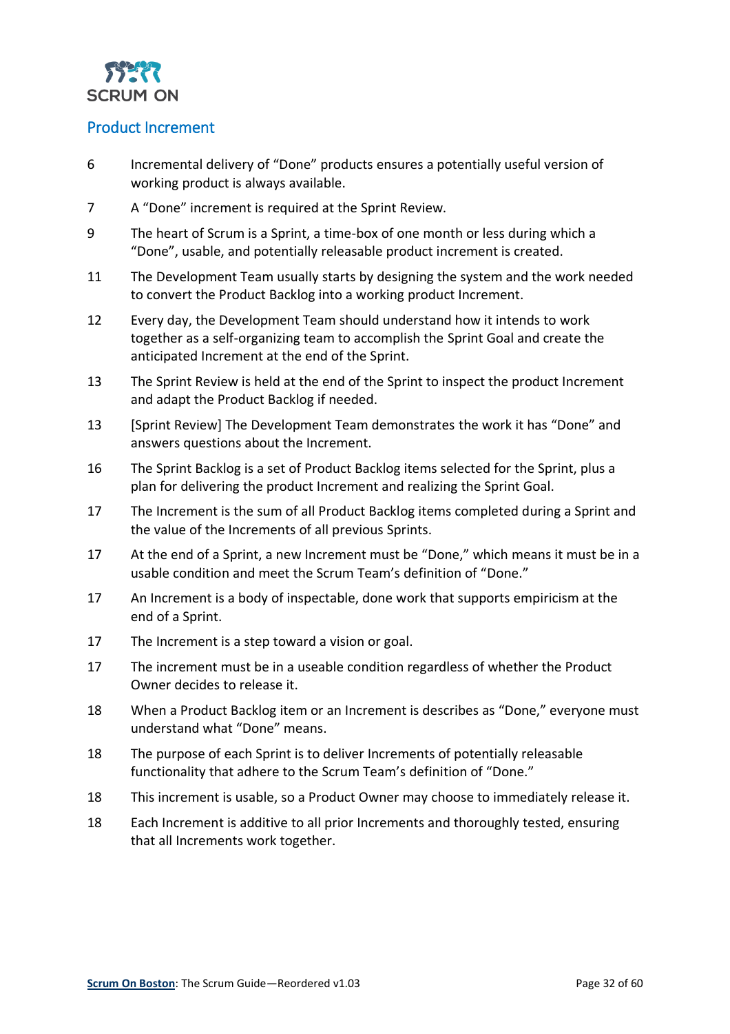## Product Increment

| | |
|---|---|
| 6 | Incremental delivery of "Done" products ensures a potentially useful version of working product is always available. |
| 7 | A "Done" increment is required at the Sprint Review. |
| 9 | The heart of Scrum is a Sprint, a time-box of one month or less during which a "Done", usable, and potentially releasable product increment is created. |
| 11 | The Development Team usually starts by designing the system and the work needed to convert the Product Backlog into a working product Increment. |
| 12 | Every day, the Development Team should understand how it intends to work together as a self-organizing team to accomplish the Sprint Goal and create the anticipated Increment at the end of the Sprint. |
| 13 | The Sprint Review is held at the end of the Sprint to inspect the product Increment and adapt the Product Backlog if needed. |
| 13 | [Sprint Review] The Development Team demonstrates the work it has "Done" and answers questions about the Increment. |
| 16 | The Sprint Backlog is a set of Product Backlog items selected for the Sprint, plus a plan for delivering the product Increment and realizing the Sprint Goal. |
| 17 | The Increment is the sum of all Product Backlog items completed during a Sprint and the value of the Increments of all previous Sprints. |
| 17 | At the end of a Sprint, a new Increment must be "Done," which means it must be in a usable condition and meet the Scrum Team's definition of "Done." |
| 17 | An Increment is a body of inspectable, done work that supports empiricism at the end of a Sprint. |
| 17 | The Increment is a step toward a vision or goal. |
| 17 | The increment must be in a useable condition regardless of whether the Product Owner decides to release it. |
| 18 | When a Product Backlog item or an Increment is describes as "Done," everyone must understand what "Done" means. |
| 18 | The purpose of each Sprint is to deliver Increments of potentially releasable functionality that adhere to the Scrum Team's definition of "Done." |
| 18 | This increment is usable, so a Product Owner may choose to immediately release it. |
| 18 | Each Increment is additive to all prior Increments and thoroughly tested, ensuring that all Increments work together. |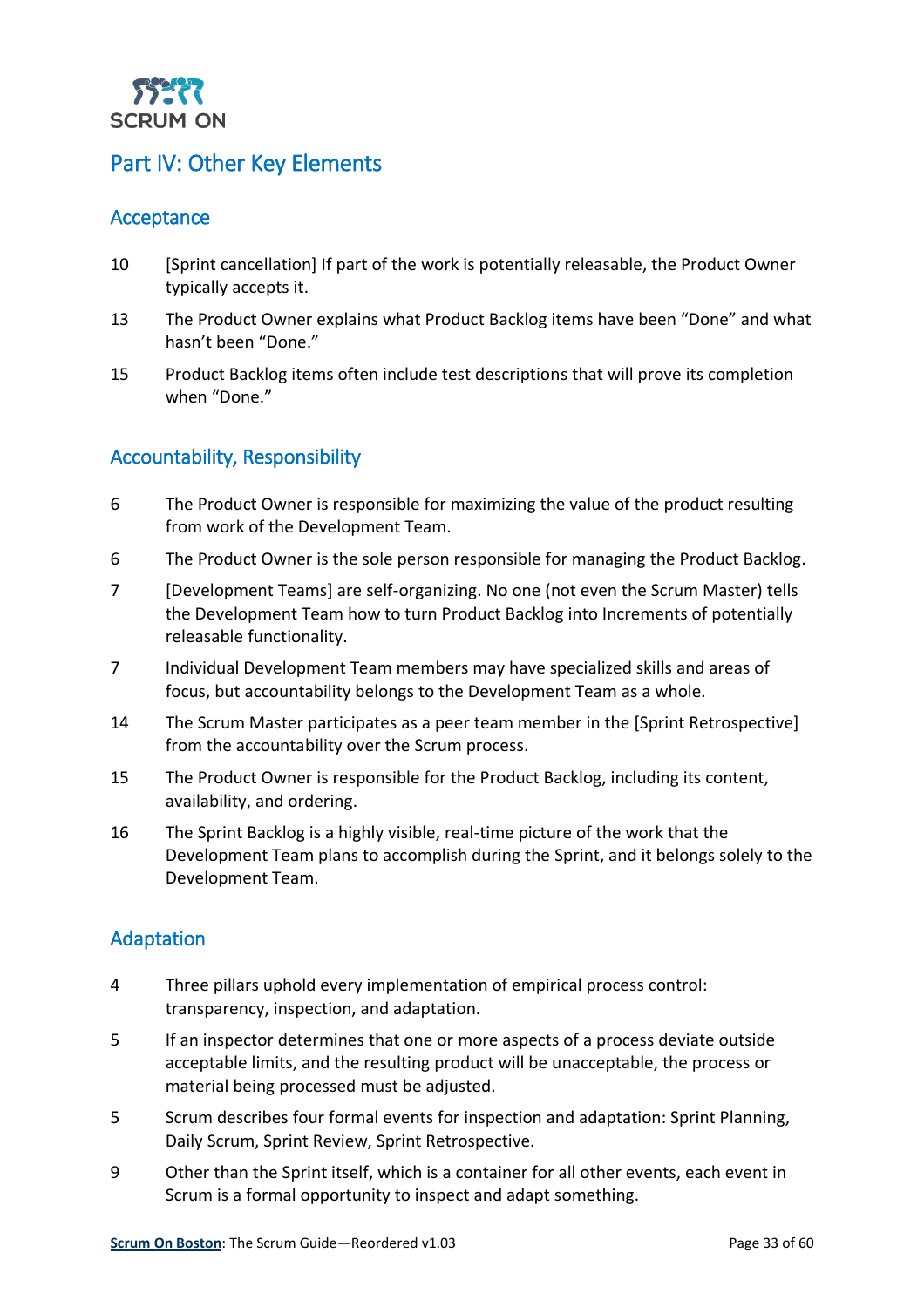# Part IV: Other Key Elements

## Acceptance

| | |
|---|---|
| 10 | [Sprint cancellation] If part of the work is potentially releasable, the Product Owner typically accepts it. |
| 13 | The Product Owner explains what Product Backlog items have been "Done" and what hasn't been "Done." |
| 15 | Product Backlog items often include test descriptions that will prove its completion when "Done." |

## Accountability, Responsibility

| | |
|---|---|
| 6 | The Product Owner is responsible for maximizing the value of the product resulting from work of the Development Team. |
| 6 | The Product Owner is the sole person responsible for managing the Product Backlog. |
| 7 | [Development Teams] are self-organizing. No one (not even the Scrum Master) tells the Development Team how to turn Product Backlog into Increments of potentially releasable functionality. |
| 7 | Individual Development Team members may have specialized skills and areas of focus, but accountability belongs to the Development Team as a whole. |
| 14 | The Scrum Master participates as a peer team member in the [Sprint Retrospective] from the accountability over the Scrum process. |
| 15 | The Product Owner is responsible for the Product Backlog, including its content, availability, and ordering. |
| 16 | The Sprint Backlog is a highly visible, real-time picture of the work that the Development Team plans to accomplish during the Sprint, and it belongs solely to the Development Team. |

## Adaptation

| | |
|---|---|
| 4 | Three pillars uphold every implementation of empirical process control: transparency, inspection, and adaptation. |
| 5 | If an inspector determines that one or more aspects of a process deviate outside acceptable limits, and the resulting product will be unacceptable, the process or material being processed must be adjusted. |
| 5 | Scrum describes four formal events for inspection and adaptation: Sprint Planning, Daily Scrum, Sprint Review, Sprint Retrospective. |
| 9 | Other than the Sprint itself, which is a container for all other events, each event in Scrum is a formal opportunity to inspect and adapt something. |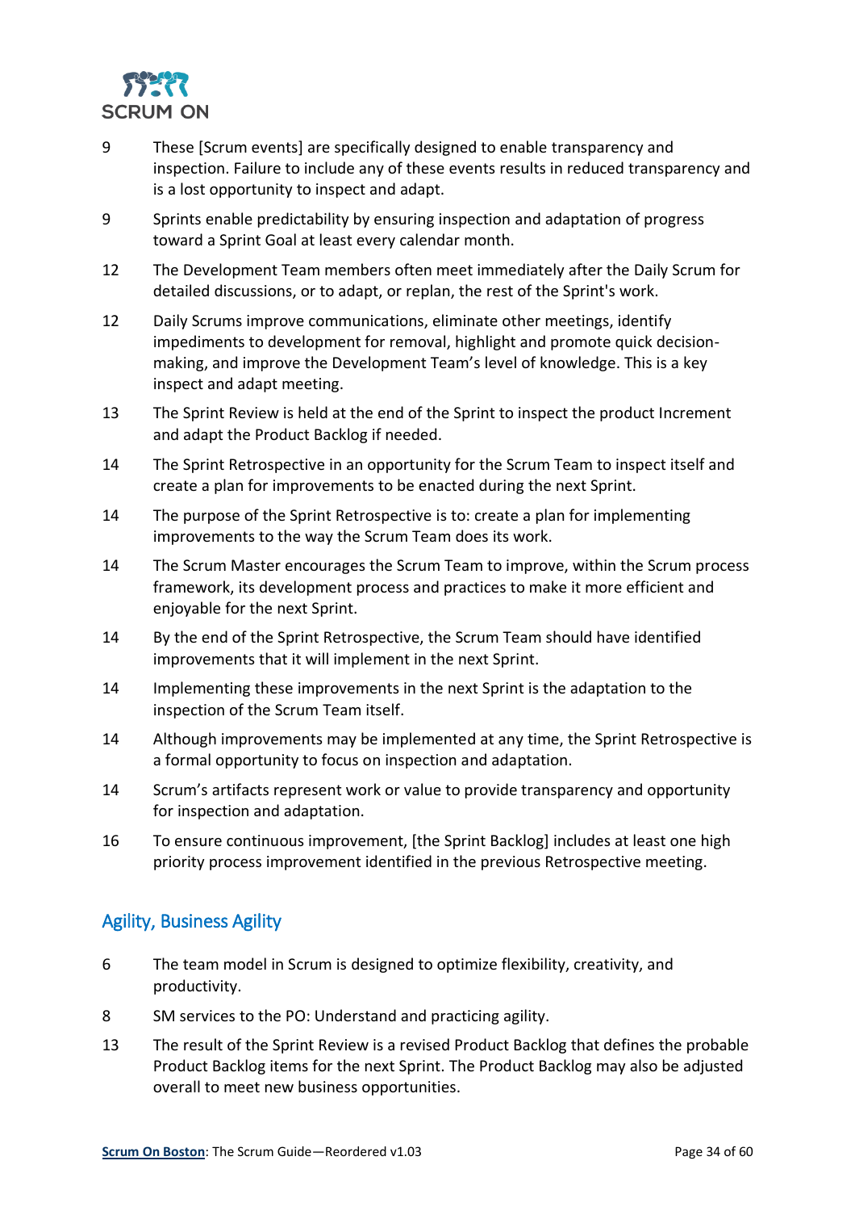| | |
|---|---|
| 9 | These [Scrum events] are specifically designed to enable transparency and inspection. Failure to include any of these events results in reduced transparency and is a lost opportunity to inspect and adapt. |
| 9 | Sprints enable predictability by ensuring inspection and adaptation of progress toward a Sprint Goal at least every calendar month. |
| 12 | The Development Team members often meet immediately after the Daily Scrum for detailed discussions, or to adapt, or replan, the rest of the Sprint's work. |
| 12 | Daily Scrums improve communications, eliminate other meetings, identify impediments to development for removal, highlight and promote quick decision-making, and improve the Development Team's level of knowledge. This is a key inspect and adapt meeting. |
| 13 | The Sprint Review is held at the end of the Sprint to inspect the product Increment and adapt the Product Backlog if needed. |
| 14 | The Sprint Retrospective in an opportunity for the Scrum Team to inspect itself and create a plan for improvements to be enacted during the next Sprint. |
| 14 | The purpose of the Sprint Retrospective is to: create a plan for implementing improvements to the way the Scrum Team does its work. |
| 14 | The Scrum Master encourages the Scrum Team to improve, within the Scrum process framework, its development process and practices to make it more efficient and enjoyable for the next Sprint. |
| 14 | By the end of the Sprint Retrospective, the Scrum Team should have identified improvements that it will implement in the next Sprint. |
| 14 | Implementing these improvements in the next Sprint is the adaptation to the inspection of the Scrum Team itself. |
| 14 | Although improvements may be implemented at any time, the Sprint Retrospective is a formal opportunity to focus on inspection and adaptation. |
| 14 | Scrum's artifacts represent work or value to provide transparency and opportunity for inspection and adaptation. |
| 16 | To ensure continuous improvement, [the Sprint Backlog] includes at least one high priority process improvement identified in the previous Retrospective meeting. |

## Agility, Business Agility

| | |
|---|---|
| 6 | The team model in Scrum is designed to optimize flexibility, creativity, and productivity. |
| 8 | SM services to the PO: Understand and practicing agility. |
| 13 | The result of the Sprint Review is a revised Product Backlog that defines the probable Product Backlog items for the next Sprint. The Product Backlog may also be adjusted overall to meet new business opportunities. |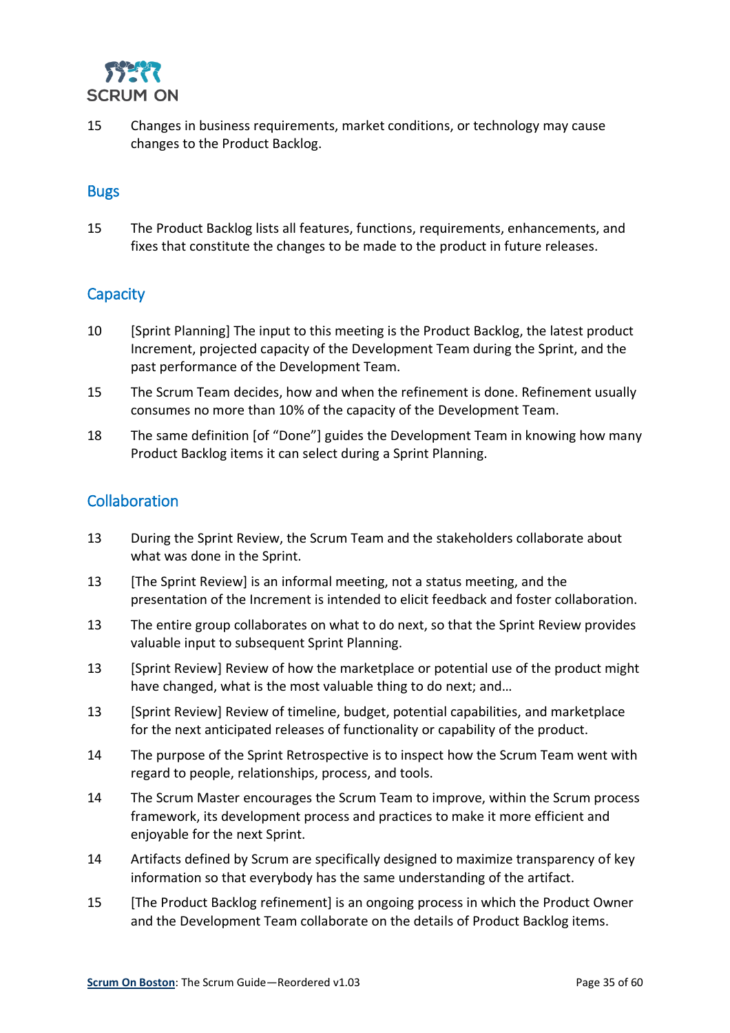15 Changes in business requirements, market conditions, or technology may cause changes to the Product Backlog.

## Bugs

15 The Product Backlog lists all features, functions, requirements, enhancements, and fixes that constitute the changes to be made to the product in future releases.

## Capacity

10 [Sprint Planning] The input to this meeting is the Product Backlog, the latest product Increment, projected capacity of the Development Team during the Sprint, and the past performance of the Development Team.

15 The Scrum Team decides, how and when the refinement is done. Refinement usually consumes no more than 10% of the capacity of the Development Team.

18 The same definition [of "Done"] guides the Development Team in knowing how many Product Backlog items it can select during a Sprint Planning.

## Collaboration

13 During the Sprint Review, the Scrum Team and the stakeholders collaborate about what was done in the Sprint.

13 [The Sprint Review] is an informal meeting, not a status meeting, and the presentation of the Increment is intended to elicit feedback and foster collaboration.

13 The entire group collaborates on what to do next, so that the Sprint Review provides valuable input to subsequent Sprint Planning.

13 [Sprint Review] Review of how the marketplace or potential use of the product might have changed, what is the most valuable thing to do next; and…

13 [Sprint Review] Review of timeline, budget, potential capabilities, and marketplace for the next anticipated releases of functionality or capability of the product.

14 The purpose of the Sprint Retrospective is to inspect how the Scrum Team went with regard to people, relationships, process, and tools.

14 The Scrum Master encourages the Scrum Team to improve, within the Scrum process framework, its development process and practices to make it more efficient and enjoyable for the next Sprint.

14 Artifacts defined by Scrum are specifically designed to maximize transparency of key information so that everybody has the same understanding of the artifact.

15 [The Product Backlog refinement] is an ongoing process in which the Product Owner and the Development Team collaborate on the details of Product Backlog items.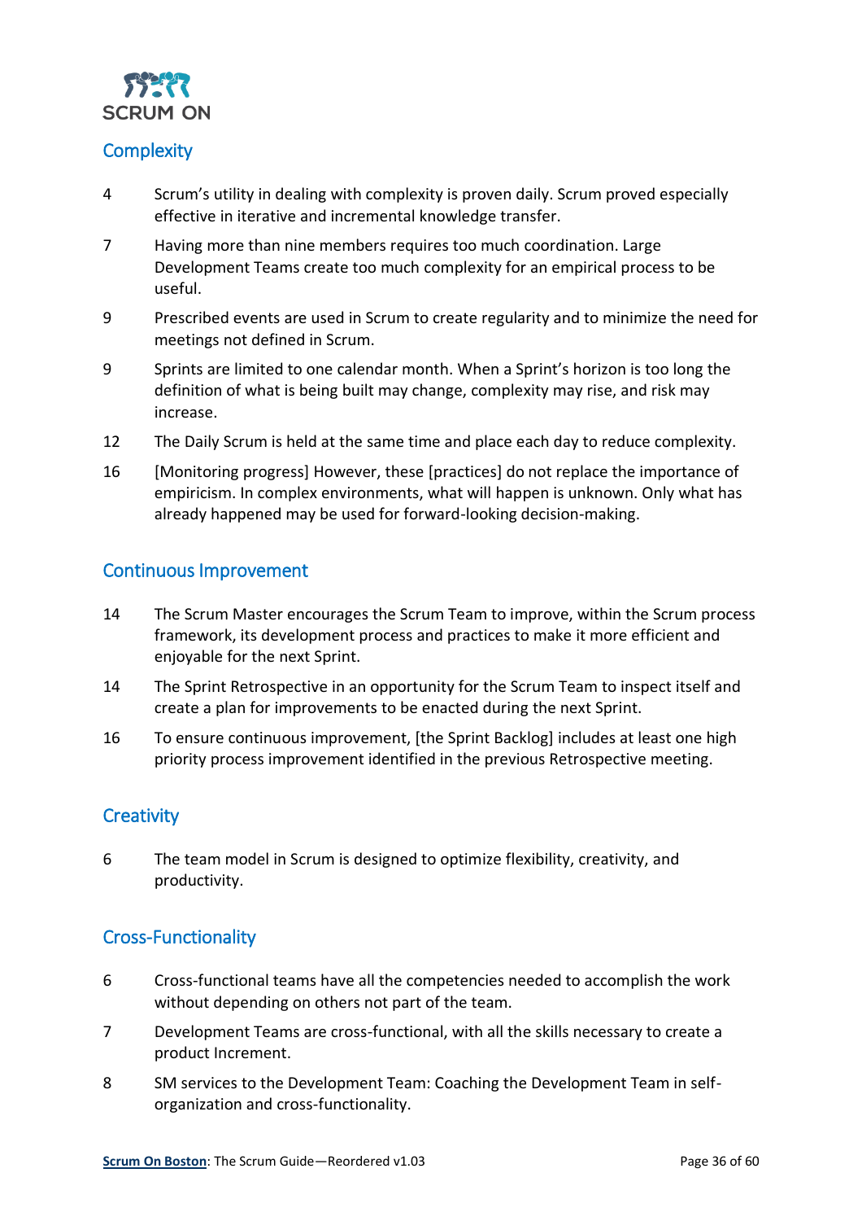## Complexity

| | |
|---|---|
| 4 | Scrum's utility in dealing with complexity is proven daily. Scrum proved especially effective in iterative and incremental knowledge transfer. |
| 7 | Having more than nine members requires too much coordination. Large Development Teams create too much complexity for an empirical process to be useful. |
| 9 | Prescribed events are used in Scrum to create regularity and to minimize the need for meetings not defined in Scrum. |
| 9 | Sprints are limited to one calendar month. When a Sprint's horizon is too long the definition of what is being built may change, complexity may rise, and risk may increase. |
| 12 | The Daily Scrum is held at the same time and place each day to reduce complexity. |
| 16 | [Monitoring progress] However, these [practices] do not replace the importance of empiricism. In complex environments, what will happen is unknown. Only what has already happened may be used for forward-looking decision-making. |

## Continuous Improvement

| | |
|---|---|
| 14 | The Scrum Master encourages the Scrum Team to improve, within the Scrum process framework, its development process and practices to make it more efficient and enjoyable for the next Sprint. |
| 14 | The Sprint Retrospective in an opportunity for the Scrum Team to inspect itself and create a plan for improvements to be enacted during the next Sprint. |
| 16 | To ensure continuous improvement, [the Sprint Backlog] includes at least one high priority process improvement identified in the previous Retrospective meeting. |

## Creativity

| | |
|---|---|
| 6 | The team model in Scrum is designed to optimize flexibility, creativity, and productivity. |

## Cross-Functionality

| | |
|---|---|
| 6 | Cross-functional teams have all the competencies needed to accomplish the work without depending on others not part of the team. |
| 7 | Development Teams are cross-functional, with all the skills necessary to create a product Increment. |
| 8 | SM services to the Development Team: Coaching the Development Team in self-organization and cross-functionality. |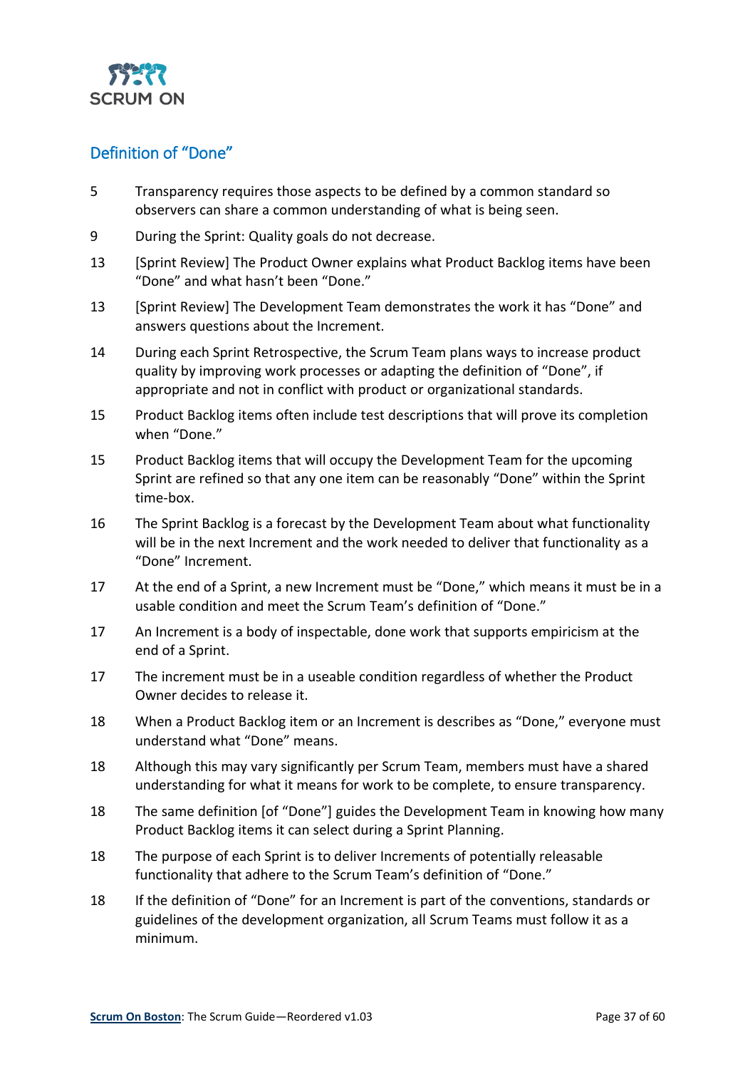## Definition of "Done"

| | |
|---|---|
| 5 | Transparency requires those aspects to be defined by a common standard so observers can share a common understanding of what is being seen. |
| 9 | During the Sprint: Quality goals do not decrease. |
| 13 | [Sprint Review] The Product Owner explains what Product Backlog items have been "Done" and what hasn't been "Done." |
| 13 | [Sprint Review] The Development Team demonstrates the work it has "Done" and answers questions about the Increment. |
| 14 | During each Sprint Retrospective, the Scrum Team plans ways to increase product quality by improving work processes or adapting the definition of "Done", if appropriate and not in conflict with product or organizational standards. |
| 15 | Product Backlog items often include test descriptions that will prove its completion when "Done." |
| 15 | Product Backlog items that will occupy the Development Team for the upcoming Sprint are refined so that any one item can be reasonably "Done" within the Sprint time-box. |
| 16 | The Sprint Backlog is a forecast by the Development Team about what functionality will be in the next Increment and the work needed to deliver that functionality as a "Done" Increment. |
| 17 | At the end of a Sprint, a new Increment must be "Done," which means it must be in a usable condition and meet the Scrum Team's definition of "Done." |
| 17 | An Increment is a body of inspectable, done work that supports empiricism at the end of a Sprint. |
| 17 | The increment must be in a useable condition regardless of whether the Product Owner decides to release it. |
| 18 | When a Product Backlog item or an Increment is describes as "Done," everyone must understand what "Done" means. |
| 18 | Although this may vary significantly per Scrum Team, members must have a shared understanding for what it means for work to be complete, to ensure transparency. |
| 18 | The same definition [of "Done"] guides the Development Team in knowing how many Product Backlog items it can select during a Sprint Planning. |
| 18 | The purpose of each Sprint is to deliver Increments of potentially releasable functionality that adhere to the Scrum Team's definition of "Done." |
| 18 | If the definition of "Done" for an Increment is part of the conventions, standards or guidelines of the development organization, all Scrum Teams must follow it as a minimum. |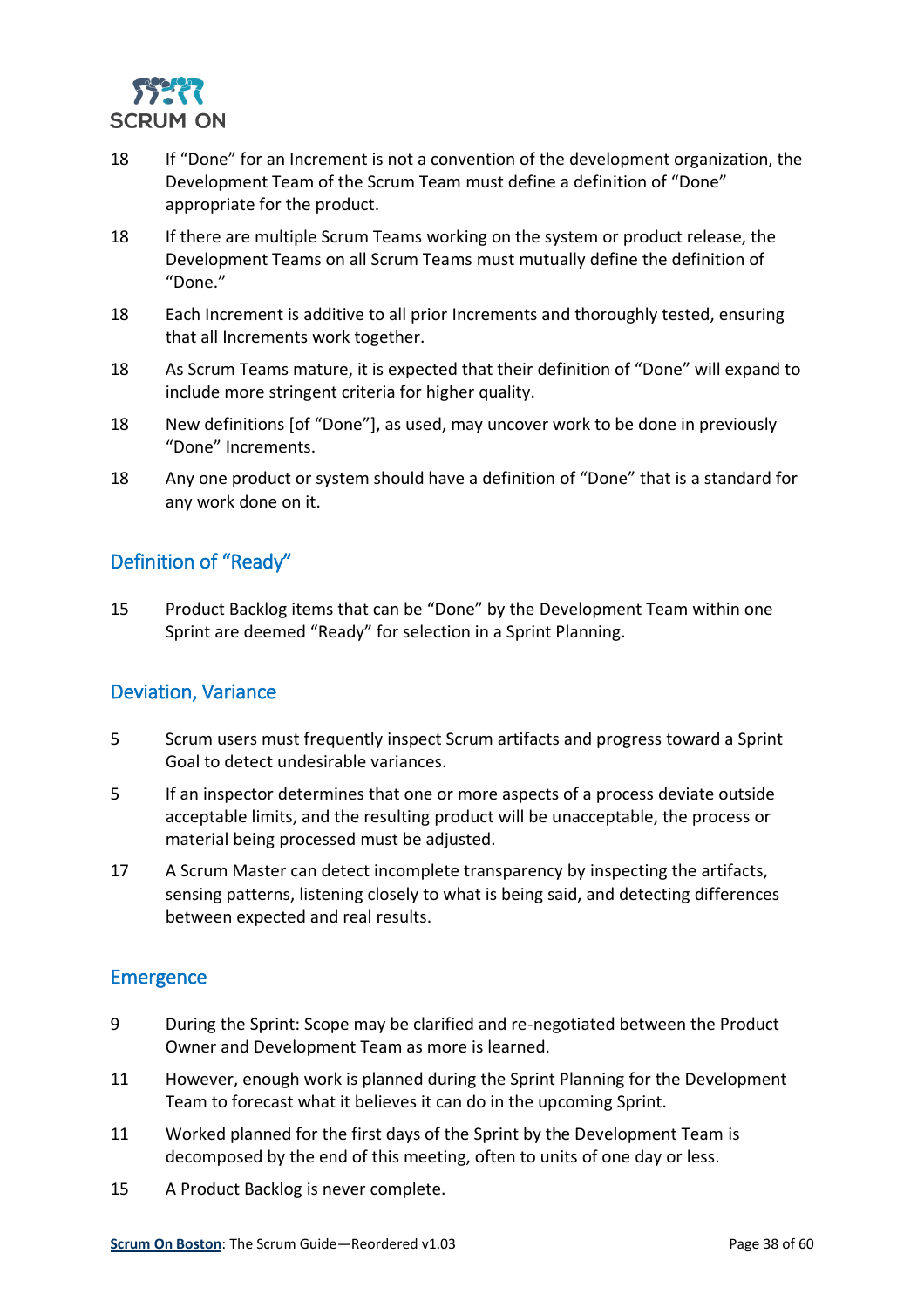18 If "Done" for an Increment is not a convention of the development organization, the Development Team of the Scrum Team must define a definition of "Done" appropriate for the product.

18 If there are multiple Scrum Teams working on the system or product release, the Development Teams on all Scrum Teams must mutually define the definition of "Done."

18 Each Increment is additive to all prior Increments and thoroughly tested, ensuring that all Increments work together.

18 As Scrum Teams mature, it is expected that their definition of "Done" will expand to include more stringent criteria for higher quality.

18 New definitions [of "Done"], as used, may uncover work to be done in previously "Done" Increments.

18 Any one product or system should have a definition of "Done" that is a standard for any work done on it.

## Definition of "Ready"

15 Product Backlog items that can be "Done" by the Development Team within one Sprint are deemed "Ready" for selection in a Sprint Planning.

## Deviation, Variance

5 Scrum users must frequently inspect Scrum artifacts and progress toward a Sprint Goal to detect undesirable variances.

5 If an inspector determines that one or more aspects of a process deviate outside acceptable limits, and the resulting product will be unacceptable, the process or material being processed must be adjusted.

17 A Scrum Master can detect incomplete transparency by inspecting the artifacts, sensing patterns, listening closely to what is being said, and detecting differences between expected and real results.

## Emergence

9 During the Sprint: Scope may be clarified and re-negotiated between the Product Owner and Development Team as more is learned.

11 However, enough work is planned during the Sprint Planning for the Development Team to forecast what it believes it can do in the upcoming Sprint.

11 Worked planned for the first days of the Sprint by the Development Team is decomposed by the end of this meeting, often to units of one day or less.

15 A Product Backlog is never complete.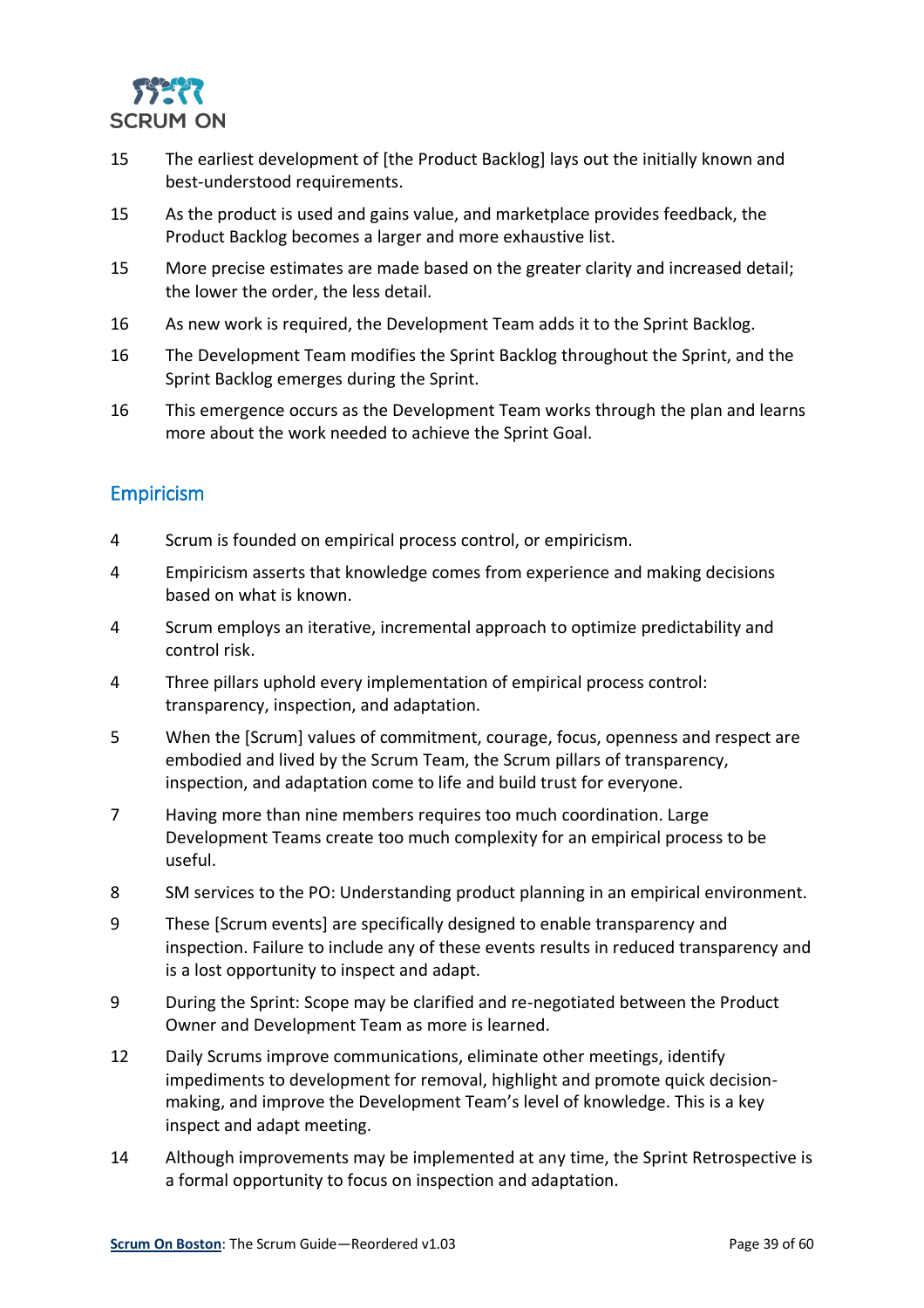| | |
|---|---|
| 15 | The earliest development of [the Product Backlog] lays out the initially known and best-understood requirements. |
| 15 | As the product is used and gains value, and marketplace provides feedback, the Product Backlog becomes a larger and more exhaustive list. |
| 15 | More precise estimates are made based on the greater clarity and increased detail; the lower the order, the less detail. |
| 16 | As new work is required, the Development Team adds it to the Sprint Backlog. |
| 16 | The Development Team modifies the Sprint Backlog throughout the Sprint, and the Sprint Backlog emerges during the Sprint. |
| 16 | This emergence occurs as the Development Team works through the plan and learns more about the work needed to achieve the Sprint Goal. |

## Empiricism

| | |
|---|---|
| 4 | Scrum is founded on empirical process control, or empiricism. |
| 4 | Empiricism asserts that knowledge comes from experience and making decisions based on what is known. |
| 4 | Scrum employs an iterative, incremental approach to optimize predictability and control risk. |
| 4 | Three pillars uphold every implementation of empirical process control: transparency, inspection, and adaptation. |
| 5 | When the [Scrum] values of commitment, courage, focus, openness and respect are embodied and lived by the Scrum Team, the Scrum pillars of transparency, inspection, and adaptation come to life and build trust for everyone. |
| 7 | Having more than nine members requires too much coordination. Large Development Teams create too much complexity for an empirical process to be useful. |
| 8 | SM services to the PO: Understanding product planning in an empirical environment. |
| 9 | These [Scrum events] are specifically designed to enable transparency and inspection. Failure to include any of these events results in reduced transparency and is a lost opportunity to inspect and adapt. |
| 9 | During the Sprint: Scope may be clarified and re-negotiated between the Product Owner and Development Team as more is learned. |
| 12 | Daily Scrums improve communications, eliminate other meetings, identify impediments to development for removal, highlight and promote quick decision-making, and improve the Development Team's level of knowledge. This is a key inspect and adapt meeting. |
| 14 | Although improvements may be implemented at any time, the Sprint Retrospective is a formal opportunity to focus on inspection and adaptation. |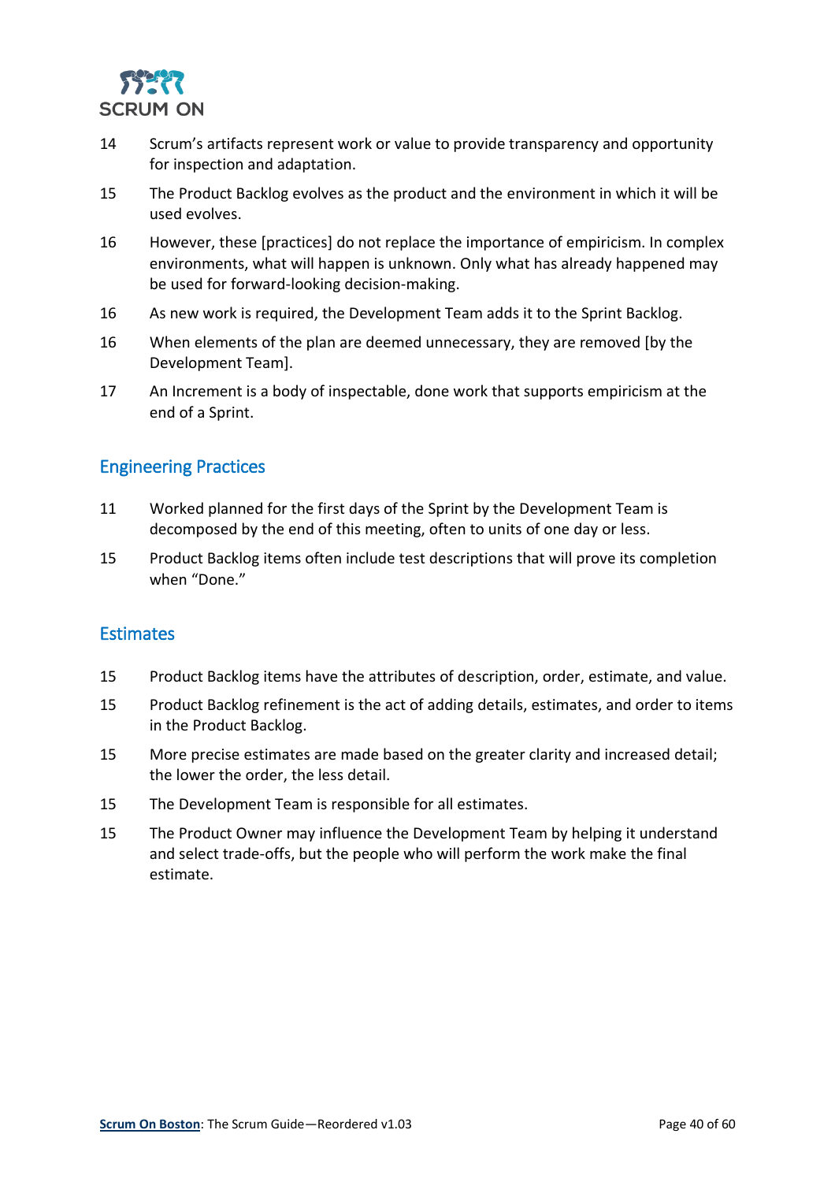| | |
|---|---|
| 14 | Scrum's artifacts represent work or value to provide transparency and opportunity for inspection and adaptation. |
| 15 | The Product Backlog evolves as the product and the environment in which it will be used evolves. |
| 16 | However, these [practices] do not replace the importance of empiricism. In complex environments, what will happen is unknown. Only what has already happened may be used for forward-looking decision-making. |
| 16 | As new work is required, the Development Team adds it to the Sprint Backlog. |
| 16 | When elements of the plan are deemed unnecessary, they are removed [by the Development Team]. |
| 17 | An Increment is a body of inspectable, done work that supports empiricism at the end of a Sprint. |

## Engineering Practices

| | |
|---|---|
| 11 | Worked planned for the first days of the Sprint by the Development Team is decomposed by the end of this meeting, often to units of one day or less. |
| 15 | Product Backlog items often include test descriptions that will prove its completion when "Done." |

## Estimates

| | |
|---|---|
| 15 | Product Backlog items have the attributes of description, order, estimate, and value. |
| 15 | Product Backlog refinement is the act of adding details, estimates, and order to items in the Product Backlog. |
| 15 | More precise estimates are made based on the greater clarity and increased detail; the lower the order, the less detail. |
| 15 | The Development Team is responsible for all estimates. |
| 15 | The Product Owner may influence the Development Team by helping it understand and select trade-offs, but the people who will perform the work make the final estimate. |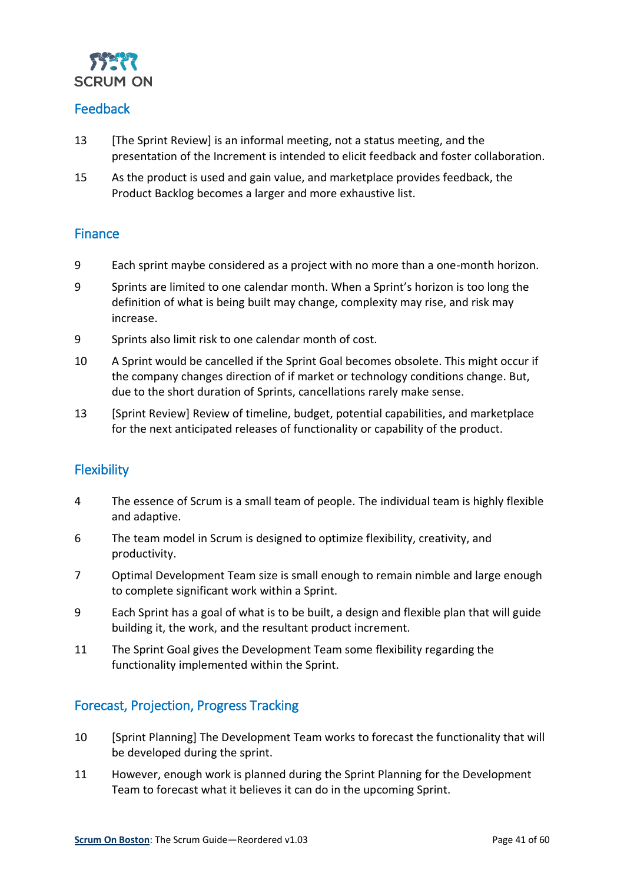## Feedback

| | |
|---|---|
| 13 | [The Sprint Review] is an informal meeting, not a status meeting, and the presentation of the Increment is intended to elicit feedback and foster collaboration. |
| 15 | As the product is used and gain value, and marketplace provides feedback, the Product Backlog becomes a larger and more exhaustive list. |

## Finance

| | |
|---|---|
| 9 | Each sprint maybe considered as a project with no more than a one-month horizon. |
| 9 | Sprints are limited to one calendar month. When a Sprint's horizon is too long the definition of what is being built may change, complexity may rise, and risk may increase. |
| 9 | Sprints also limit risk to one calendar month of cost. |
| 10 | A Sprint would be cancelled if the Sprint Goal becomes obsolete. This might occur if the company changes direction of if market or technology conditions change. But, due to the short duration of Sprints, cancellations rarely make sense. |
| 13 | [Sprint Review] Review of timeline, budget, potential capabilities, and marketplace for the next anticipated releases of functionality or capability of the product. |

## Flexibility

| | |
|---|---|
| 4 | The essence of Scrum is a small team of people. The individual team is highly flexible and adaptive. |
| 6 | The team model in Scrum is designed to optimize flexibility, creativity, and productivity. |
| 7 | Optimal Development Team size is small enough to remain nimble and large enough to complete significant work within a Sprint. |
| 9 | Each Sprint has a goal of what is to be built, a design and flexible plan that will guide building it, the work, and the resultant product increment. |
| 11 | The Sprint Goal gives the Development Team some flexibility regarding the functionality implemented within the Sprint. |

## Forecast, Projection, Progress Tracking

| | |
|---|---|
| 10 | [Sprint Planning] The Development Team works to forecast the functionality that will be developed during the sprint. |
| 11 | However, enough work is planned during the Sprint Planning for the Development Team to forecast what it believes it can do in the upcoming Sprint. |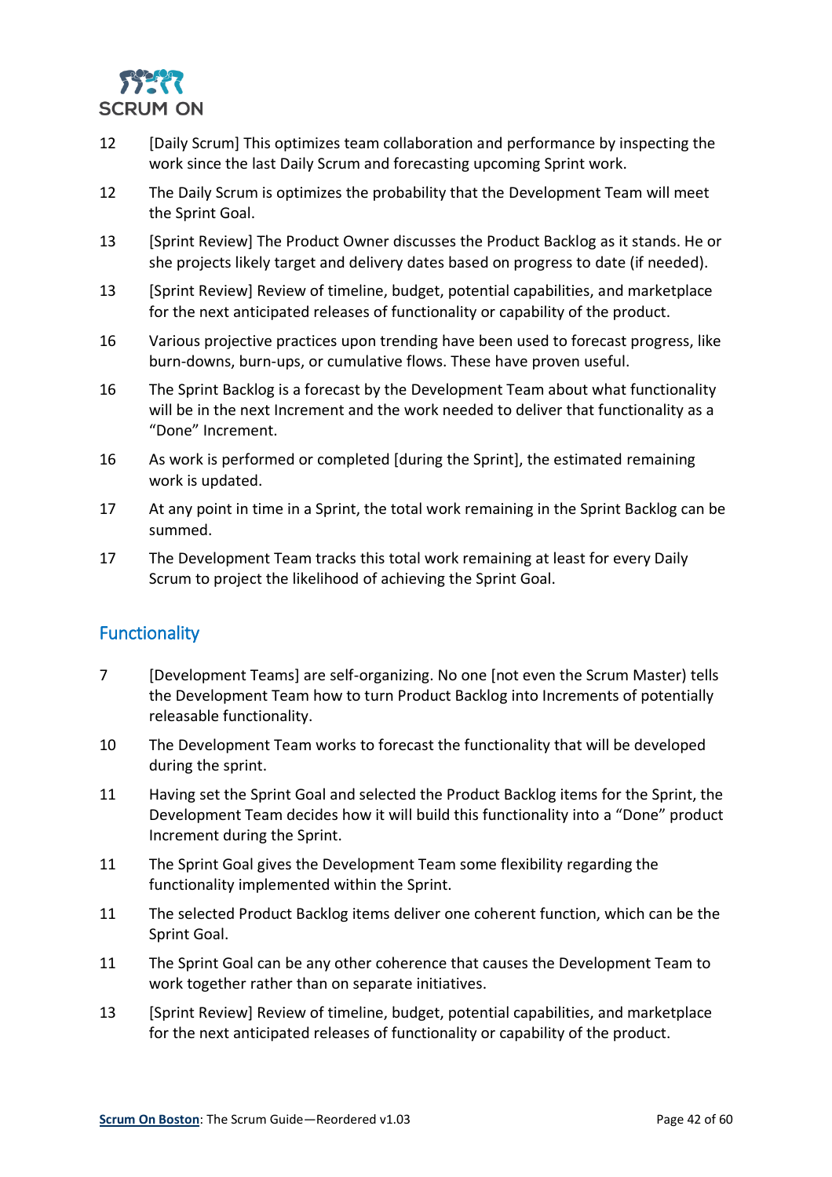12 [Daily Scrum] This optimizes team collaboration and performance by inspecting the work since the last Daily Scrum and forecasting upcoming Sprint work.

12 The Daily Scrum is optimizes the probability that the Development Team will meet the Sprint Goal.

13 [Sprint Review] The Product Owner discusses the Product Backlog as it stands. He or she projects likely target and delivery dates based on progress to date (if needed).

13 [Sprint Review] Review of timeline, budget, potential capabilities, and marketplace for the next anticipated releases of functionality or capability of the product.

16 Various projective practices upon trending have been used to forecast progress, like burn-downs, burn-ups, or cumulative flows. These have proven useful.

16 The Sprint Backlog is a forecast by the Development Team about what functionality will be in the next Increment and the work needed to deliver that functionality as a "Done" Increment.

16 As work is performed or completed [during the Sprint], the estimated remaining work is updated.

17 At any point in time in a Sprint, the total work remaining in the Sprint Backlog can be summed.

17 The Development Team tracks this total work remaining at least for every Daily Scrum to project the likelihood of achieving the Sprint Goal.

## Functionality

7 [Development Teams] are self-organizing. No one [not even the Scrum Master) tells the Development Team how to turn Product Backlog into Increments of potentially releasable functionality.

10 The Development Team works to forecast the functionality that will be developed during the sprint.

11 Having set the Sprint Goal and selected the Product Backlog items for the Sprint, the Development Team decides how it will build this functionality into a "Done" product Increment during the Sprint.

11 The Sprint Goal gives the Development Team some flexibility regarding the functionality implemented within the Sprint.

11 The selected Product Backlog items deliver one coherent function, which can be the Sprint Goal.

11 The Sprint Goal can be any other coherence that causes the Development Team to work together rather than on separate initiatives.

13 [Sprint Review] Review of timeline, budget, potential capabilities, and marketplace for the next anticipated releases of functionality or capability of the product.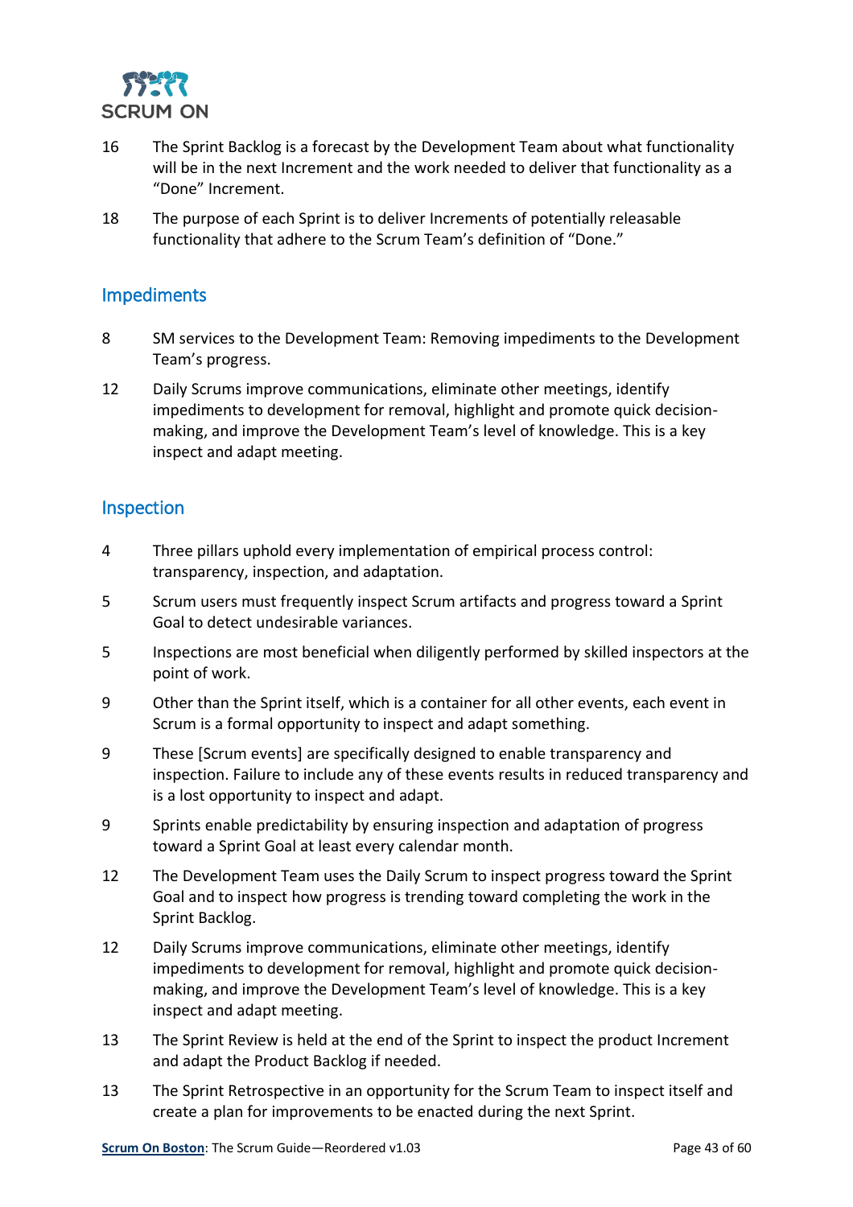16 The Sprint Backlog is a forecast by the Development Team about what functionality will be in the next Increment and the work needed to deliver that functionality as a "Done" Increment.

18 The purpose of each Sprint is to deliver Increments of potentially releasable functionality that adhere to the Scrum Team's definition of "Done."

## Impediments

8 SM services to the Development Team: Removing impediments to the Development Team's progress.

12 Daily Scrums improve communications, eliminate other meetings, identify impediments to development for removal, highlight and promote quick decision-making, and improve the Development Team's level of knowledge. This is a key inspect and adapt meeting.

## Inspection

4 Three pillars uphold every implementation of empirical process control: transparency, inspection, and adaptation.

5 Scrum users must frequently inspect Scrum artifacts and progress toward a Sprint Goal to detect undesirable variances.

5 Inspections are most beneficial when diligently performed by skilled inspectors at the point of work.

9 Other than the Sprint itself, which is a container for all other events, each event in Scrum is a formal opportunity to inspect and adapt something.

9 These [Scrum events] are specifically designed to enable transparency and inspection. Failure to include any of these events results in reduced transparency and is a lost opportunity to inspect and adapt.

9 Sprints enable predictability by ensuring inspection and adaptation of progress toward a Sprint Goal at least every calendar month.

12 The Development Team uses the Daily Scrum to inspect progress toward the Sprint Goal and to inspect how progress is trending toward completing the work in the Sprint Backlog.

12 Daily Scrums improve communications, eliminate other meetings, identify impediments to development for removal, highlight and promote quick decision-making, and improve the Development Team's level of knowledge. This is a key inspect and adapt meeting.

13 The Sprint Review is held at the end of the Sprint to inspect the product Increment and adapt the Product Backlog if needed.

13 The Sprint Retrospective in an opportunity for the Scrum Team to inspect itself and create a plan for improvements to be enacted during the next Sprint.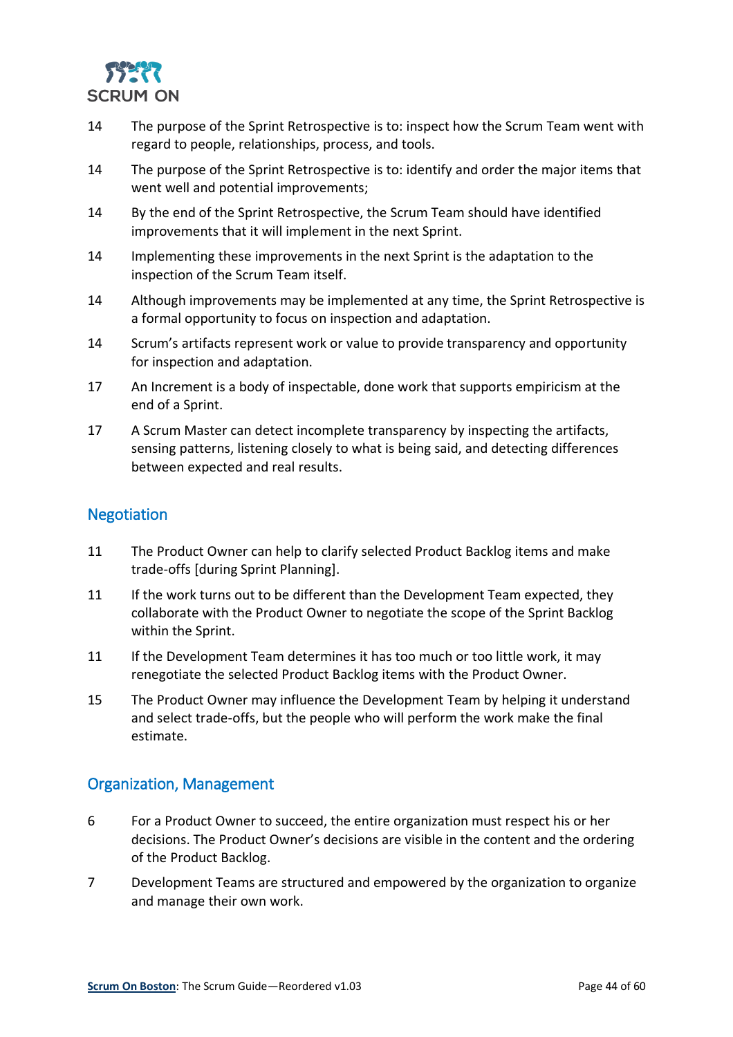14 The purpose of the Sprint Retrospective is to: inspect how the Scrum Team went with regard to people, relationships, process, and tools.

14 The purpose of the Sprint Retrospective is to: identify and order the major items that went well and potential improvements;

14 By the end of the Sprint Retrospective, the Scrum Team should have identified improvements that it will implement in the next Sprint.

14 Implementing these improvements in the next Sprint is the adaptation to the inspection of the Scrum Team itself.

14 Although improvements may be implemented at any time, the Sprint Retrospective is a formal opportunity to focus on inspection and adaptation.

14 Scrum's artifacts represent work or value to provide transparency and opportunity for inspection and adaptation.

17 An Increment is a body of inspectable, done work that supports empiricism at the end of a Sprint.

17 A Scrum Master can detect incomplete transparency by inspecting the artifacts, sensing patterns, listening closely to what is being said, and detecting differences between expected and real results.

## Negotiation

11 The Product Owner can help to clarify selected Product Backlog items and make trade-offs [during Sprint Planning].

11 If the work turns out to be different than the Development Team expected, they collaborate with the Product Owner to negotiate the scope of the Sprint Backlog within the Sprint.

11 If the Development Team determines it has too much or too little work, it may renegotiate the selected Product Backlog items with the Product Owner.

15 The Product Owner may influence the Development Team by helping it understand and select trade-offs, but the people who will perform the work make the final estimate.

## Organization, Management

6 For a Product Owner to succeed, the entire organization must respect his or her decisions. The Product Owner's decisions are visible in the content and the ordering of the Product Backlog.

7 Development Teams are structured and empowered by the organization to organize and manage their own work.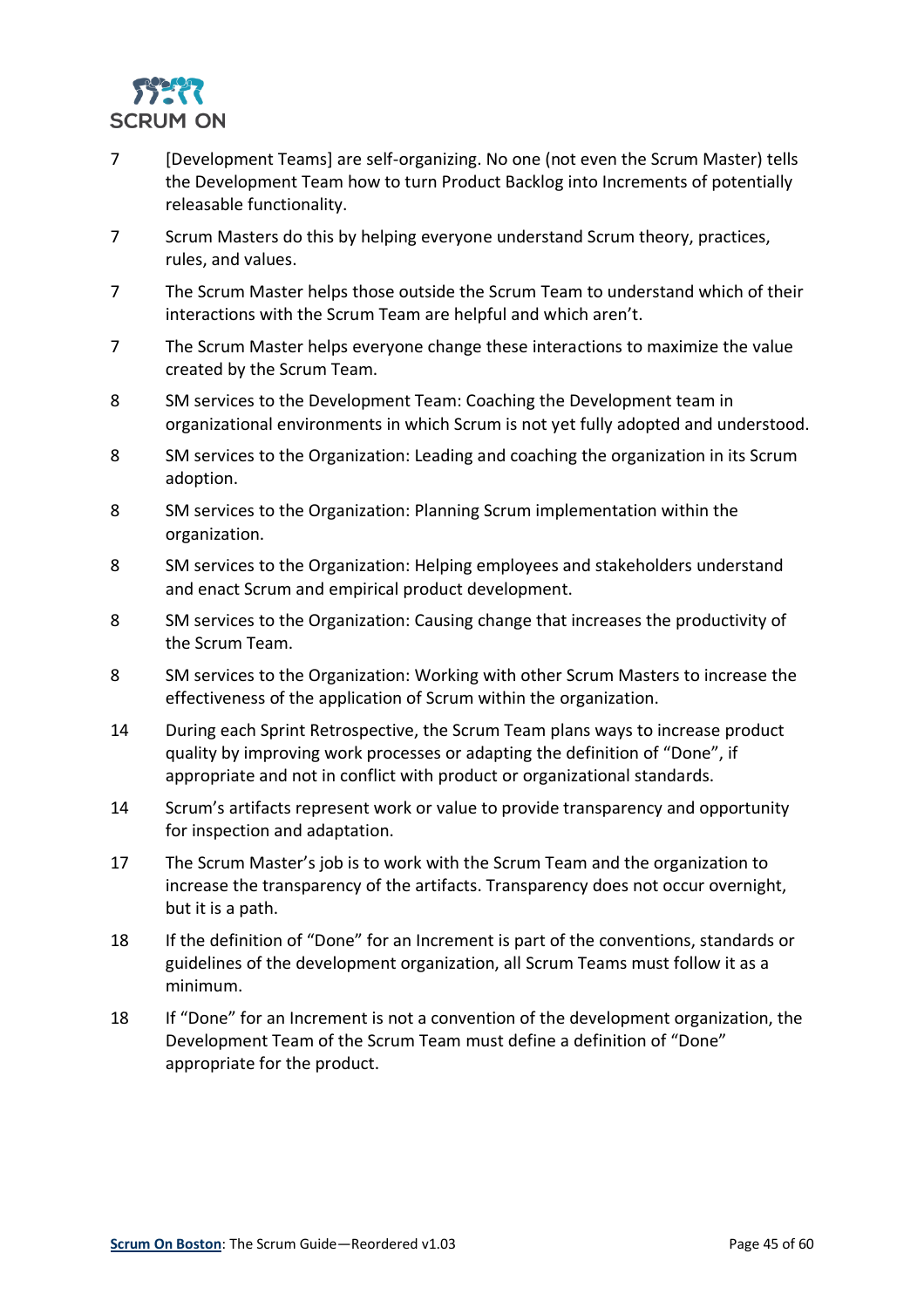| | |
|---|---|
| 7 | [Development Teams] are self-organizing. No one (not even the Scrum Master) tells the Development Team how to turn Product Backlog into Increments of potentially releasable functionality. |
| 7 | Scrum Masters do this by helping everyone understand Scrum theory, practices, rules, and values. |
| 7 | The Scrum Master helps those outside the Scrum Team to understand which of their interactions with the Scrum Team are helpful and which aren't. |
| 7 | The Scrum Master helps everyone change these interactions to maximize the value created by the Scrum Team. |
| 8 | SM services to the Development Team: Coaching the Development team in organizational environments in which Scrum is not yet fully adopted and understood. |
| 8 | SM services to the Organization: Leading and coaching the organization in its Scrum adoption. |
| 8 | SM services to the Organization: Planning Scrum implementation within the organization. |
| 8 | SM services to the Organization: Helping employees and stakeholders understand and enact Scrum and empirical product development. |
| 8 | SM services to the Organization: Causing change that increases the productivity of the Scrum Team. |
| 8 | SM services to the Organization: Working with other Scrum Masters to increase the effectiveness of the application of Scrum within the organization. |
| 14 | During each Sprint Retrospective, the Scrum Team plans ways to increase product quality by improving work processes or adapting the definition of "Done", if appropriate and not in conflict with product or organizational standards. |
| 14 | Scrum's artifacts represent work or value to provide transparency and opportunity for inspection and adaptation. |
| 17 | The Scrum Master's job is to work with the Scrum Team and the organization to increase the transparency of the artifacts. Transparency does not occur overnight, but it is a path. |
| 18 | If the definition of "Done" for an Increment is part of the conventions, standards or guidelines of the development organization, all Scrum Teams must follow it as a minimum. |
| 18 | If "Done" for an Increment is not a convention of the development organization, the Development Team of the Scrum Team must define a definition of "Done" appropriate for the product. |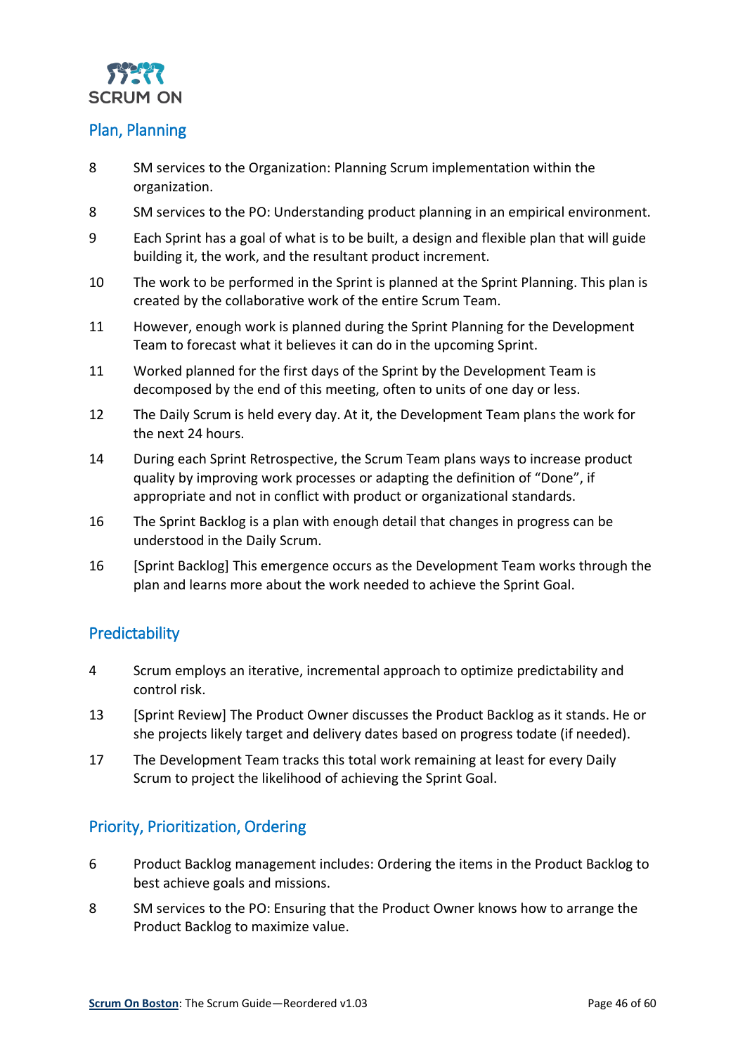## Plan, Planning

| | |
|---|---|
| 8 | SM services to the Organization: Planning Scrum implementation within the organization. |
| 8 | SM services to the PO: Understanding product planning in an empirical environment. |
| 9 | Each Sprint has a goal of what is to be built, a design and flexible plan that will guide building it, the work, and the resultant product increment. |
| 10 | The work to be performed in the Sprint is planned at the Sprint Planning. This plan is created by the collaborative work of the entire Scrum Team. |
| 11 | However, enough work is planned during the Sprint Planning for the Development Team to forecast what it believes it can do in the upcoming Sprint. |
| 11 | Worked planned for the first days of the Sprint by the Development Team is decomposed by the end of this meeting, often to units of one day or less. |
| 12 | The Daily Scrum is held every day. At it, the Development Team plans the work for the next 24 hours. |
| 14 | During each Sprint Retrospective, the Scrum Team plans ways to increase product quality by improving work processes or adapting the definition of "Done", if appropriate and not in conflict with product or organizational standards. |
| 16 | The Sprint Backlog is a plan with enough detail that changes in progress can be understood in the Daily Scrum. |
| 16 | [Sprint Backlog] This emergence occurs as the Development Team works through the plan and learns more about the work needed to achieve the Sprint Goal. |

## Predictability

| | |
|---|---|
| 4 | Scrum employs an iterative, incremental approach to optimize predictability and control risk. |
| 13 | [Sprint Review] The Product Owner discusses the Product Backlog as it stands. He or she projects likely target and delivery dates based on progress todate (if needed). |
| 17 | The Development Team tracks this total work remaining at least for every Daily Scrum to project the likelihood of achieving the Sprint Goal. |

## Priority, Prioritization, Ordering

| | |
|---|---|
| 6 | Product Backlog management includes: Ordering the items in the Product Backlog to best achieve goals and missions. |
| 8 | SM services to the PO: Ensuring that the Product Owner knows how to arrange the Product Backlog to maximize value. |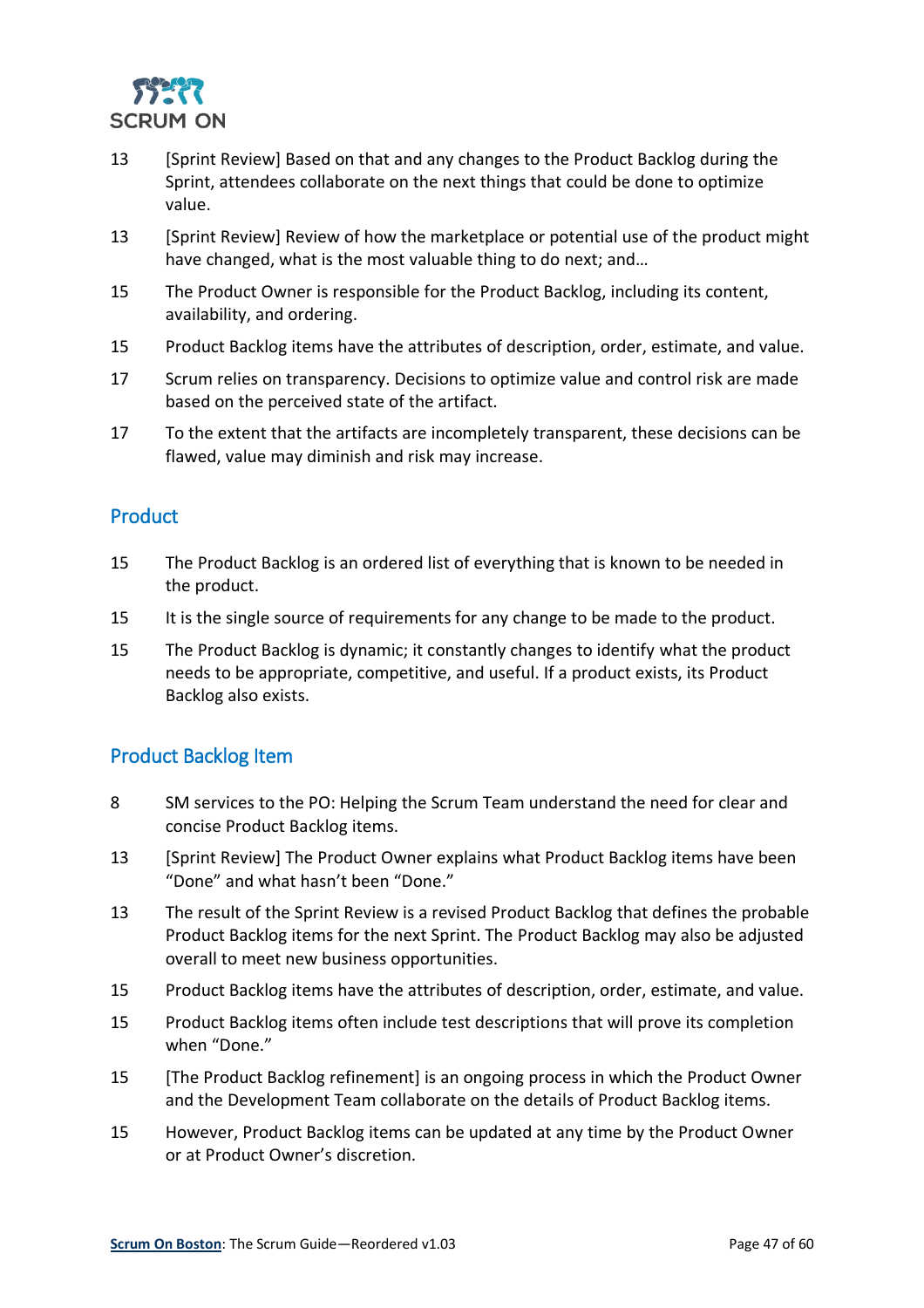13 [Sprint Review] Based on that and any changes to the Product Backlog during the Sprint, attendees collaborate on the next things that could be done to optimize value.

13 [Sprint Review] Review of how the marketplace or potential use of the product might have changed, what is the most valuable thing to do next; and…

15 The Product Owner is responsible for the Product Backlog, including its content, availability, and ordering.

15 Product Backlog items have the attributes of description, order, estimate, and value.

17 Scrum relies on transparency. Decisions to optimize value and control risk are made based on the perceived state of the artifact.

17 To the extent that the artifacts are incompletely transparent, these decisions can be flawed, value may diminish and risk may increase.

## Product

15 The Product Backlog is an ordered list of everything that is known to be needed in the product.

15 It is the single source of requirements for any change to be made to the product.

15 The Product Backlog is dynamic; it constantly changes to identify what the product needs to be appropriate, competitive, and useful. If a product exists, its Product Backlog also exists.

## Product Backlog Item

8 SM services to the PO: Helping the Scrum Team understand the need for clear and concise Product Backlog items.

13 [Sprint Review] The Product Owner explains what Product Backlog items have been "Done" and what hasn't been "Done."

13 The result of the Sprint Review is a revised Product Backlog that defines the probable Product Backlog items for the next Sprint. The Product Backlog may also be adjusted overall to meet new business opportunities.

15 Product Backlog items have the attributes of description, order, estimate, and value.

15 Product Backlog items often include test descriptions that will prove its completion when "Done."

15 [The Product Backlog refinement] is an ongoing process in which the Product Owner and the Development Team collaborate on the details of Product Backlog items.

15 However, Product Backlog items can be updated at any time by the Product Owner or at Product Owner's discretion.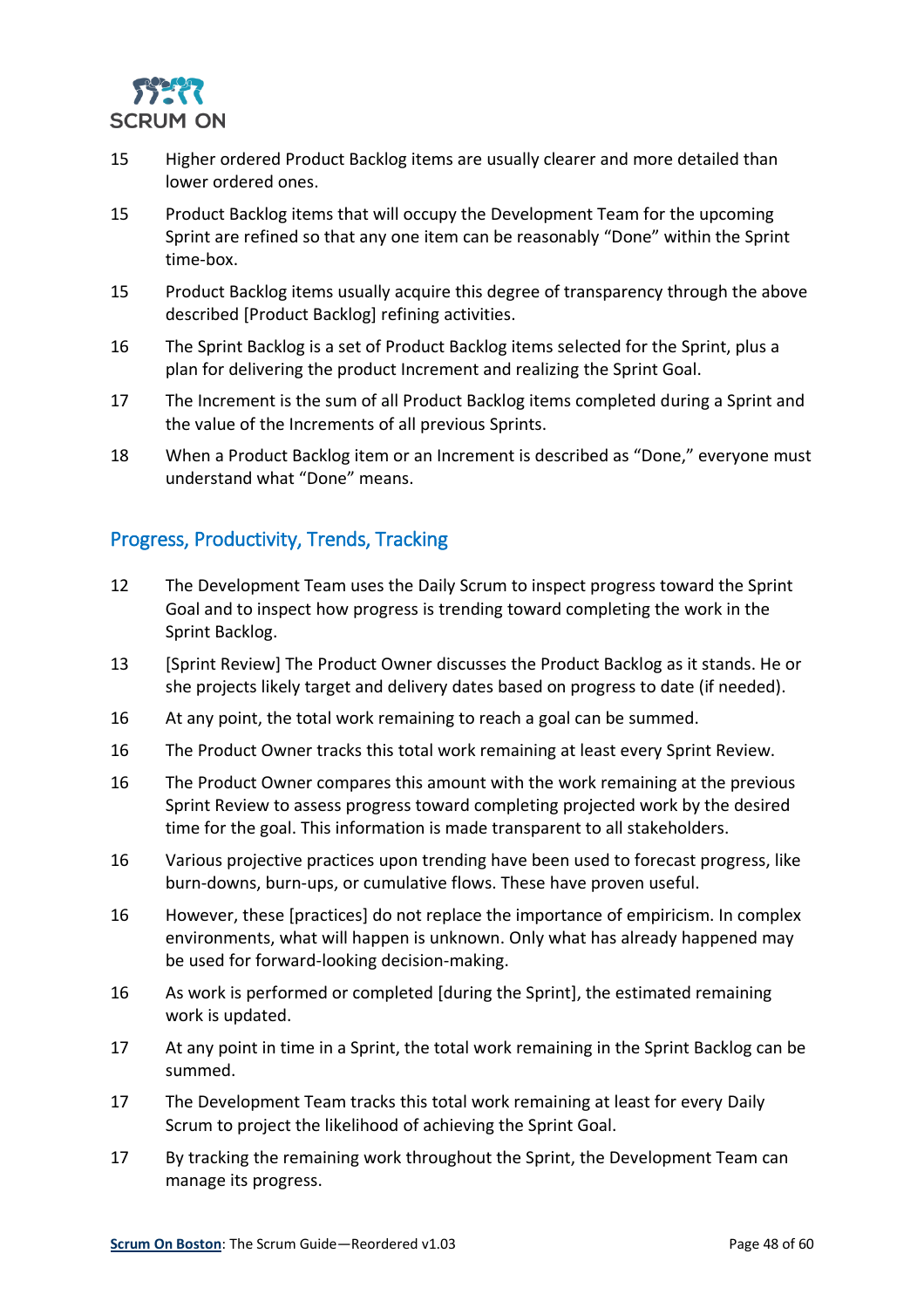15 Higher ordered Product Backlog items are usually clearer and more detailed than lower ordered ones.

15 Product Backlog items that will occupy the Development Team for the upcoming Sprint are refined so that any one item can be reasonably "Done" within the Sprint time-box.

15 Product Backlog items usually acquire this degree of transparency through the above described [Product Backlog] refining activities.

16 The Sprint Backlog is a set of Product Backlog items selected for the Sprint, plus a plan for delivering the product Increment and realizing the Sprint Goal.

17 The Increment is the sum of all Product Backlog items completed during a Sprint and the value of the Increments of all previous Sprints.

18 When a Product Backlog item or an Increment is described as "Done," everyone must understand what "Done" means.

## Progress, Productivity, Trends, Tracking

12 The Development Team uses the Daily Scrum to inspect progress toward the Sprint Goal and to inspect how progress is trending toward completing the work in the Sprint Backlog.

13 [Sprint Review] The Product Owner discusses the Product Backlog as it stands. He or she projects likely target and delivery dates based on progress to date (if needed).

16 At any point, the total work remaining to reach a goal can be summed.

16 The Product Owner tracks this total work remaining at least every Sprint Review.

16 The Product Owner compares this amount with the work remaining at the previous Sprint Review to assess progress toward completing projected work by the desired time for the goal. This information is made transparent to all stakeholders.

16 Various projective practices upon trending have been used to forecast progress, like burn-downs, burn-ups, or cumulative flows. These have proven useful.

16 However, these [practices] do not replace the importance of empiricism. In complex environments, what will happen is unknown. Only what has already happened may be used for forward-looking decision-making.

16 As work is performed or completed [during the Sprint], the estimated remaining work is updated.

17 At any point in time in a Sprint, the total work remaining in the Sprint Backlog can be summed.

17 The Development Team tracks this total work remaining at least for every Daily Scrum to project the likelihood of achieving the Sprint Goal.

17 By tracking the remaining work throughout the Sprint, the Development Team can manage its progress.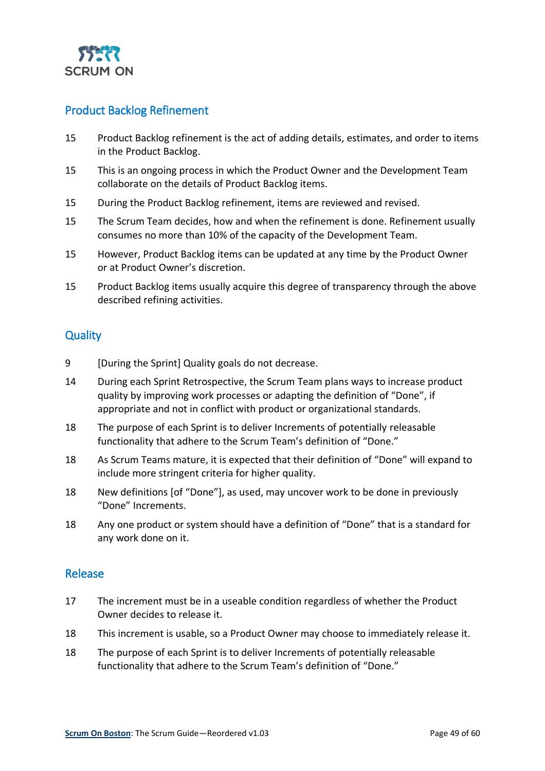## Product Backlog Refinement

| | |
|---|---|
| 15 | Product Backlog refinement is the act of adding details, estimates, and order to items in the Product Backlog. |
| 15 | This is an ongoing process in which the Product Owner and the Development Team collaborate on the details of Product Backlog items. |
| 15 | During the Product Backlog refinement, items are reviewed and revised. |
| 15 | The Scrum Team decides, how and when the refinement is done. Refinement usually consumes no more than 10% of the capacity of the Development Team. |
| 15 | However, Product Backlog items can be updated at any time by the Product Owner or at Product Owner's discretion. |
| 15 | Product Backlog items usually acquire this degree of transparency through the above described refining activities. |

## Quality

| | |
|---|---|
| 9 | [During the Sprint] Quality goals do not decrease. |
| 14 | During each Sprint Retrospective, the Scrum Team plans ways to increase product quality by improving work processes or adapting the definition of "Done", if appropriate and not in conflict with product or organizational standards. |
| 18 | The purpose of each Sprint is to deliver Increments of potentially releasable functionality that adhere to the Scrum Team's definition of "Done." |
| 18 | As Scrum Teams mature, it is expected that their definition of "Done" will expand to include more stringent criteria for higher quality. |
| 18 | New definitions [of "Done"], as used, may uncover work to be done in previously "Done" Increments. |
| 18 | Any one product or system should have a definition of "Done" that is a standard for any work done on it. |

## Release

| | |
|---|---|
| 17 | The increment must be in a useable condition regardless of whether the Product Owner decides to release it. |
| 18 | This increment is usable, so a Product Owner may choose to immediately release it. |
| 18 | The purpose of each Sprint is to deliver Increments of potentially releasable functionality that adhere to the Scrum Team's definition of "Done." |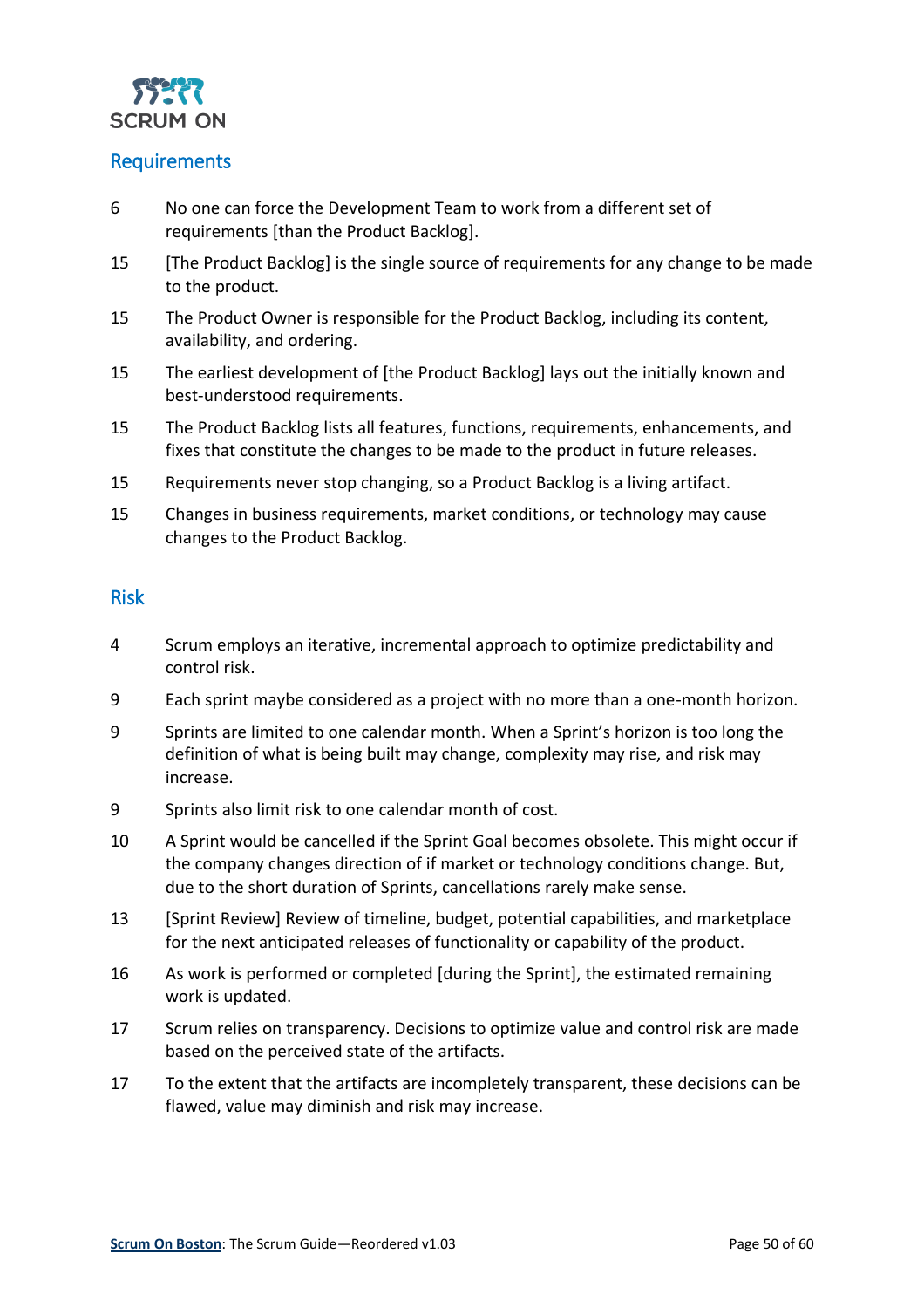## Requirements

| | |
|---|---|
| 6 | No one can force the Development Team to work from a different set of requirements [than the Product Backlog]. |
| 15 | [The Product Backlog] is the single source of requirements for any change to be made to the product. |
| 15 | The Product Owner is responsible for the Product Backlog, including its content, availability, and ordering. |
| 15 | The earliest development of [the Product Backlog] lays out the initially known and best-understood requirements. |
| 15 | The Product Backlog lists all features, functions, requirements, enhancements, and fixes that constitute the changes to be made to the product in future releases. |
| 15 | Requirements never stop changing, so a Product Backlog is a living artifact. |
| 15 | Changes in business requirements, market conditions, or technology may cause changes to the Product Backlog. |

## Risk

| | |
|---|---|
| 4 | Scrum employs an iterative, incremental approach to optimize predictability and control risk. |
| 9 | Each sprint maybe considered as a project with no more than a one-month horizon. |
| 9 | Sprints are limited to one calendar month. When a Sprint's horizon is too long the definition of what is being built may change, complexity may rise, and risk may increase. |
| 9 | Sprints also limit risk to one calendar month of cost. |
| 10 | A Sprint would be cancelled if the Sprint Goal becomes obsolete. This might occur if the company changes direction of if market or technology conditions change. But, due to the short duration of Sprints, cancellations rarely make sense. |
| 13 | [Sprint Review] Review of timeline, budget, potential capabilities, and marketplace for the next anticipated releases of functionality or capability of the product. |
| 16 | As work is performed or completed [during the Sprint], the estimated remaining work is updated. |
| 17 | Scrum relies on transparency. Decisions to optimize value and control risk are made based on the perceived state of the artifacts. |
| 17 | To the extent that the artifacts are incompletely transparent, these decisions can be flawed, value may diminish and risk may increase. |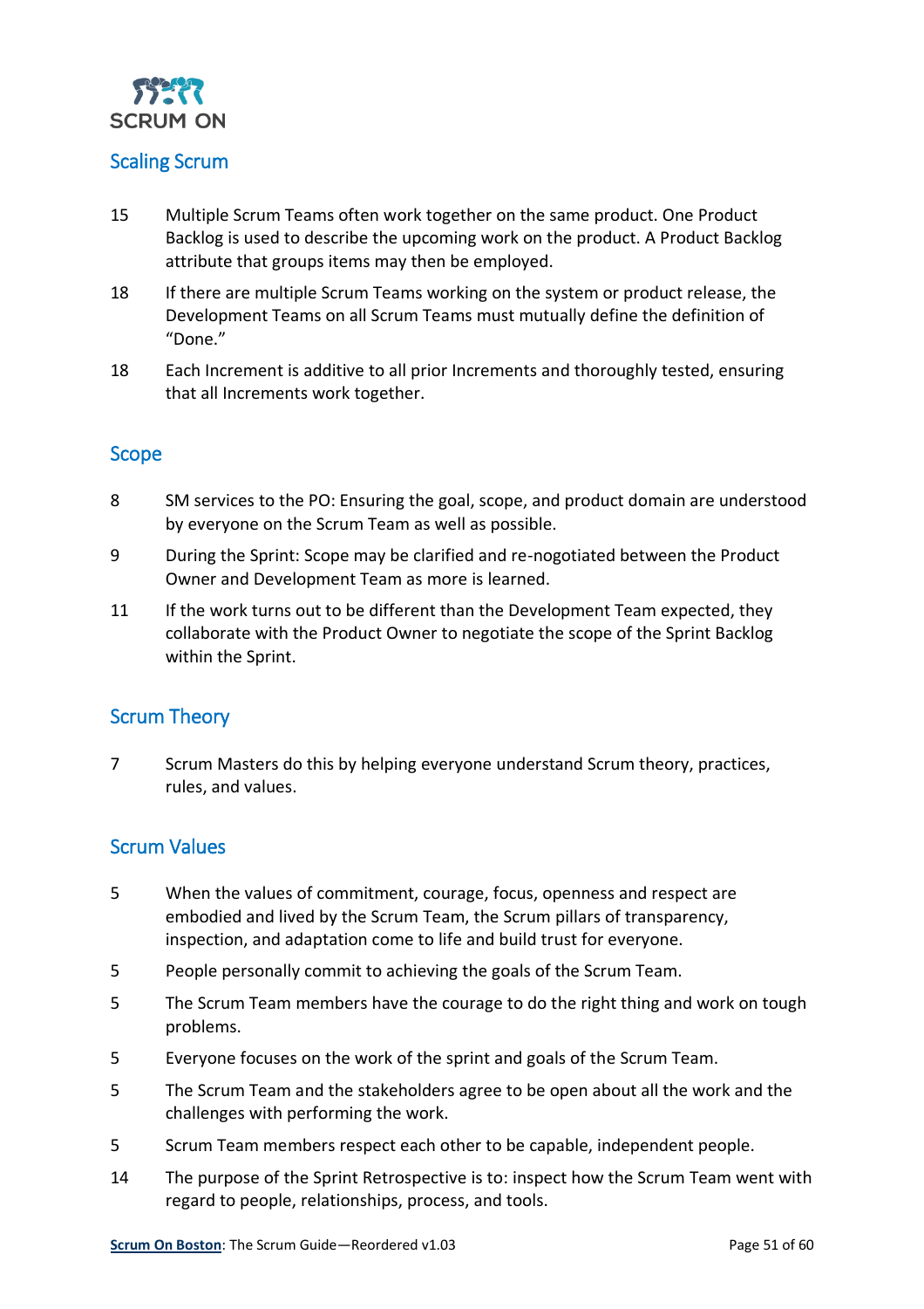## Scaling Scrum

| | |
|---|---|
| 15 | Multiple Scrum Teams often work together on the same product. One Product Backlog is used to describe the upcoming work on the product. A Product Backlog attribute that groups items may then be employed. |
| 18 | If there are multiple Scrum Teams working on the system or product release, the Development Teams on all Scrum Teams must mutually define the definition of "Done." |
| 18 | Each Increment is additive to all prior Increments and thoroughly tested, ensuring that all Increments work together. |

## Scope

| | |
|---|---|
| 8 | SM services to the PO: Ensuring the goal, scope, and product domain are understood by everyone on the Scrum Team as well as possible. |
| 9 | During the Sprint: Scope may be clarified and re-nogotiated between the Product Owner and Development Team as more is learned. |
| 11 | If the work turns out to be different than the Development Team expected, they collaborate with the Product Owner to negotiate the scope of the Sprint Backlog within the Sprint. |

## Scrum Theory

| | |
|---|---|
| 7 | Scrum Masters do this by helping everyone understand Scrum theory, practices, rules, and values. |

## Scrum Values

| | |
|---|---|
| 5 | When the values of commitment, courage, focus, openness and respect are embodied and lived by the Scrum Team, the Scrum pillars of transparency, inspection, and adaptation come to life and build trust for everyone. |
| 5 | People personally commit to achieving the goals of the Scrum Team. |
| 5 | The Scrum Team members have the courage to do the right thing and work on tough problems. |
| 5 | Everyone focuses on the work of the sprint and goals of the Scrum Team. |
| 5 | The Scrum Team and the stakeholders agree to be open about all the work and the challenges with performing the work. |
| 5 | Scrum Team members respect each other to be capable, independent people. |
| 14 | The purpose of the Sprint Retrospective is to: inspect how the Scrum Team went with regard to people, relationships, process, and tools. |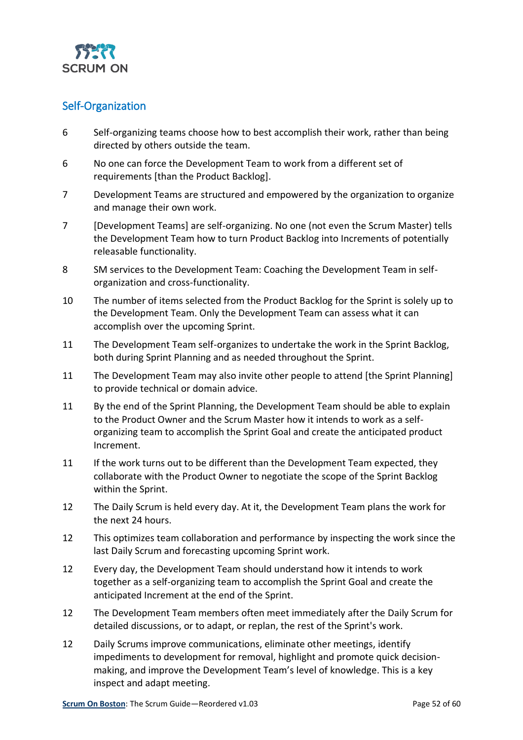## Self-Organization

| | |
|---|---|
| 6 | Self-organizing teams choose how to best accomplish their work, rather than being directed by others outside the team. |
| 6 | No one can force the Development Team to work from a different set of requirements [than the Product Backlog]. |
| 7 | Development Teams are structured and empowered by the organization to organize and manage their own work. |
| 7 | [Development Teams] are self-organizing. No one (not even the Scrum Master) tells the Development Team how to turn Product Backlog into Increments of potentially releasable functionality. |
| 8 | SM services to the Development Team: Coaching the Development Team in self-organization and cross-functionality. |
| 10 | The number of items selected from the Product Backlog for the Sprint is solely up to the Development Team. Only the Development Team can assess what it can accomplish over the upcoming Sprint. |
| 11 | The Development Team self-organizes to undertake the work in the Sprint Backlog, both during Sprint Planning and as needed throughout the Sprint. |
| 11 | The Development Team may also invite other people to attend [the Sprint Planning] to provide technical or domain advice. |
| 11 | By the end of the Sprint Planning, the Development Team should be able to explain to the Product Owner and the Scrum Master how it intends to work as a self-organizing team to accomplish the Sprint Goal and create the anticipated product Increment. |
| 11 | If the work turns out to be different than the Development Team expected, they collaborate with the Product Owner to negotiate the scope of the Sprint Backlog within the Sprint. |
| 12 | The Daily Scrum is held every day. At it, the Development Team plans the work for the next 24 hours. |
| 12 | This optimizes team collaboration and performance by inspecting the work since the last Daily Scrum and forecasting upcoming Sprint work. |
| 12 | Every day, the Development Team should understand how it intends to work together as a self-organizing team to accomplish the Sprint Goal and create the anticipated Increment at the end of the Sprint. |
| 12 | The Development Team members often meet immediately after the Daily Scrum for detailed discussions, or to adapt, or replan, the rest of the Sprint's work. |
| 12 | Daily Scrums improve communications, eliminate other meetings, identify impediments to development for removal, highlight and promote quick decision-making, and improve the Development Team's level of knowledge. This is a key inspect and adapt meeting. |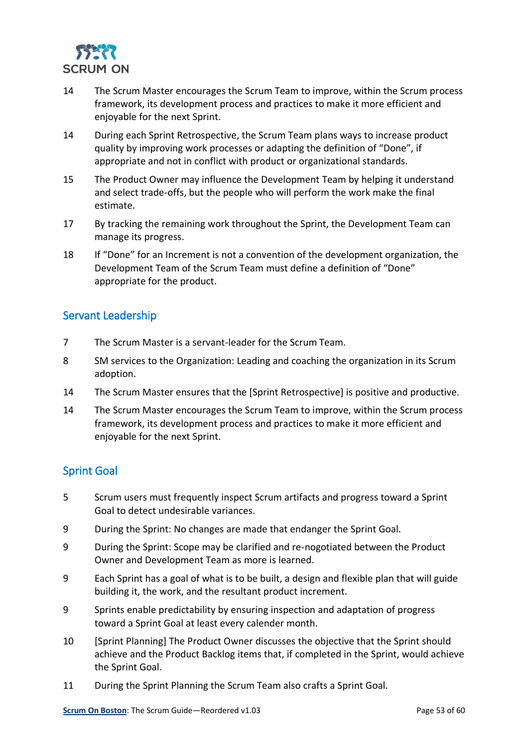| | |
|---|---|
| 14 | The Scrum Master encourages the Scrum Team to improve, within the Scrum process framework, its development process and practices to make it more efficient and enjoyable for the next Sprint. |
| 14 | During each Sprint Retrospective, the Scrum Team plans ways to increase product quality by improving work processes or adapting the definition of "Done", if appropriate and not in conflict with product or organizational standards. |
| 15 | The Product Owner may influence the Development Team by helping it understand and select trade-offs, but the people who will perform the work make the final estimate. |
| 17 | By tracking the remaining work throughout the Sprint, the Development Team can manage its progress. |
| 18 | If "Done" for an Increment is not a convention of the development organization, the Development Team of the Scrum Team must define a definition of "Done" appropriate for the product. |

## Servant Leadership

| | |
|---|---|
| 7 | The Scrum Master is a servant-leader for the Scrum Team. |
| 8 | SM services to the Organization: Leading and coaching the organization in its Scrum adoption. |
| 14 | The Scrum Master ensures that the [Sprint Retrospective] is positive and productive. |
| 14 | The Scrum Master encourages the Scrum Team to improve, within the Scrum process framework, its development process and practices to make it more efficient and enjoyable for the next Sprint. |

## Sprint Goal

| | |
|---|---|
| 5 | Scrum users must frequently inspect Scrum artifacts and progress toward a Sprint Goal to detect undesirable variances. |
| 9 | During the Sprint: No changes are made that endanger the Sprint Goal. |
| 9 | During the Sprint: Scope may be clarified and re-nogotiated between the Product Owner and Development Team as more is learned. |
| 9 | Each Sprint has a goal of what is to be built, a design and flexible plan that will guide building it, the work, and the resultant product increment. |
| 9 | Sprints enable predictability by ensuring inspection and adaptation of progress toward a Sprint Goal at least every calender month. |
| 10 | [Sprint Planning] The Product Owner discusses the objective that the Sprint should achieve and the Product Backlog items that, if completed in the Sprint, would achieve the Sprint Goal. |
| 11 | During the Sprint Planning the Scrum Team also crafts a Sprint Goal. |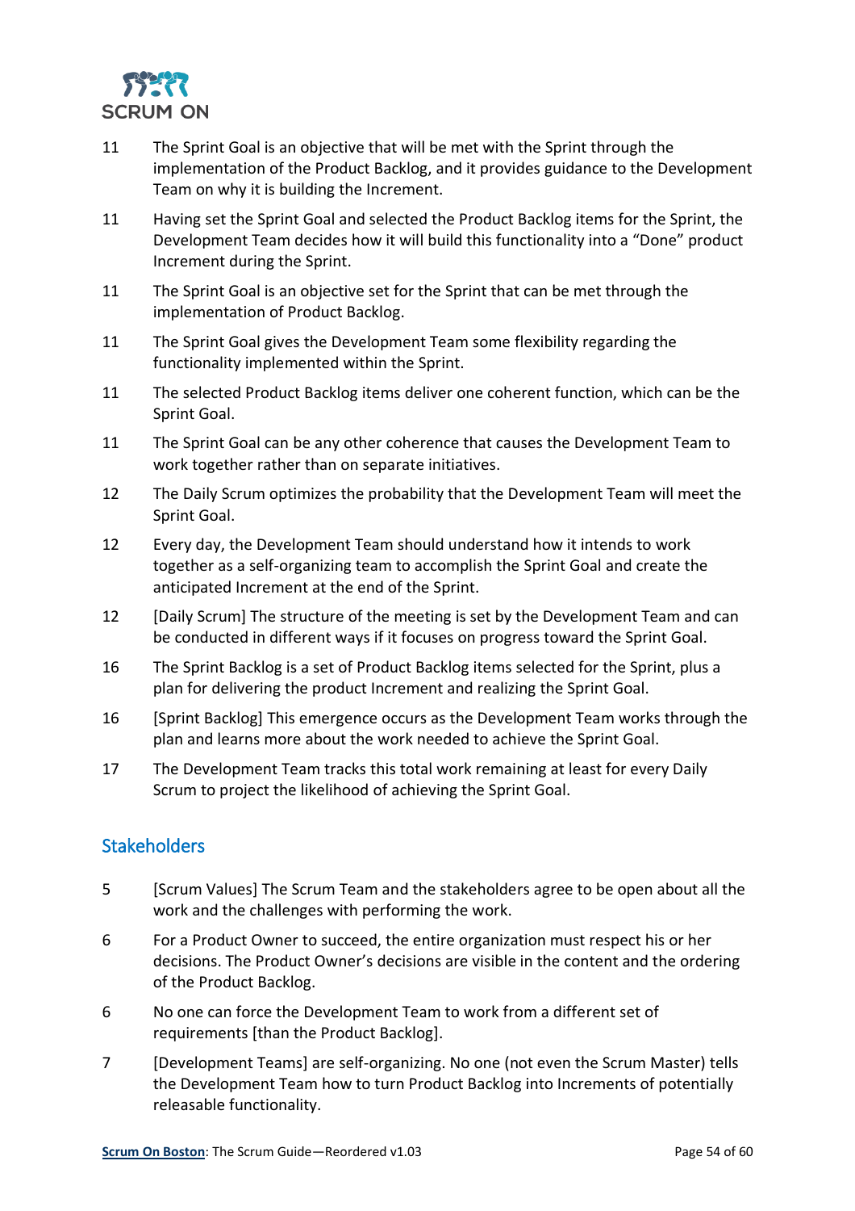11 The Sprint Goal is an objective that will be met with the Sprint through the implementation of the Product Backlog, and it provides guidance to the Development Team on why it is building the Increment.

11 Having set the Sprint Goal and selected the Product Backlog items for the Sprint, the Development Team decides how it will build this functionality into a "Done" product Increment during the Sprint.

11 The Sprint Goal is an objective set for the Sprint that can be met through the implementation of Product Backlog.

11 The Sprint Goal gives the Development Team some flexibility regarding the functionality implemented within the Sprint.

11 The selected Product Backlog items deliver one coherent function, which can be the Sprint Goal.

11 The Sprint Goal can be any other coherence that causes the Development Team to work together rather than on separate initiatives.

12 The Daily Scrum optimizes the probability that the Development Team will meet the Sprint Goal.

12 Every day, the Development Team should understand how it intends to work together as a self-organizing team to accomplish the Sprint Goal and create the anticipated Increment at the end of the Sprint.

12 [Daily Scrum] The structure of the meeting is set by the Development Team and can be conducted in different ways if it focuses on progress toward the Sprint Goal.

16 The Sprint Backlog is a set of Product Backlog items selected for the Sprint, plus a plan for delivering the product Increment and realizing the Sprint Goal.

16 [Sprint Backlog] This emergence occurs as the Development Team works through the plan and learns more about the work needed to achieve the Sprint Goal.

17 The Development Team tracks this total work remaining at least for every Daily Scrum to project the likelihood of achieving the Sprint Goal.

## Stakeholders

5 [Scrum Values] The Scrum Team and the stakeholders agree to be open about all the work and the challenges with performing the work.

6 For a Product Owner to succeed, the entire organization must respect his or her decisions. The Product Owner's decisions are visible in the content and the ordering of the Product Backlog.

6 No one can force the Development Team to work from a different set of requirements [than the Product Backlog].

7 [Development Teams] are self-organizing. No one (not even the Scrum Master) tells the Development Team how to turn Product Backlog into Increments of potentially releasable functionality.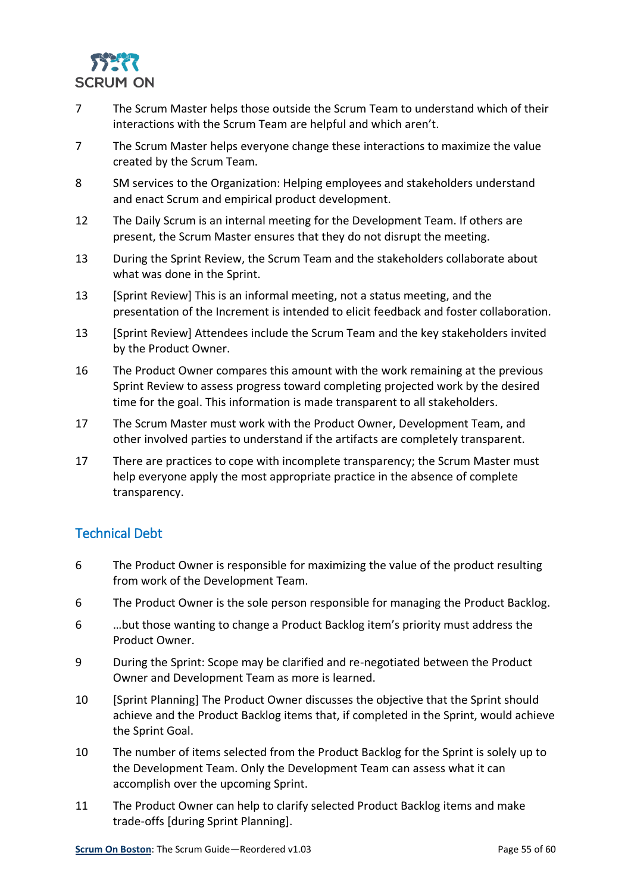| | |
|---|---|
| 7 | The Scrum Master helps those outside the Scrum Team to understand which of their interactions with the Scrum Team are helpful and which aren't. |
| 7 | The Scrum Master helps everyone change these interactions to maximize the value created by the Scrum Team. |
| 8 | SM services to the Organization: Helping employees and stakeholders understand and enact Scrum and empirical product development. |
| 12 | The Daily Scrum is an internal meeting for the Development Team. If others are present, the Scrum Master ensures that they do not disrupt the meeting. |
| 13 | During the Sprint Review, the Scrum Team and the stakeholders collaborate about what was done in the Sprint. |
| 13 | [Sprint Review] This is an informal meeting, not a status meeting, and the presentation of the Increment is intended to elicit feedback and foster collaboration. |
| 13 | [Sprint Review] Attendees include the Scrum Team and the key stakeholders invited by the Product Owner. |
| 16 | The Product Owner compares this amount with the work remaining at the previous Sprint Review to assess progress toward completing projected work by the desired time for the goal. This information is made transparent to all stakeholders. |
| 17 | The Scrum Master must work with the Product Owner, Development Team, and other involved parties to understand if the artifacts are completely transparent. |
| 17 | There are practices to cope with incomplete transparency; the Scrum Master must help everyone apply the most appropriate practice in the absence of complete transparency. |

## Technical Debt

| | |
|---|---|
| 6 | The Product Owner is responsible for maximizing the value of the product resulting from work of the Development Team. |
| 6 | The Product Owner is the sole person responsible for managing the Product Backlog. |
| 6 | …but those wanting to change a Product Backlog item's priority must address the Product Owner. |
| 9 | During the Sprint: Scope may be clarified and re-negotiated between the Product Owner and Development Team as more is learned. |
| 10 | [Sprint Planning] The Product Owner discusses the objective that the Sprint should achieve and the Product Backlog items that, if completed in the Sprint, would achieve the Sprint Goal. |
| 10 | The number of items selected from the Product Backlog for the Sprint is solely up to the Development Team. Only the Development Team can assess what it can accomplish over the upcoming Sprint. |
| 11 | The Product Owner can help to clarify selected Product Backlog items and make trade-offs [during Sprint Planning]. |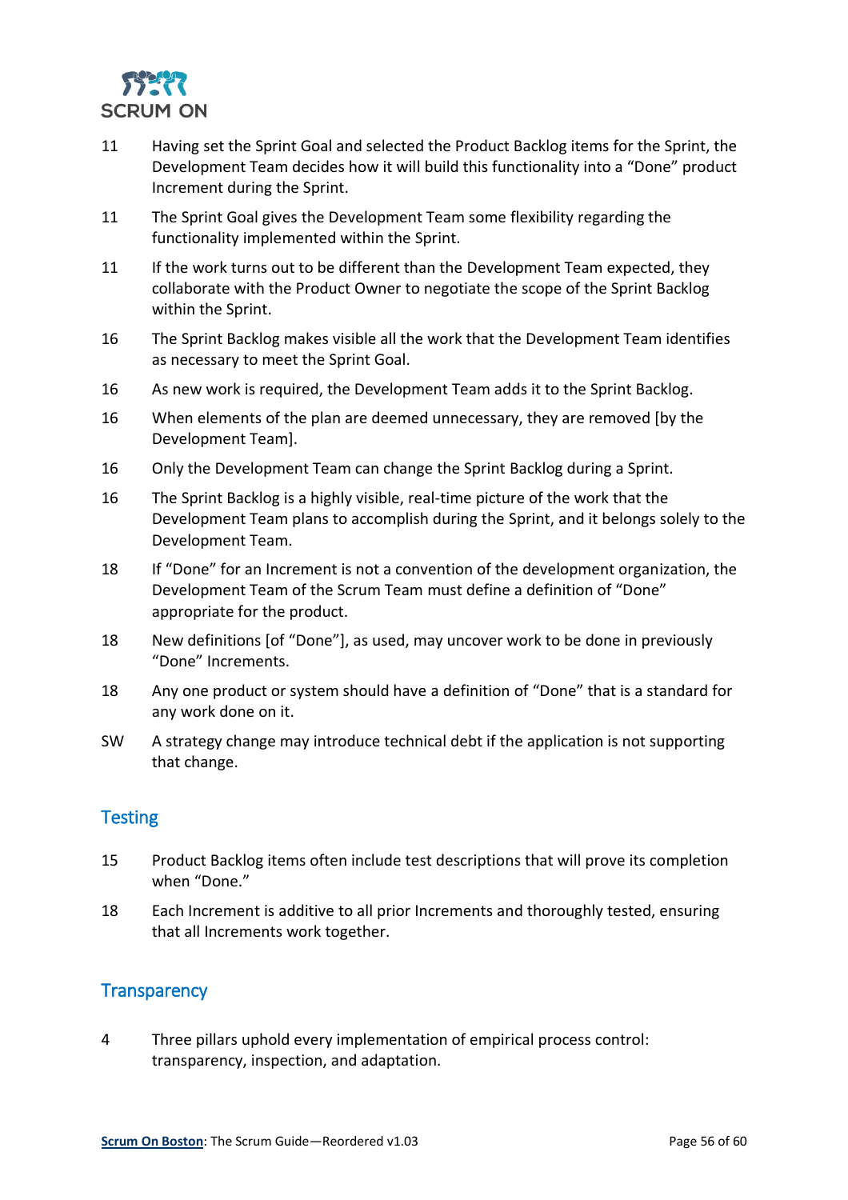| | |
|---|---|
| 11 | Having set the Sprint Goal and selected the Product Backlog items for the Sprint, the Development Team decides how it will build this functionality into a “Done” product Increment during the Sprint. |
| 11 | The Sprint Goal gives the Development Team some flexibility regarding the functionality implemented within the Sprint. |
| 11 | If the work turns out to be different than the Development Team expected, they collaborate with the Product Owner to negotiate the scope of the Sprint Backlog within the Sprint. |
| 16 | The Sprint Backlog makes visible all the work that the Development Team identifies as necessary to meet the Sprint Goal. |
| 16 | As new work is required, the Development Team adds it to the Sprint Backlog. |
| 16 | When elements of the plan are deemed unnecessary, they are removed [by the Development Team]. |
| 16 | Only the Development Team can change the Sprint Backlog during a Sprint. |
| 16 | The Sprint Backlog is a highly visible, real-time picture of the work that the Development Team plans to accomplish during the Sprint, and it belongs solely to the Development Team. |
| 18 | If “Done” for an Increment is not a convention of the development organization, the Development Team of the Scrum Team must define a definition of “Done” appropriate for the product. |
| 18 | New definitions [of “Done”], as used, may uncover work to be done in previously “Done” Increments. |
| 18 | Any one product or system should have a definition of “Done” that is a standard for any work done on it. |
| SW | A strategy change may introduce technical debt if the application is not supporting that change. |

## Testing

| | |
|---|---|
| 15 | Product Backlog items often include test descriptions that will prove its completion when “Done.” |
| 18 | Each Increment is additive to all prior Increments and thoroughly tested, ensuring that all Increments work together. |

## Transparency

| | |
|---|---|
| 4 | Three pillars uphold every implementation of empirical process control: transparency, inspection, and adaptation. |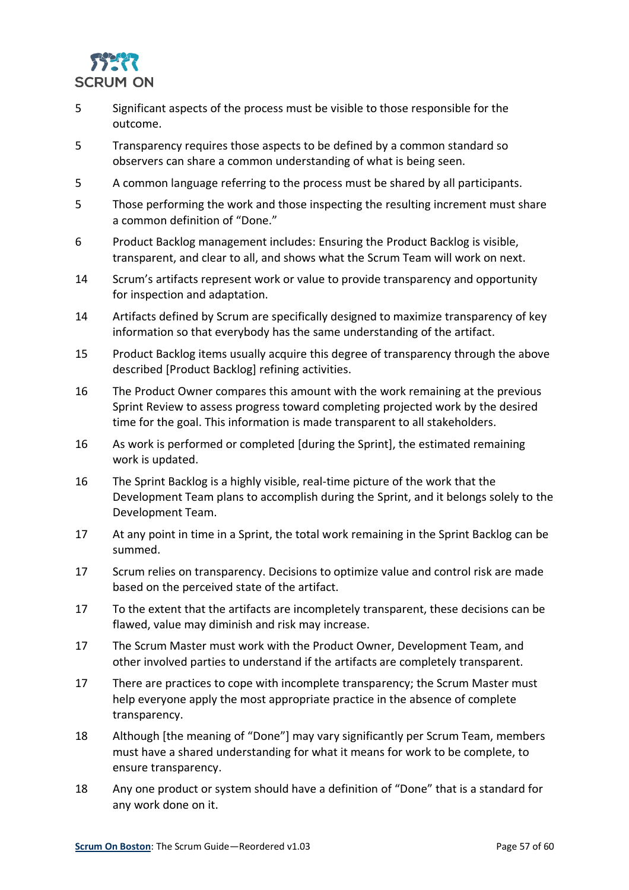| | |
|---|---|
| 5 | Significant aspects of the process must be visible to those responsible for the outcome. |
| 5 | Transparency requires those aspects to be defined by a common standard so observers can share a common understanding of what is being seen. |
| 5 | A common language referring to the process must be shared by all participants. |
| 5 | Those performing the work and those inspecting the resulting increment must share a common definition of "Done." |
| 6 | Product Backlog management includes: Ensuring the Product Backlog is visible, transparent, and clear to all, and shows what the Scrum Team will work on next. |
| 14 | Scrum's artifacts represent work or value to provide transparency and opportunity for inspection and adaptation. |
| 14 | Artifacts defined by Scrum are specifically designed to maximize transparency of key information so that everybody has the same understanding of the artifact. |
| 15 | Product Backlog items usually acquire this degree of transparency through the above described [Product Backlog] refining activities. |
| 16 | The Product Owner compares this amount with the work remaining at the previous Sprint Review to assess progress toward completing projected work by the desired time for the goal. This information is made transparent to all stakeholders. |
| 16 | As work is performed or completed [during the Sprint], the estimated remaining work is updated. |
| 16 | The Sprint Backlog is a highly visible, real-time picture of the work that the Development Team plans to accomplish during the Sprint, and it belongs solely to the Development Team. |
| 17 | At any point in time in a Sprint, the total work remaining in the Sprint Backlog can be summed. |
| 17 | Scrum relies on transparency. Decisions to optimize value and control risk are made based on the perceived state of the artifact. |
| 17 | To the extent that the artifacts are incompletely transparent, these decisions can be flawed, value may diminish and risk may increase. |
| 17 | The Scrum Master must work with the Product Owner, Development Team, and other involved parties to understand if the artifacts are completely transparent. |
| 17 | There are practices to cope with incomplete transparency; the Scrum Master must help everyone apply the most appropriate practice in the absence of complete transparency. |
| 18 | Although [the meaning of "Done"] may vary significantly per Scrum Team, members must have a shared understanding for what it means for work to be complete, to ensure transparency. |
| 18 | Any one product or system should have a definition of "Done" that is a standard for any work done on it. |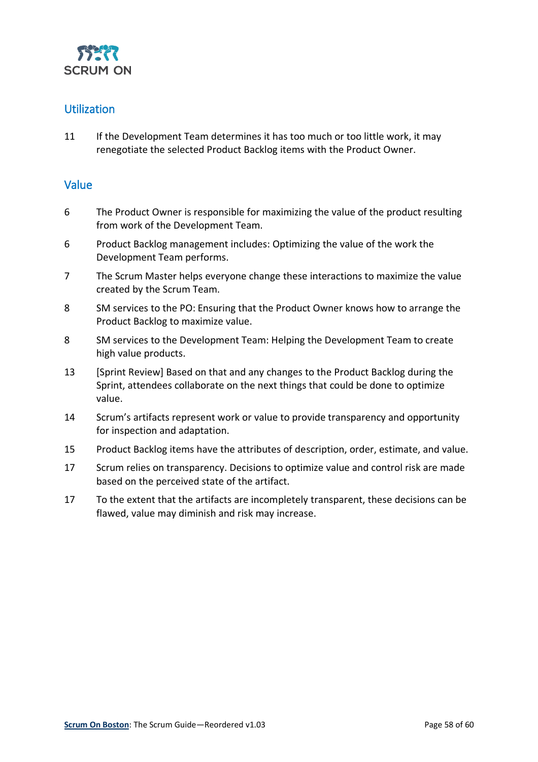## Utilization

| | |
|---|---|
| 11 | If the Development Team determines it has too much or too little work, it may renegotiate the selected Product Backlog items with the Product Owner. |

## Value

| | |
|---|---|
| 6 | The Product Owner is responsible for maximizing the value of the product resulting from work of the Development Team. |
| 6 | Product Backlog management includes: Optimizing the value of the work the Development Team performs. |
| 7 | The Scrum Master helps everyone change these interactions to maximize the value created by the Scrum Team. |
| 8 | SM services to the PO: Ensuring that the Product Owner knows how to arrange the Product Backlog to maximize value. |
| 8 | SM services to the Development Team: Helping the Development Team to create high value products. |
| 13 | [Sprint Review] Based on that and any changes to the Product Backlog during the Sprint, attendees collaborate on the next things that could be done to optimize value. |
| 14 | Scrum's artifacts represent work or value to provide transparency and opportunity for inspection and adaptation. |
| 15 | Product Backlog items have the attributes of description, order, estimate, and value. |
| 17 | Scrum relies on transparency. Decisions to optimize value and control risk are made based on the perceived state of the artifact. |
| 17 | To the extent that the artifacts are incompletely transparent, these decisions can be flawed, value may diminish and risk may increase. |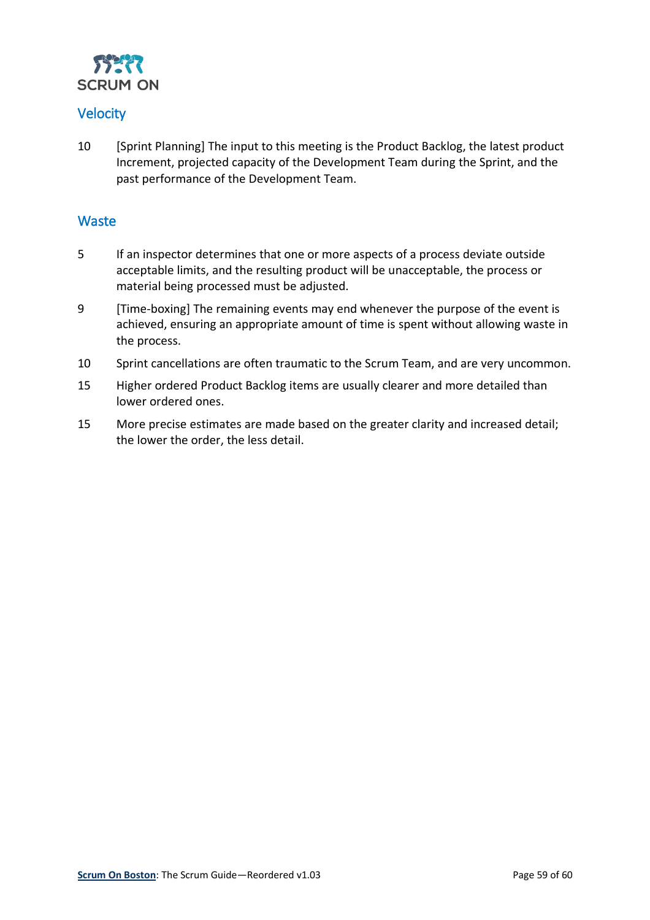## Velocity

| | |
|---|---|
| 10 | [Sprint Planning] The input to this meeting is the Product Backlog, the latest product Increment, projected capacity of the Development Team during the Sprint, and the past performance of the Development Team. |

## Waste

| | |
|---|---|
| 5 | If an inspector determines that one or more aspects of a process deviate outside acceptable limits, and the resulting product will be unacceptable, the process or material being processed must be adjusted. |
| 9 | [Time-boxing] The remaining events may end whenever the purpose of the event is achieved, ensuring an appropriate amount of time is spent without allowing waste in the process. |
| 10 | Sprint cancellations are often traumatic to the Scrum Team, and are very uncommon. |
| 15 | Higher ordered Product Backlog items are usually clearer and more detailed than lower ordered ones. |
| 15 | More precise estimates are made based on the greater clarity and increased detail; the lower the order, the less detail. |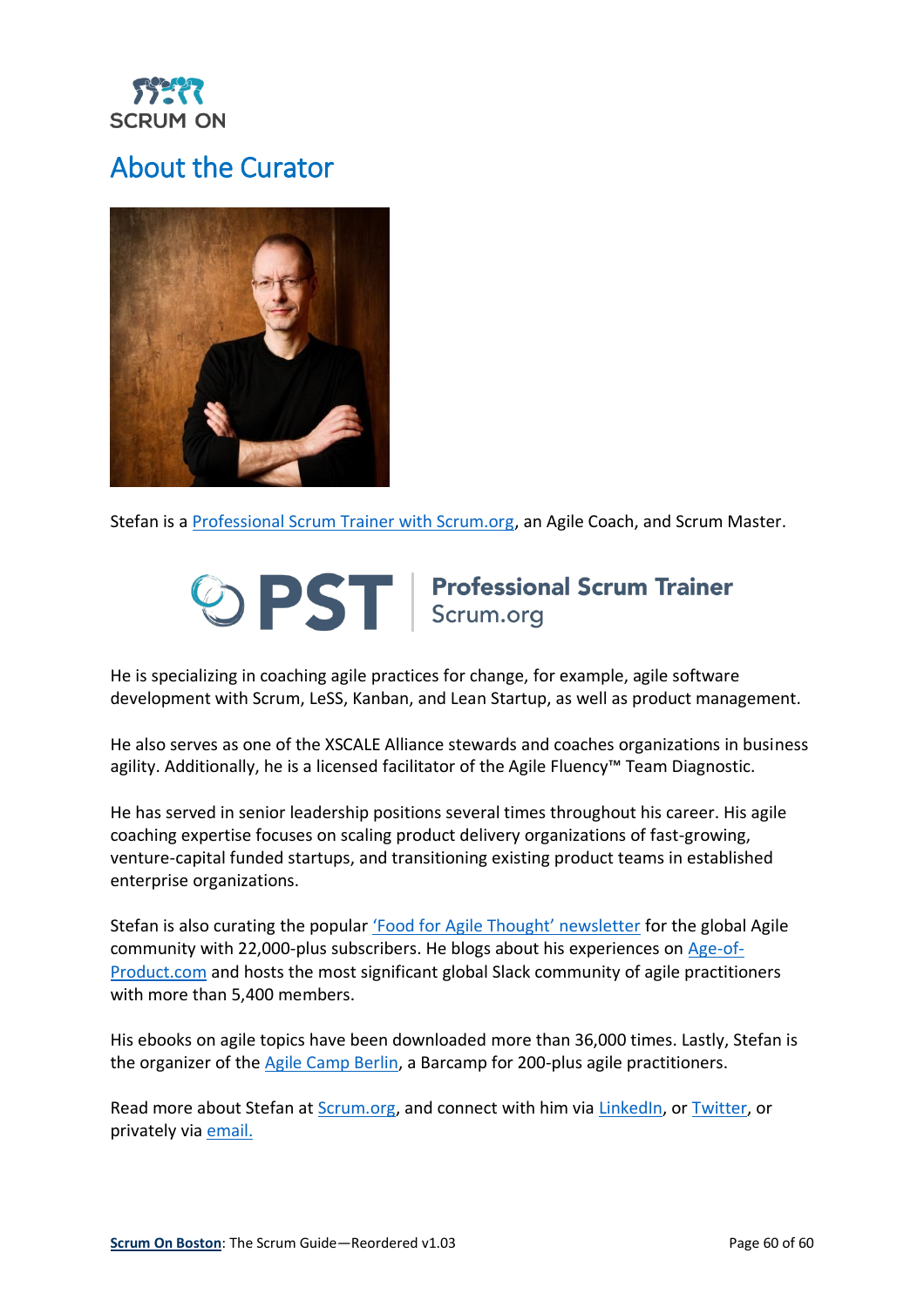SCRUM ON

# About the Curator

Stefan is a Professional Scrum Trainer with Scrum.org, an Agile Coach, and Scrum Master.

PST | Professional Scrum Trainer Scrum.org

He is specializing in coaching agile practices for change, for example, agile software development with Scrum, LeSS, Kanban, and Lean Startup, as well as product management.

He also serves as one of the XSCALE Alliance stewards and coaches organizations in business agility. Additionally, he is a licensed facilitator of the Agile Fluency™ Team Diagnostic.

He has served in senior leadership positions several times throughout his career. His agile coaching expertise focuses on scaling product delivery organizations of fast-growing, venture-capital funded startups, and transitioning existing product teams in established enterprise organizations.

Stefan is also curating the popular 'Food for Agile Thought' newsletter for the global Agile community with 22,000-plus subscribers. He blogs about his experiences on Age-of-Product.com and hosts the most significant global Slack community of agile practitioners with more than 5,400 members.

His ebooks on agile topics have been downloaded more than 36,000 times. Lastly, Stefan is the organizer of the Agile Camp Berlin, a Barcamp for 200-plus agile practitioners.

Read more about Stefan at Scrum.org, and connect with him via LinkedIn, or Twitter, or privately via email.